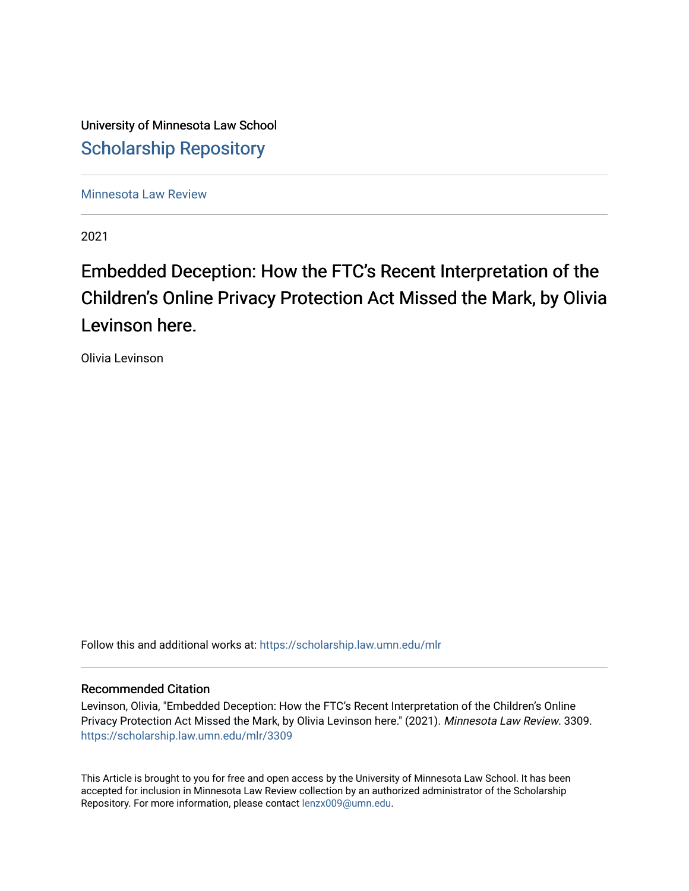University of Minnesota Law School

Scholarship Repository

Minnesota Law Review

2021

# Embedded Deception: How the FTC's Recent Interpretation of the Children's Online Privacy Protection Act Missed the Mark, by Olivia Levinson here.

Olivia Levinson

Follow this and additional works at: https://scholarship.law.umn.edu/mlr

## Recommended Citation

Levinson, Olivia, "Embedded Deception: How the FTC's Recent Interpretation of the Children's Online Privacy Protection Act Missed the Mark, by Olivia Levinson here." (2021). *Minnesota Law Review*. 3309.
https://scholarship.law.umn.edu/mlr/3309

This Article is brought to you for free and open access by the University of Minnesota Law School. It has been accepted for inclusion in Minnesota Law Review collection by an authorized administrator of the Scholarship Repository. For more information, please contact lenzx009@umn.edu.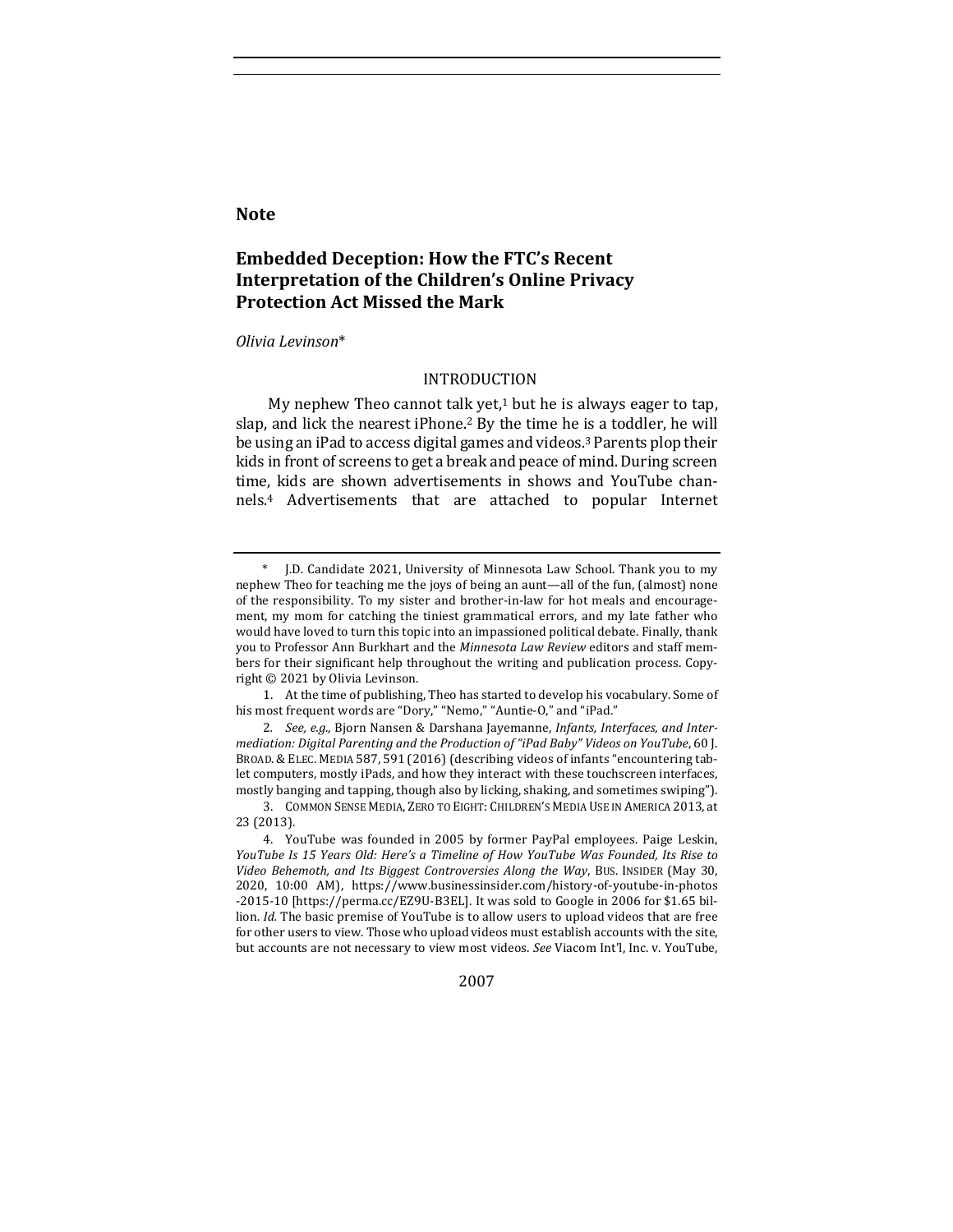## Note

# Embedded Deception: How the FTC's Recent Interpretation of the Children's Online Privacy Protection Act Missed the Mark

*Olivia Levinson*\*

## INTRODUCTION

My nephew Theo cannot talk yet,[1] but he is always eager to tap, slap, and lick the nearest iPhone.[2] By the time he is a toddler, he will be using an iPad to access digital games and videos.[3] Parents plop their kids in front of screens to get a break and peace of mind. During screen time, kids are shown advertisements in shows and YouTube channels.[4] Advertisements that are attached to popular Internet

---

\* J.D. Candidate 2021, University of Minnesota Law School. Thank you to my nephew Theo for teaching me the joys of being an aunt—all of the fun, (almost) none of the responsibility. To my sister and brother-in-law for hot meals and encouragement, my mom for catching the tiniest grammatical errors, and my late father who would have loved to turn this topic into an impassioned political debate. Finally, thank you to Professor Ann Burkhart and the *Minnesota Law Review* editors and staff members for their significant help throughout the writing and publication process. Copyright © 2021 by Olivia Levinson.

1. At the time of publishing, Theo has started to develop his vocabulary. Some of his most frequent words are "Dory," "Nemo," "Auntie-O," and "iPad."

2. *See, e.g.*, Bjorn Nansen & Darshana Jayemanne, *Infants, Interfaces, and Intermediation: Digital Parenting and the Production of "iPad Baby" Videos on YouTube*, 60 J. BROAD. & ELEC. MEDIA 587, 591 (2016) (describing videos of infants "encountering tablet computers, mostly iPads, and how they interact with these touchscreen interfaces, mostly banging and tapping, though also by licking, shaking, and sometimes swiping").

3. COMMON SENSE MEDIA, ZERO TO EIGHT: CHILDREN'S MEDIA USE IN AMERICA 2013, at 23 (2013).

4. YouTube was founded in 2005 by former PayPal employees. Paige Leskin, *YouTube Is 15 Years Old: Here's a Timeline of How YouTube Was Founded, Its Rise to Video Behemoth, and Its Biggest Controversies Along the Way*, BUS. INSIDER (May 30, 2020, 10:00 AM), https://www.businessinsider.com/history-of-youtube-in-photos-2015-10 [https://perma.cc/EZ9U-B3EL]. It was sold to Google in 2006 for $1.65 billion. *Id.* The basic premise of YouTube is to allow users to upload videos that are free for other users to view. Those who upload videos must establish accounts with the site, but accounts are not necessary to view most videos. *See* Viacom Int'l, Inc. v. YouTube,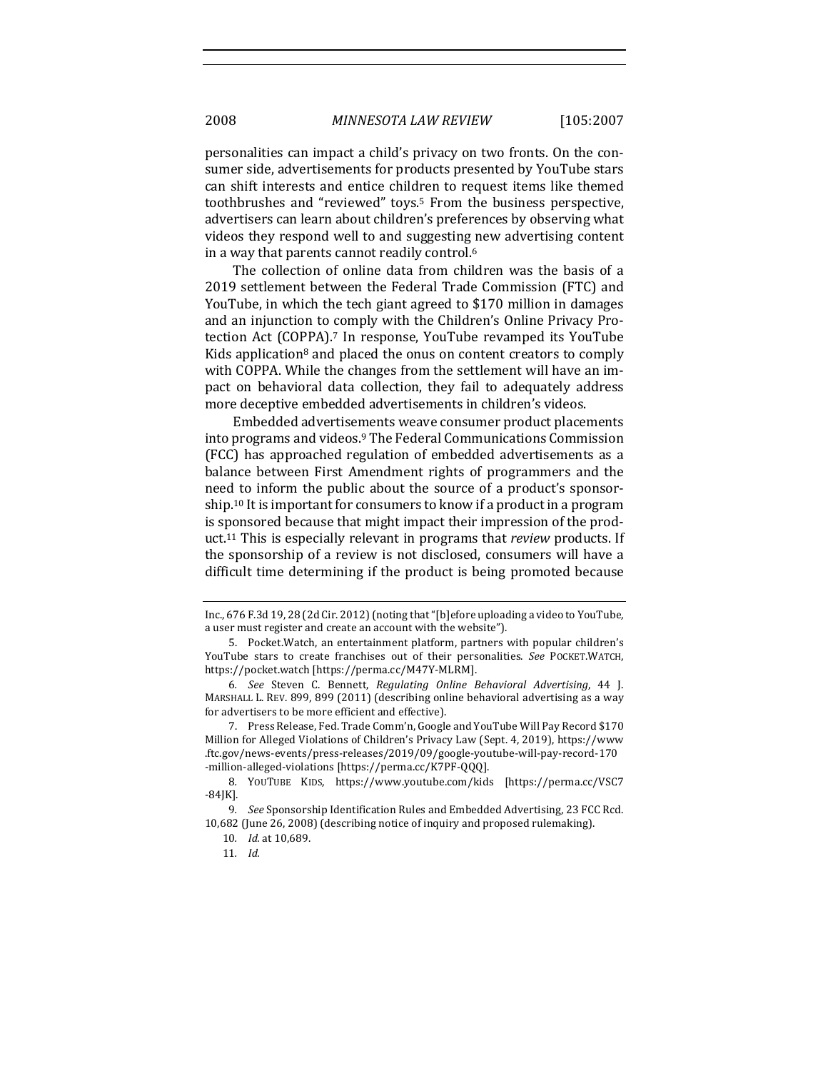personalities can impact a child's privacy on two fronts. On the consumer side, advertisements for products presented by YouTube stars can shift interests and entice children to request items like themed toothbrushes and "reviewed" toys.[5] From the business perspective, advertisers can learn about children's preferences by observing what videos they respond well to and suggesting new advertising content in a way that parents cannot readily control.[6]

The collection of online data from children was the basis of a 2019 settlement between the Federal Trade Commission (FTC) and YouTube, in which the tech giant agreed to $170 million in damages and an injunction to comply with the Children's Online Privacy Protection Act (COPPA).[7] In response, YouTube revamped its YouTube Kids application[8] and placed the onus on content creators to comply with COPPA. While the changes from the settlement will have an impact on behavioral data collection, they fail to adequately address more deceptive embedded advertisements in children's videos.

Embedded advertisements weave consumer product placements into programs and videos.[9] The Federal Communications Commission (FCC) has approached regulation of embedded advertisements as a balance between First Amendment rights of programmers and the need to inform the public about the source of a product's sponsorship.[10] It is important for consumers to know if a product in a program is sponsored because that might impact their impression of the product.[11] This is especially relevant in programs that *review* products. If the sponsorship of a review is not disclosed, consumers will have a difficult time determining if the product is being promoted because

---

Inc., 676 F.3d 19, 28 (2d Cir. 2012) (noting that "[b]efore uploading a video to YouTube, a user must register and create an account with the website").

5. Pocket.Watch, an entertainment platform, partners with popular children's YouTube stars to create franchises out of their personalities. *See* POCKET.WATCH, https://pocket.watch [https://perma.cc/M47Y-MLRM].

6. *See* Steven C. Bennett, *Regulating Online Behavioral Advertising*, 44 J. MARSHALL L. REV. 899, 899 (2011) (describing online behavioral advertising as a way for advertisers to be more efficient and effective).

7. Press Release, Fed. Trade Comm'n, Google and YouTube Will Pay Record $170 Million for Alleged Violations of Children's Privacy Law (Sept. 4, 2019), https://www.ftc.gov/news-events/press-releases/2019/09/google-youtube-will-pay-record-170-million-alleged-violations [https://perma.cc/K7PF-QQQ].

8. YOUTUBE KIDS, https://www.youtube.com/kids [https://perma.cc/VSC7-84JK].

9. *See* Sponsorship Identification Rules and Embedded Advertising, 23 FCC Rcd. 10,682 (June 26, 2008) (describing notice of inquiry and proposed rulemaking).

10. *Id.* at 10,689.

11. *Id.*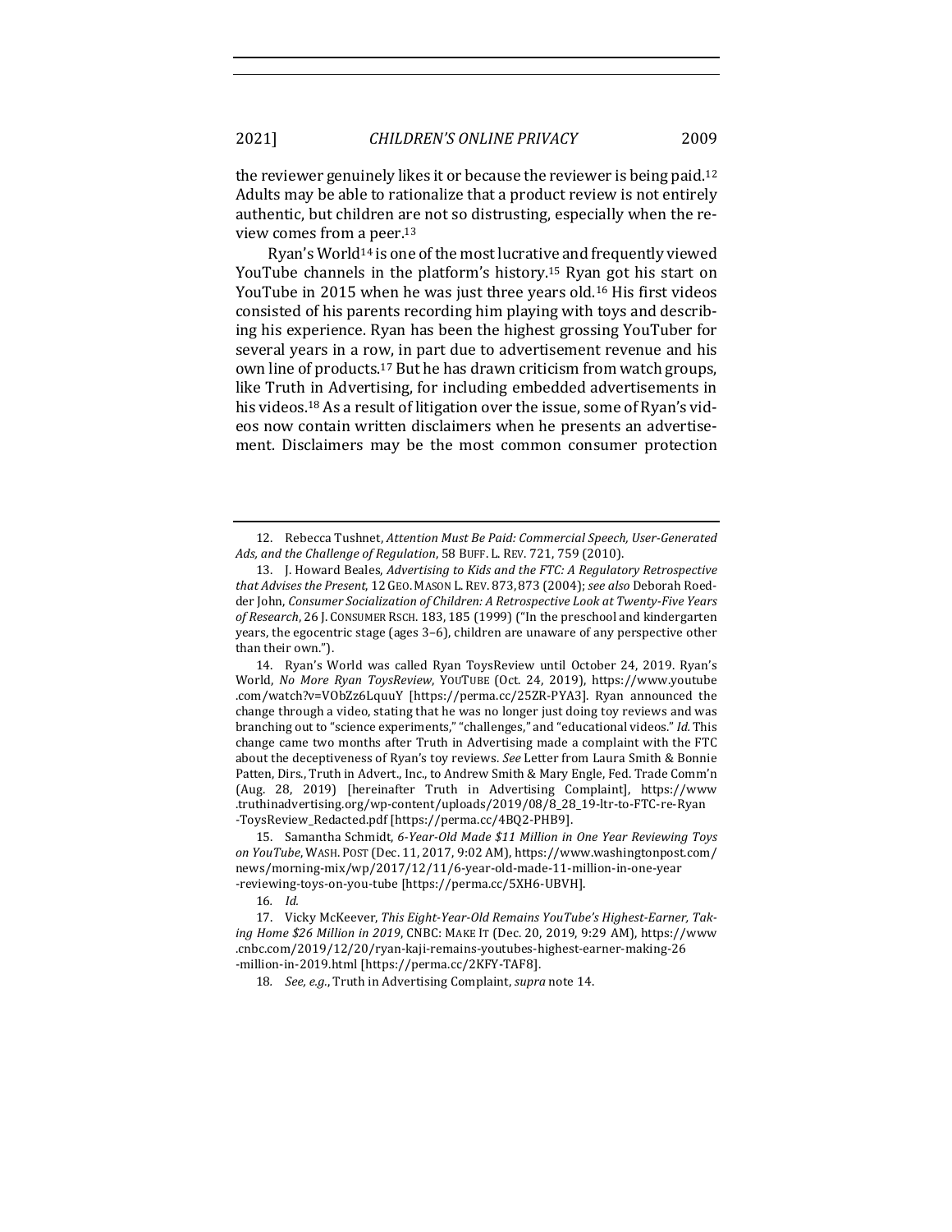the reviewer genuinely likes it or because the reviewer is being paid.[12] Adults may be able to rationalize that a product review is not entirely authentic, but children are not so distrusting, especially when the review comes from a peer.[13]

Ryan's World[14] is one of the most lucrative and frequently viewed YouTube channels in the platform's history.[15] Ryan got his start on YouTube in 2015 when he was just three years old.[16] His first videos consisted of his parents recording him playing with toys and describing his experience. Ryan has been the highest grossing YouTuber for several years in a row, in part due to advertisement revenue and his own line of products.[17] But he has drawn criticism from watch groups, like Truth in Advertising, for including embedded advertisements in his videos.[18] As a result of litigation over the issue, some of Ryan's videos now contain written disclaimers when he presents an advertisement. Disclaimers may be the most common consumer protection

---

12. Rebecca Tushnet, *Attention Must Be Paid: Commercial Speech, User-Generated Ads, and the Challenge of Regulation*, 58 BUFF. L. REV. 721, 759 (2010).

13. J. Howard Beales, *Advertising to Kids and the FTC: A Regulatory Retrospective that Advises the Present*, 12 GEO. MASON L. REV. 873, 873 (2004); *see also* Deborah Roedder John, *Consumer Socialization of Children: A Retrospective Look at Twenty-Five Years of Research*, 26 J. CONSUMER RSCH. 183, 185 (1999) ("In the preschool and kindergarten years, the egocentric stage (ages 3–6), children are unaware of any perspective other than their own.").

14. Ryan's World was called Ryan ToysReview until October 24, 2019. Ryan's World, *No More Ryan ToysReview*, YOUTUBE (Oct. 24, 2019), https://www.youtube.com/watch?v=VObZz6LquuY [https://perma.cc/25ZR-PYA3]. Ryan announced the change through a video, stating that he was no longer just doing toy reviews and was branching out to "science experiments," "challenges," and "educational videos." *Id.* This change came two months after Truth in Advertising made a complaint with the FTC about the deceptiveness of Ryan's toy reviews. *See* Letter from Laura Smith & Bonnie Patten, Dirs., Truth in Advert., Inc., to Andrew Smith & Mary Engle, Fed. Trade Comm'n (Aug. 28, 2019) [hereinafter Truth in Advertising Complaint], https://www.truthinadvertising.org/wp-content/uploads/2019/08/8_28_19-ltr-to-FTC-re-Ryan-ToysReview_Redacted.pdf [https://perma.cc/4BQ2-PHB9].

15. Samantha Schmidt, *6-Year-Old Made $11 Million in One Year Reviewing Toys on YouTube*, WASH. POST (Dec. 11, 2017, 9:02 AM), https://www.washingtonpost.com/news/morning-mix/wp/2017/12/11/6-year-old-made-11-million-in-one-year-reviewing-toys-on-you-tube [https://perma.cc/5XH6-UBVH].

16. *Id.*

17. Vicky McKeever, *This Eight-Year-Old Remains YouTube's Highest-Earner, Taking Home $26 Million in 2019*, CNBC: MAKE IT (Dec. 20, 2019, 9:29 AM), https://www.cnbc.com/2019/12/20/ryan-kaji-remains-youtubes-highest-earner-making-26-million-in-2019.html [https://perma.cc/2KFY-TAF8].

18. *See, e.g.*, Truth in Advertising Complaint, *supra* note 14.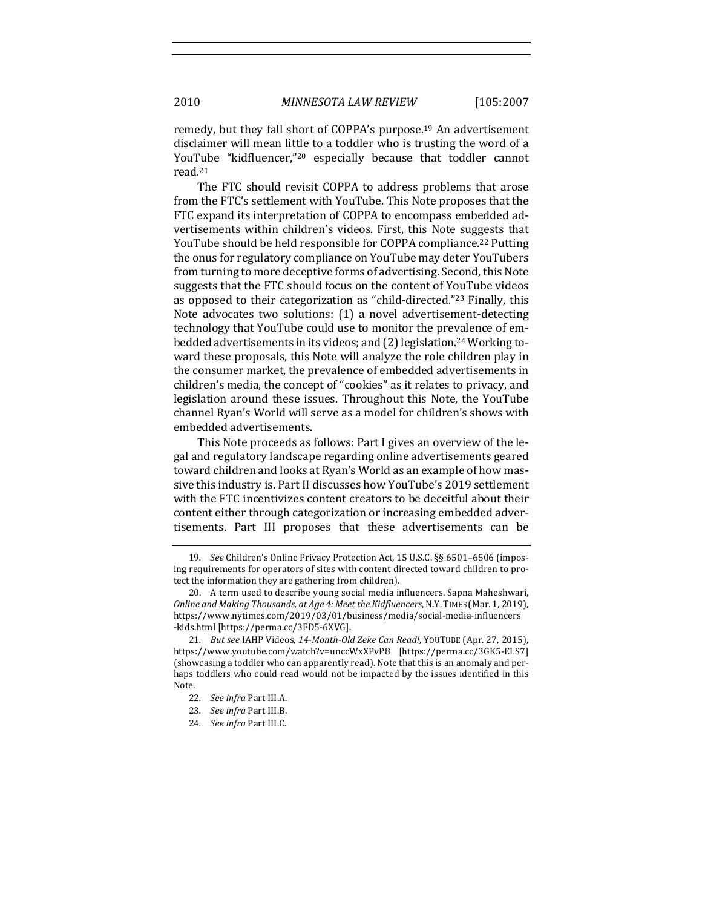remedy, but they fall short of COPPA's purpose.[19] An advertisement disclaimer will mean little to a toddler who is trusting the word of a YouTube "kidfluencer,"[20] especially because that toddler cannot read.[21]

The FTC should revisit COPPA to address problems that arose from the FTC's settlement with YouTube. This Note proposes that the FTC expand its interpretation of COPPA to encompass embedded advertisements within children's videos. First, this Note suggests that YouTube should be held responsible for COPPA compliance.[22] Putting the onus for regulatory compliance on YouTube may deter YouTubers from turning to more deceptive forms of advertising. Second, this Note suggests that the FTC should focus on the content of YouTube videos as opposed to their categorization as "child-directed."[23] Finally, this Note advocates two solutions: (1) a novel advertisement-detecting technology that YouTube could use to monitor the prevalence of embedded advertisements in its videos; and (2) legislation.[24] Working toward these proposals, this Note will analyze the role children play in the consumer market, the prevalence of embedded advertisements in children's media, the concept of "cookies" as it relates to privacy, and legislation around these issues. Throughout this Note, the YouTube channel Ryan's World will serve as a model for children's shows with embedded advertisements.

This Note proceeds as follows: Part I gives an overview of the legal and regulatory landscape regarding online advertisements geared toward children and looks at Ryan's World as an example of how massive this industry is. Part II discusses how YouTube's 2019 settlement with the FTC incentivizes content creators to be deceitful about their content either through categorization or increasing embedded advertisements. Part III proposes that these advertisements can be

---

19. *See* Children's Online Privacy Protection Act, 15 U.S.C. §§ 6501–6506 (imposing requirements for operators of sites with content directed toward children to protect the information they are gathering from children).

20. A term used to describe young social media influencers. Sapna Maheshwari, *Online and Making Thousands, at Age 4: Meet the Kidfluencers*, N.Y. TIMES (Mar. 1, 2019), https://www.nytimes.com/2019/03/01/business/media/social-media-influencers-kids.html [https://perma.cc/3FD5-6XVG].

21. *But see* IAHP Videos, *14-Month-Old Zeke Can Read!*, YOUTUBE (Apr. 27, 2015), https://www.youtube.com/watch?v=unccWxXPvP8 [https://perma.cc/3GK5-ELS7] (showcasing a toddler who can apparently read). Note that this is an anomaly and perhaps toddlers who could read would not be impacted by the issues identified in this Note.

22. *See infra* Part III.A.

23. *See infra* Part III.B.

24. *See infra* Part III.C.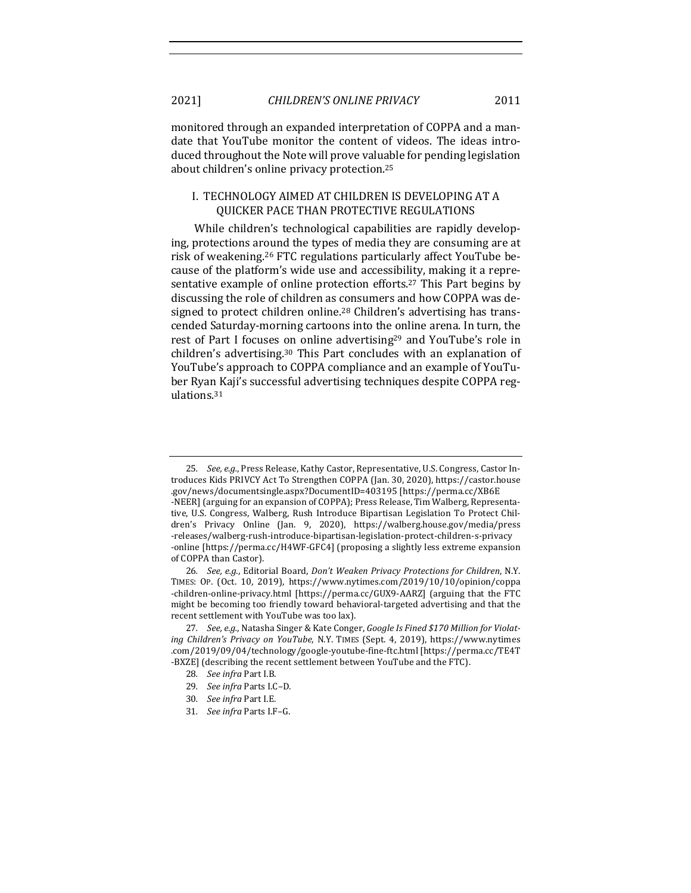monitored through an expanded interpretation of COPPA and a mandate that YouTube monitor the content of videos. The ideas introduced throughout the Note will prove valuable for pending legislation about children's online privacy protection.[25]

## I. TECHNOLOGY AIMED AT CHILDREN IS DEVELOPING AT A QUICKER PACE THAN PROTECTIVE REGULATIONS

While children's technological capabilities are rapidly developing, protections around the types of media they are consuming are at risk of weakening.[26] FTC regulations particularly affect YouTube because of the platform's wide use and accessibility, making it a representative example of online protection efforts.[27] This Part begins by discussing the role of children as consumers and how COPPA was designed to protect children online.[28] Children's advertising has transcended Saturday-morning cartoons into the online arena. In turn, the rest of Part I focuses on online advertising[29] and YouTube's role in children's advertising.[30] This Part concludes with an explanation of YouTube's approach to COPPA compliance and an example of YouTuber Ryan Kaji's successful advertising techniques despite COPPA regulations.[31]

---

25. *See, e.g.*, Press Release, Kathy Castor, Representative, U.S. Congress, Castor Introduces Kids PRIVCY Act To Strengthen COPPA (Jan. 30, 2020), https://castor.house.gov/news/documentsingle.aspx?DocumentID=403195 [https://perma.cc/XB6E-NEER] (arguing for an expansion of COPPA); Press Release, Tim Walberg, Representative, U.S. Congress, Walberg, Rush Introduce Bipartisan Legislation To Protect Children's Privacy Online (Jan. 9, 2020), https://walberg.house.gov/media/press-releases/walberg-rush-introduce-bipartisan-legislation-protect-children-s-privacy-online [https://perma.cc/H4WF-GFC4] (proposing a slightly less extreme expansion of COPPA than Castor).

26. *See, e.g.*, Editorial Board, *Don't Weaken Privacy Protections for Children*, N.Y. TIMES: OP. (Oct. 10, 2019), https://www.nytimes.com/2019/10/10/opinion/coppa-children-online-privacy.html [https://perma.cc/GUX9-AARZ] (arguing that the FTC might be becoming too friendly toward behavioral-targeted advertising and that the recent settlement with YouTube was too lax).

27. *See, e.g.*, Natasha Singer & Kate Conger, *Google Is Fined $170 Million for Violating Children's Privacy on YouTube*, N.Y. TIMES (Sept. 4, 2019), https://www.nytimes.com/2019/09/04/technology/google-youtube-fine-ftc.html [https://perma.cc/TE4T-BXZE] (describing the recent settlement between YouTube and the FTC).

28. *See infra* Part I.B.

29. *See infra* Parts I.C–D.

30. *See infra* Part I.E.

31. *See infra* Parts I.F–G.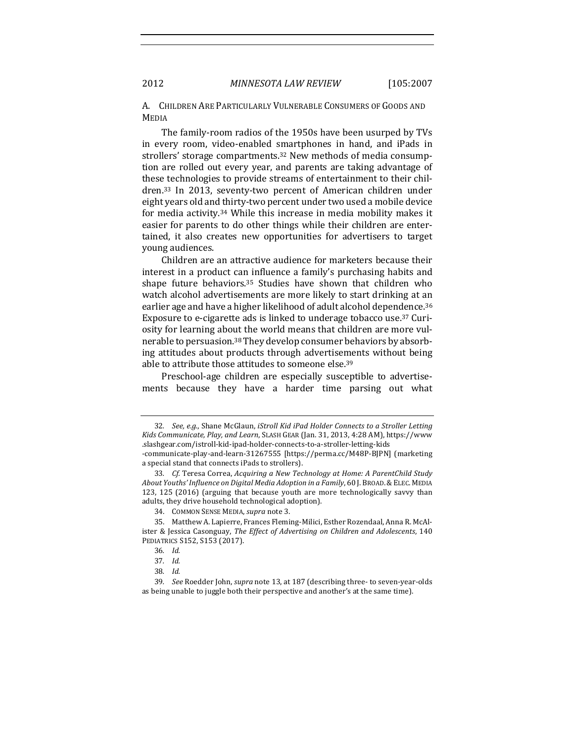### A. Children Are Particularly Vulnerable Consumers of Goods and Media

The family-room radios of the 1950s have been usurped by TVs in every room, video-enabled smartphones in hand, and iPads in strollers' storage compartments.[32] New methods of media consumption are rolled out every year, and parents are taking advantage of these technologies to provide streams of entertainment to their children.[33] In 2013, seventy-two percent of American children under eight years old and thirty-two percent under two used a mobile device for media activity.[34] While this increase in media mobility makes it easier for parents to do other things while their children are entertained, it also creates new opportunities for advertisers to target young audiences.

Children are an attractive audience for marketers because their interest in a product can influence a family's purchasing habits and shape future behaviors.[35] Studies have shown that children who watch alcohol advertisements are more likely to start drinking at an earlier age and have a higher likelihood of adult alcohol dependence.[36] Exposure to e-cigarette ads is linked to underage tobacco use.[37] Curiosity for learning about the world means that children are more vulnerable to persuasion.[38] They develop consumer behaviors by absorbing attitudes about products through advertisements without being able to attribute those attitudes to someone else.[39]

Preschool-age children are especially susceptible to advertisements because they have a harder time parsing out what

---

32. *See, e.g.*, Shane McGlaun, *iStroll Kid iPad Holder Connects to a Stroller Letting Kids Communicate, Play, and Learn*, SLASH GEAR (Jan. 31, 2013, 4:28 AM), https://www.slashgear.com/istroll-kid-ipad-holder-connects-to-a-stroller-letting-kids-communicate-play-and-learn-31267555 [https://perma.cc/M48P-BJPN] (marketing a special stand that connects iPads to strollers).

33. *Cf.* Teresa Correa, *Acquiring a New Technology at Home: A ParentChild Study About Youths' Influence on Digital Media Adoption in a Family*, 60 J. BROAD. & ELEC. MEDIA 123, 125 (2016) (arguing that because youth are more technologically savvy than adults, they drive household technological adoption).

34. COMMON SENSE MEDIA, *supra* note 3.

35. Matthew A. Lapierre, Frances Fleming-Milici, Esther Rozendaal, Anna R. McAlister & Jessica Casonguay, *The Effect of Advertising on Children and Adolescents*, 140 PEDIATRICS S152, S153 (2017).

36. *Id.*

37. *Id.*

38. *Id.*

39. *See* Roedder John, *supra* note 13, at 187 (describing three- to seven-year-olds as being unable to juggle both their perspective and another's at the same time).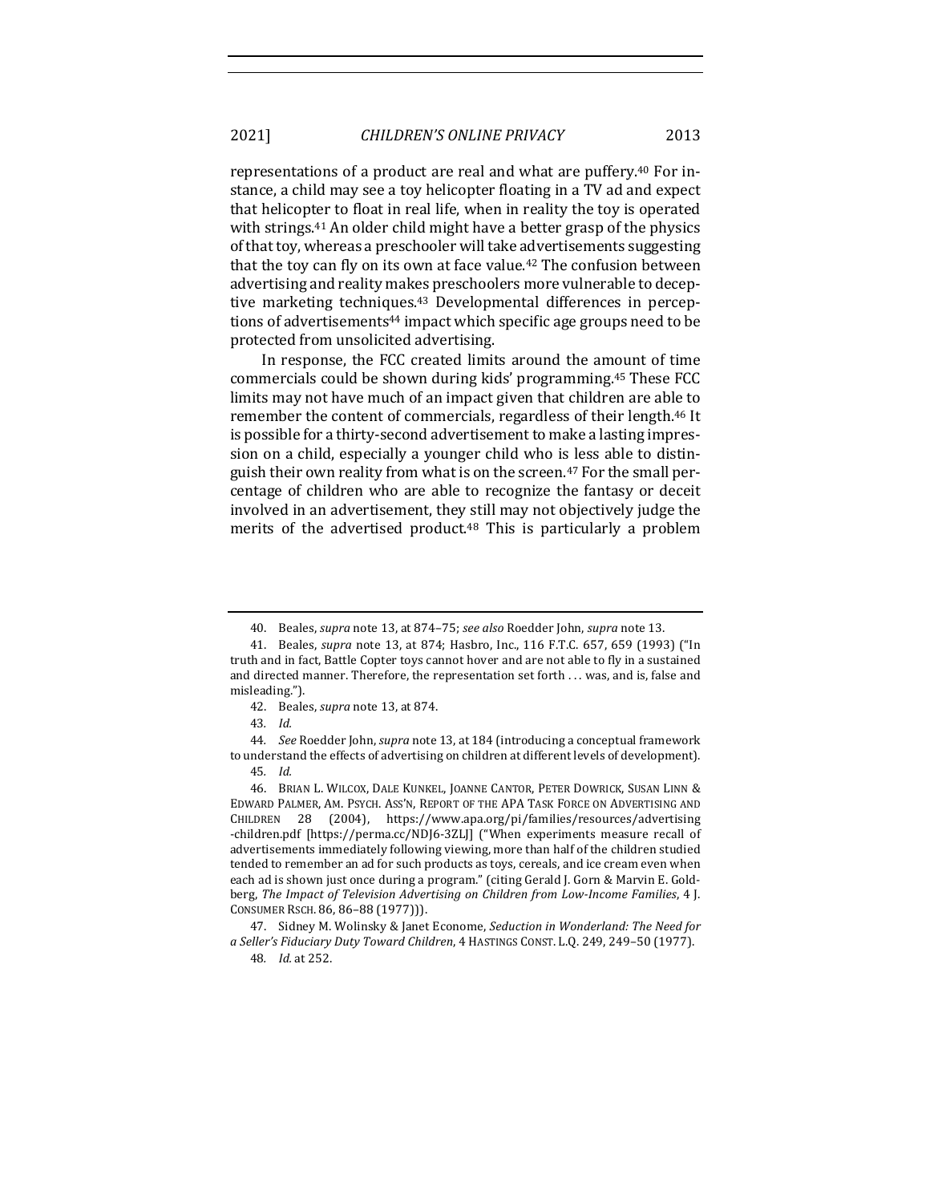representations of a product are real and what are puffery.[40] For instance, a child may see a toy helicopter floating in a TV ad and expect that helicopter to float in real life, when in reality the toy is operated with strings.[41] An older child might have a better grasp of the physics of that toy, whereas a preschooler will take advertisements suggesting that the toy can fly on its own at face value.[42] The confusion between advertising and reality makes preschoolers more vulnerable to deceptive marketing techniques.[43] Developmental differences in perceptions of advertisements[44] impact which specific age groups need to be protected from unsolicited advertising.

In response, the FCC created limits around the amount of time commercials could be shown during kids' programming.[45] These FCC limits may not have much of an impact given that children are able to remember the content of commercials, regardless of their length.[46] It is possible for a thirty-second advertisement to make a lasting impression on a child, especially a younger child who is less able to distinguish their own reality from what is on the screen.[47] For the small percentage of children who are able to recognize the fantasy or deceit involved in an advertisement, they still may not objectively judge the merits of the advertised product.[48] This is particularly a problem

---

40. Beales, *supra* note 13, at 874–75; *see also* Roedder John, *supra* note 13.

41. Beales, *supra* note 13, at 874; Hasbro, Inc., 116 F.T.C. 657, 659 (1993) ("In truth and in fact, Battle Copter toys cannot hover and are not able to fly in a sustained and directed manner. Therefore, the representation set forth . . . was, and is, false and misleading.").

42. Beales, *supra* note 13, at 874.

43. *Id.*

44. *See* Roedder John, *supra* note 13, at 184 (introducing a conceptual framework to understand the effects of advertising on children at different levels of development).

45. *Id.*

46. BRIAN L. WILCOX, DALE KUNKEL, JOANNE CANTOR, PETER DOWRICK, SUSAN LINN & EDWARD PALMER, AM. PSYCH. ASS'N, REPORT OF THE APA TASK FORCE ON ADVERTISING AND CHILDREN 28 (2004), https://www.apa.org/pi/families/resources/advertising-children.pdf [https://perma.cc/NDJ6-3ZLJ] ("When experiments measure recall of advertisements immediately following viewing, more than half of the children studied tended to remember an ad for such products as toys, cereals, and ice cream even when each ad is shown just once during a program." (citing Gerald J. Gorn & Marvin E. Goldberg, *The Impact of Television Advertising on Children from Low-Income Families*, 4 J. CONSUMER RSCH. 86, 86–88 (1977))).

47. Sidney M. Wolinsky & Janet Econome, *Seduction in Wonderland: The Need for a Seller's Fiduciary Duty Toward Children*, 4 HASTINGS CONST. L.Q. 249, 249–50 (1977).

48. *Id.* at 252.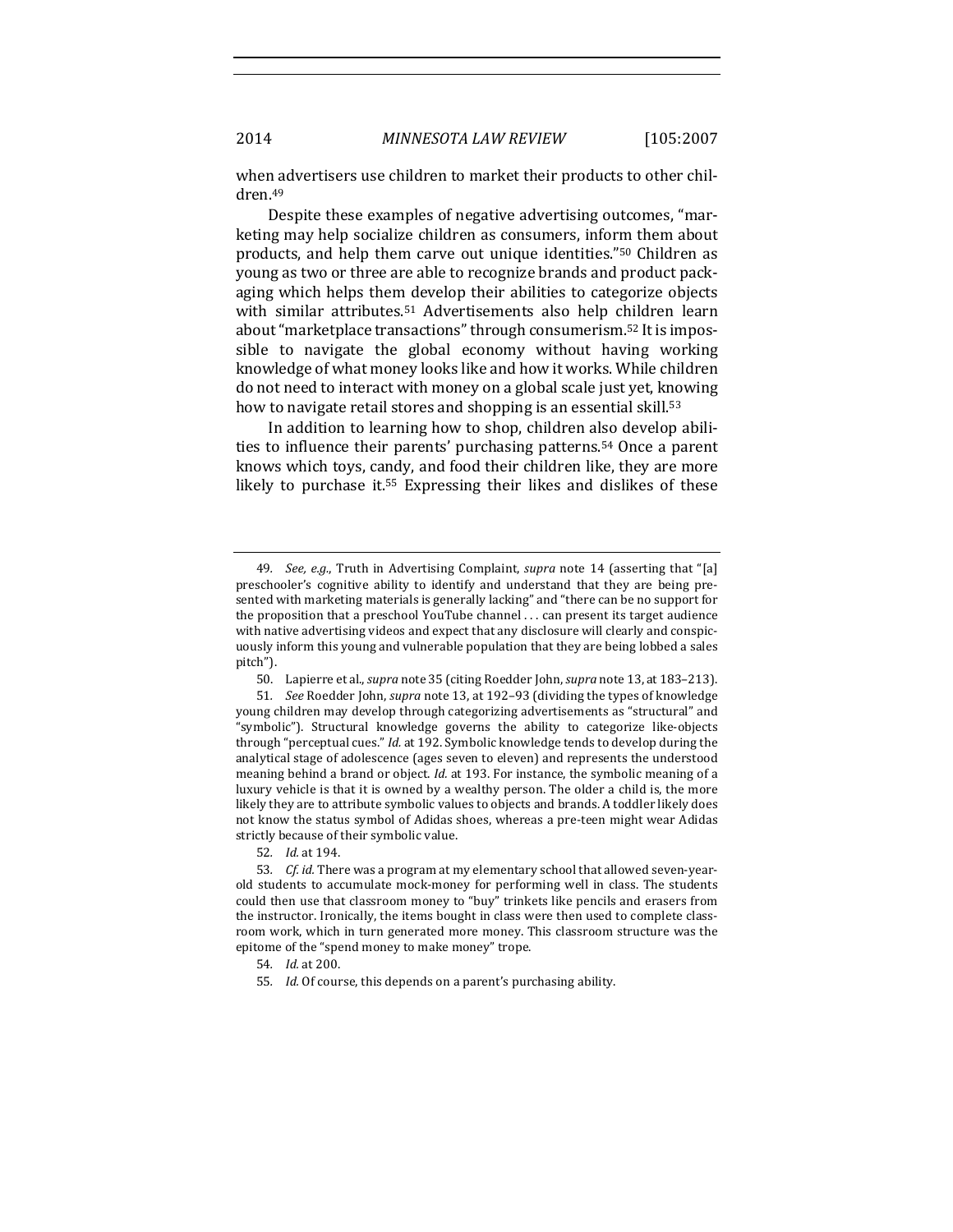when advertisers use children to market their products to other children.[49]

Despite these examples of negative advertising outcomes, "marketing may help socialize children as consumers, inform them about products, and help them carve out unique identities."[50] Children as young as two or three are able to recognize brands and product packaging which helps them develop their abilities to categorize objects with similar attributes.[51] Advertisements also help children learn about "marketplace transactions" through consumerism.[52] It is impossible to navigate the global economy without having working knowledge of what money looks like and how it works. While children do not need to interact with money on a global scale just yet, knowing how to navigate retail stores and shopping is an essential skill.[53]

In addition to learning how to shop, children also develop abilities to influence their parents' purchasing patterns.[54] Once a parent knows which toys, candy, and food their children like, they are more likely to purchase it.[55] Expressing their likes and dislikes of these

---

49. *See, e.g.*, Truth in Advertising Complaint, *supra* note 14 (asserting that "[a] preschooler's cognitive ability to identify and understand that they are being presented with marketing materials is generally lacking" and "there can be no support for the proposition that a preschool YouTube channel . . . can present its target audience with native advertising videos and expect that any disclosure will clearly and conspicuously inform this young and vulnerable population that they are being lobbed a sales pitch").

50. Lapierre et al., *supra* note 35 (citing Roedder John, *supra* note 13, at 183–213).

51. *See* Roedder John, *supra* note 13, at 192–93 (dividing the types of knowledge young children may develop through categorizing advertisements as "structural" and "symbolic"). Structural knowledge governs the ability to categorize like-objects through "perceptual cues." *Id.* at 192. Symbolic knowledge tends to develop during the analytical stage of adolescence (ages seven to eleven) and represents the understood meaning behind a brand or object. *Id.* at 193. For instance, the symbolic meaning of a luxury vehicle is that it is owned by a wealthy person. The older a child is, the more likely they are to attribute symbolic values to objects and brands. A toddler likely does not know the status symbol of Adidas shoes, whereas a pre-teen might wear Adidas strictly because of their symbolic value.

52. *Id.* at 194.

53. *Cf. id.* There was a program at my elementary school that allowed seven-year-old students to accumulate mock-money for performing well in class. The students could then use that classroom money to "buy" trinkets like pencils and erasers from the instructor. Ironically, the items bought in class were then used to complete classroom work, which in turn generated more money. This classroom structure was the epitome of the "spend money to make money" trope.

54. *Id.* at 200.

55. *Id.* Of course, this depends on a parent's purchasing ability.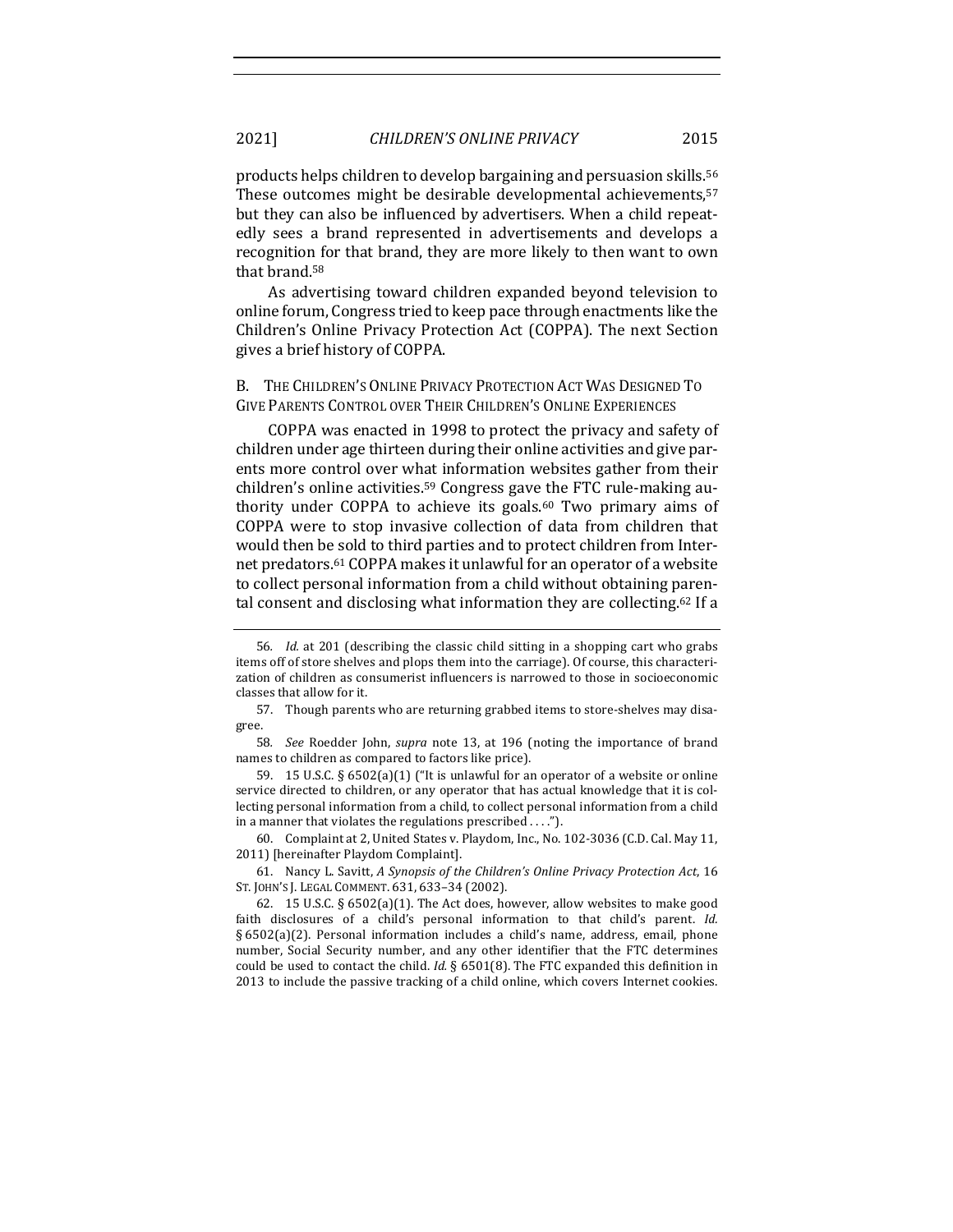products helps children to develop bargaining and persuasion skills.[56] These outcomes might be desirable developmental achievements,[57] but they can also be influenced by advertisers. When a child repeatedly sees a brand represented in advertisements and develops a recognition for that brand, they are more likely to then want to own that brand.[58]

As advertising toward children expanded beyond television to online forum, Congress tried to keep pace through enactments like the Children's Online Privacy Protection Act (COPPA). The next Section gives a brief history of COPPA.

### B. The Children's Online Privacy Protection Act Was Designed To Give Parents Control over Their Children's Online Experiences

COPPA was enacted in 1998 to protect the privacy and safety of children under age thirteen during their online activities and give parents more control over what information websites gather from their children's online activities.[59] Congress gave the FTC rule-making authority under COPPA to achieve its goals.[60] Two primary aims of COPPA were to stop invasive collection of data from children that would then be sold to third parties and to protect children from Internet predators.[61] COPPA makes it unlawful for an operator of a website to collect personal information from a child without obtaining parental consent and disclosing what information they are collecting.[62] If a

---

56. *Id.* at 201 (describing the classic child sitting in a shopping cart who grabs items off of store shelves and plops them into the carriage). Of course, this characterization of children as consumerist influencers is narrowed to those in socioeconomic classes that allow for it.

57. Though parents who are returning grabbed items to store-shelves may disagree.

58. *See* Roedder John, *supra* note 13, at 196 (noting the importance of brand names to children as compared to factors like price).

59. 15 U.S.C. § 6502(a)(1) ("It is unlawful for an operator of a website or online service directed to children, or any operator that has actual knowledge that it is collecting personal information from a child, to collect personal information from a child in a manner that violates the regulations prescribed . . . .").

60. Complaint at 2, United States v. Playdom, Inc., No. 102-3036 (C.D. Cal. May 11, 2011) [hereinafter Playdom Complaint].

61. Nancy L. Savitt, *A Synopsis of the Children's Online Privacy Protection Act*, 16 St. John's J. Legal Comment. 631, 633–34 (2002).

62. 15 U.S.C. § 6502(a)(1). The Act does, however, allow websites to make good faith disclosures of a child's personal information to that child's parent. *Id.* § 6502(a)(2). Personal information includes a child's name, address, email, phone number, Social Security number, and any other identifier that the FTC determines could be used to contact the child. *Id.* § 6501(8). The FTC expanded this definition in 2013 to include the passive tracking of a child online, which covers Internet cookies.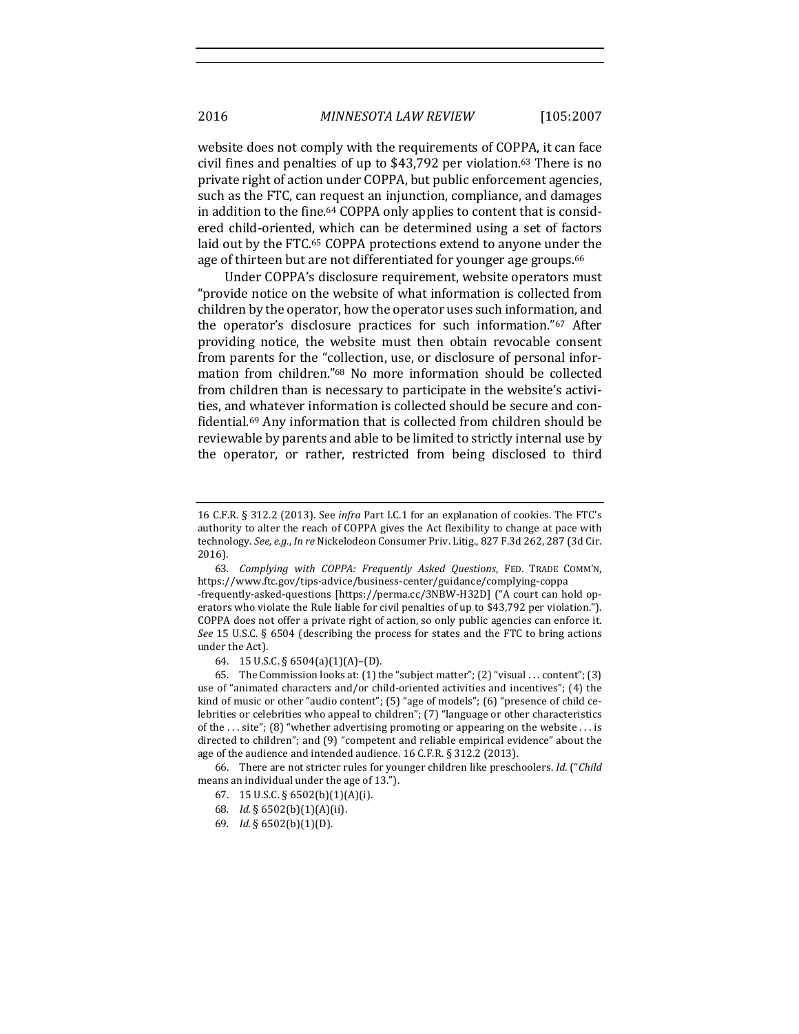website does not comply with the requirements of COPPA, it can face civil fines and penalties of up to $43,792 per violation.[63] There is no private right of action under COPPA, but public enforcement agencies, such as the FTC, can request an injunction, compliance, and damages in addition to the fine.[64] COPPA only applies to content that is considered child-oriented, which can be determined using a set of factors laid out by the FTC.[65] COPPA protections extend to anyone under the age of thirteen but are not differentiated for younger age groups.[66]

Under COPPA's disclosure requirement, website operators must "provide notice on the website of what information is collected from children by the operator, how the operator uses such information, and the operator's disclosure practices for such information."[67] After providing notice, the website must then obtain revocable consent from parents for the "collection, use, or disclosure of personal information from children."[68] No more information should be collected from children than is necessary to participate in the website's activities, and whatever information is collected should be secure and confidential.[69] Any information that is collected from children should be reviewable by parents and able to be limited to strictly internal use by the operator, or rather, restricted from being disclosed to third

---

16 C.F.R. § 312.2 (2013). See *infra* Part I.C.1 for an explanation of cookies. The FTC's authority to alter the reach of COPPA gives the Act flexibility to change at pace with technology. *See, e.g.*, *In re* Nickelodeon Consumer Priv. Litig., 827 F.3d 262, 287 (3d Cir. 2016).

63. *Complying with COPPA: Frequently Asked Questions*, FED. TRADE COMM'N, https://www.ftc.gov/tips-advice/business-center/guidance/complying-coppa-frequently-asked-questions [https://perma.cc/3NBW-H32D] ("A court can hold operators who violate the Rule liable for civil penalties of up to $43,792 per violation."). COPPA does not offer a private right of action, so only public agencies can enforce it. *See* 15 U.S.C. § 6504 (describing the process for states and the FTC to bring actions under the Act).

64. 15 U.S.C. § 6504(a)(1)(A)–(D).

65. The Commission looks at: (1) the "subject matter"; (2) "visual . . . content"; (3) use of "animated characters and/or child-oriented activities and incentives"; (4) the kind of music or other "audio content"; (5) "age of models"; (6) "presence of child celebrities or celebrities who appeal to children"; (7) "language or other characteristics of the . . . site"; (8) "whether advertising promoting or appearing on the website . . . is directed to children"; and (9) "competent and reliable empirical evidence" about the age of the audience and intended audience. 16 C.F.R. § 312.2 (2013).

66. There are not stricter rules for younger children like preschoolers. *Id.* ("*Child* means an individual under the age of 13.").

67. 15 U.S.C. § 6502(b)(1)(A)(i).

68. *Id.* § 6502(b)(1)(A)(ii).

69. *Id.* § 6502(b)(1)(D).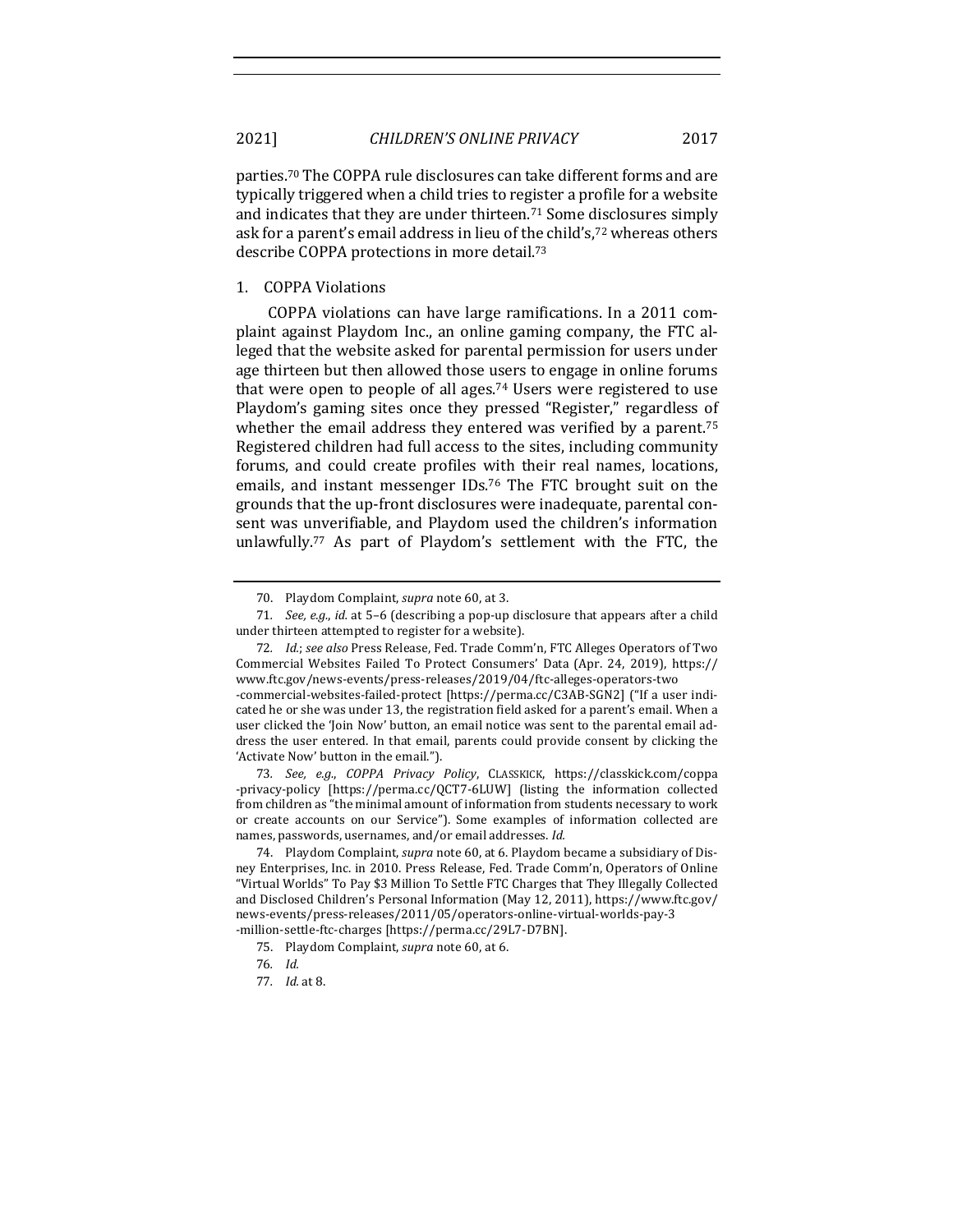parties.[70] The COPPA rule disclosures can take different forms and are typically triggered when a child tries to register a profile for a website and indicates that they are under thirteen.[71] Some disclosures simply ask for a parent's email address in lieu of the child's,[72] whereas others describe COPPA protections in more detail.[73]

### 1. COPPA Violations

COPPA violations can have large ramifications. In a 2011 complaint against Playdom Inc., an online gaming company, the FTC alleged that the website asked for parental permission for users under age thirteen but then allowed those users to engage in online forums that were open to people of all ages.[74] Users were registered to use Playdom's gaming sites once they pressed "Register," regardless of whether the email address they entered was verified by a parent.[75] Registered children had full access to the sites, including community forums, and could create profiles with their real names, locations, emails, and instant messenger IDs.[76] The FTC brought suit on the grounds that the up-front disclosures were inadequate, parental consent was unverifiable, and Playdom used the children's information unlawfully.[77] As part of Playdom's settlement with the FTC, the

---

70. Playdom Complaint, *supra* note 60, at 3.

71. *See, e.g.*, *id.* at 5–6 (describing a pop-up disclosure that appears after a child under thirteen attempted to register for a website).

72. *Id.*; *see also* Press Release, Fed. Trade Comm'n, FTC Alleges Operators of Two Commercial Websites Failed To Protect Consumers' Data (Apr. 24, 2019), https://www.ftc.gov/news-events/press-releases/2019/04/ftc-alleges-operators-two-commercial-websites-failed-protect [https://perma.cc/C3AB-SGN2] ("If a user indicated he or she was under 13, the registration field asked for a parent's email. When a user clicked the 'Join Now' button, an email notice was sent to the parental email address the user entered. In that email, parents could provide consent by clicking the 'Activate Now' button in the email.").

73. *See, e.g.*, *COPPA Privacy Policy*, CLASSKICK, https://classkick.com/coppa-privacy-policy [https://perma.cc/QCT7-6LUW] (listing the information collected from children as "the minimal amount of information from students necessary to work or create accounts on our Service"). Some examples of information collected are names, passwords, usernames, and/or email addresses. *Id.*

74. Playdom Complaint, *supra* note 60, at 6. Playdom became a subsidiary of Disney Enterprises, Inc. in 2010. Press Release, Fed. Trade Comm'n, Operators of Online "Virtual Worlds" To Pay $3 Million To Settle FTC Charges that They Illegally Collected and Disclosed Children's Personal Information (May 12, 2011), https://www.ftc.gov/news-events/press-releases/2011/05/operators-online-virtual-worlds-pay-3-million-settle-ftc-charges [https://perma.cc/29L7-D7BN].

75. Playdom Complaint, *supra* note 60, at 6.

76. *Id.*

77. *Id.* at 8.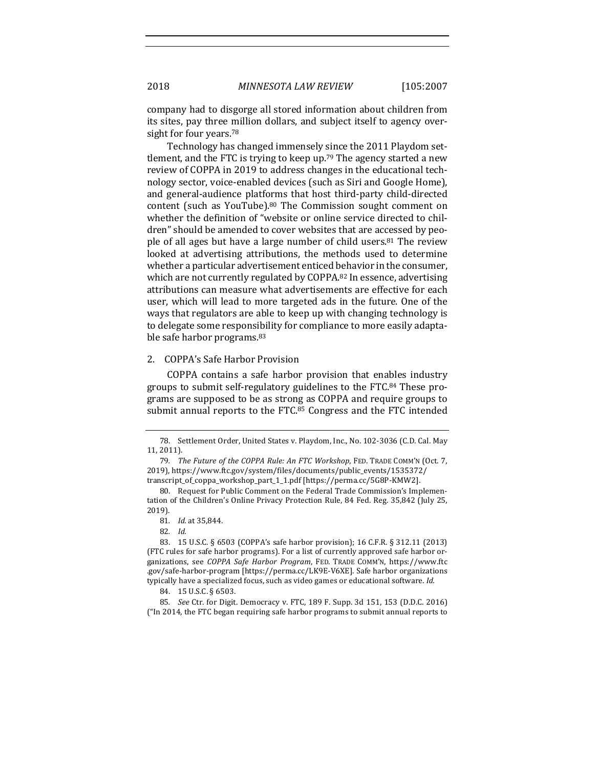company had to disgorge all stored information about children from its sites, pay three million dollars, and subject itself to agency oversight for four years.[78]

Technology has changed immensely since the 2011 Playdom settlement, and the FTC is trying to keep up.[79] The agency started a new review of COPPA in 2019 to address changes in the educational technology sector, voice-enabled devices (such as Siri and Google Home), and general-audience platforms that host third-party child-directed content (such as YouTube).[80] The Commission sought comment on whether the definition of "website or online service directed to children" should be amended to cover websites that are accessed by people of all ages but have a large number of child users.[81] The review looked at advertising attributions, the methods used to determine whether a particular advertisement enticed behavior in the consumer, which are not currently regulated by COPPA.[82] In essence, advertising attributions can measure what advertisements are effective for each user, which will lead to more targeted ads in the future. One of the ways that regulators are able to keep up with changing technology is to delegate some responsibility for compliance to more easily adaptable safe harbor programs.[83]

### 2. COPPA's Safe Harbor Provision

COPPA contains a safe harbor provision that enables industry groups to submit self-regulatory guidelines to the FTC.[84] These programs are supposed to be as strong as COPPA and require groups to submit annual reports to the FTC.[85] Congress and the FTC intended

---

78. Settlement Order, United States v. Playdom, Inc., No. 102-3036 (C.D. Cal. May 11, 2011).

79. *The Future of the COPPA Rule: An FTC Workshop*, FED. TRADE COMM'N (Oct. 7, 2019), https://www.ftc.gov/system/files/documents/public_events/1535372/transcript_of_coppa_workshop_part_1_1.pdf [https://perma.cc/5G8P-KMW2].

80. Request for Public Comment on the Federal Trade Commission's Implementation of the Children's Online Privacy Protection Rule, 84 Fed. Reg. 35,842 (July 25, 2019).

81. *Id.* at 35,844.

82. *Id.*

83. 15 U.S.C. § 6503 (COPPA's safe harbor provision); 16 C.F.R. § 312.11 (2013) (FTC rules for safe harbor programs). For a list of currently approved safe harbor organizations, see *COPPA Safe Harbor Program*, FED. TRADE COMM'N, https://www.ftc.gov/safe-harbor-program [https://perma.cc/LK9E-V6XE]. Safe harbor organizations typically have a specialized focus, such as video games or educational software. *Id.*

84. 15 U.S.C. § 6503.

85. *See* Ctr. for Digit. Democracy v. FTC, 189 F. Supp. 3d 151, 153 (D.D.C. 2016) ("In 2014, the FTC began requiring safe harbor programs to submit annual reports to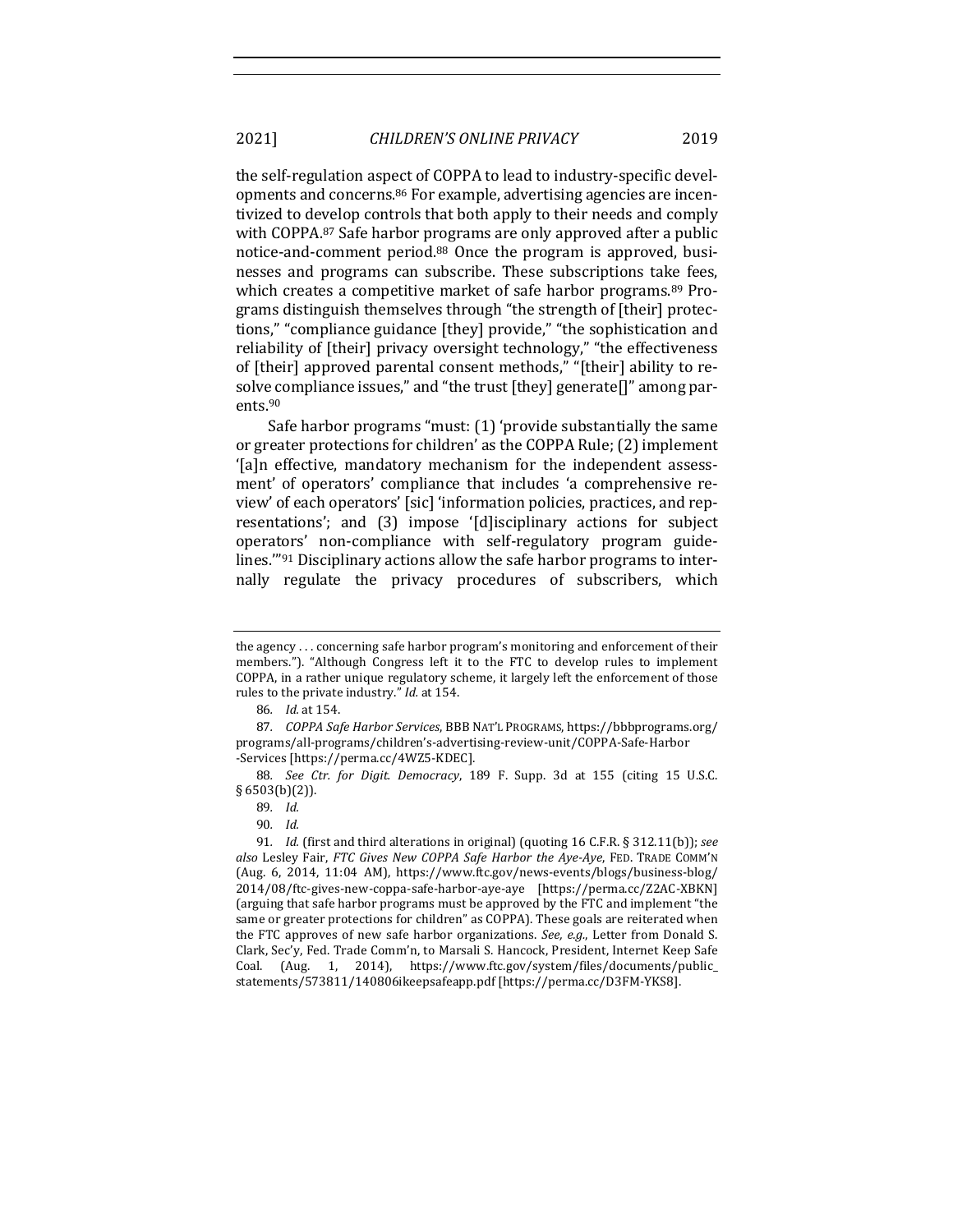the self-regulation aspect of COPPA to lead to industry-specific developments and concerns.[86] For example, advertising agencies are incentivized to develop controls that both apply to their needs and comply with COPPA.[87] Safe harbor programs are only approved after a public notice-and-comment period.[88] Once the program is approved, businesses and programs can subscribe. These subscriptions take fees, which creates a competitive market of safe harbor programs.[89] Programs distinguish themselves through "the strength of [their] protections," "compliance guidance [they] provide," "the sophistication and reliability of [their] privacy oversight technology," "the effectiveness of [their] approved parental consent methods," "[their] ability to resolve compliance issues," and "the trust [they] generate[]" among parents.[90]

Safe harbor programs "must: (1) 'provide substantially the same or greater protections for children' as the COPPA Rule; (2) implement '[a]n effective, mandatory mechanism for the independent assessment' of operators' compliance that includes 'a comprehensive review' of each operators' [sic] 'information policies, practices, and representations'; and (3) impose '[d]isciplinary actions for subject operators' non-compliance with self-regulatory program guidelines.'"[91] Disciplinary actions allow the safe harbor programs to internally regulate the privacy procedures of subscribers, which

---

the agency . . . concerning safe harbor program's monitoring and enforcement of their members."). "Although Congress left it to the FTC to develop rules to implement COPPA, in a rather unique regulatory scheme, it largely left the enforcement of those rules to the private industry." *Id.* at 154.

86. *Id.* at 154.

87. *COPPA Safe Harbor Services*, BBB NAT'L PROGRAMS, https://bbbprograms.org/programs/all-programs/children's-advertising-review-unit/COPPA-Safe-Harbor-Services [https://perma.cc/4WZ5-KDEC].

88. *See Ctr. for Digit. Democracy*, 189 F. Supp. 3d at 155 (citing 15 U.S.C. § 6503(b)(2)).

89. *Id.*

90. *Id.*

91. *Id.* (first and third alterations in original) (quoting 16 C.F.R. § 312.11(b)); *see also* Lesley Fair, *FTC Gives New COPPA Safe Harbor the Aye-Aye*, FED. TRADE COMM'N (Aug. 6, 2014, 11:04 AM), https://www.ftc.gov/news-events/blogs/business-blog/2014/08/ftc-gives-new-coppa-safe-harbor-aye-aye [https://perma.cc/Z2AC-XBKN] (arguing that safe harbor programs must be approved by the FTC and implement "the same or greater protections for children" as COPPA). These goals are reiterated when the FTC approves of new safe harbor organizations. *See, e.g.*, Letter from Donald S. Clark, Sec'y, Fed. Trade Comm'n, to Marsali S. Hancock, President, Internet Keep Safe Coal. (Aug. 1, 2014), https://www.ftc.gov/system/files/documents/public_statements/573811/140806ikeepsafeapp.pdf [https://perma.cc/D3FM-YKS8].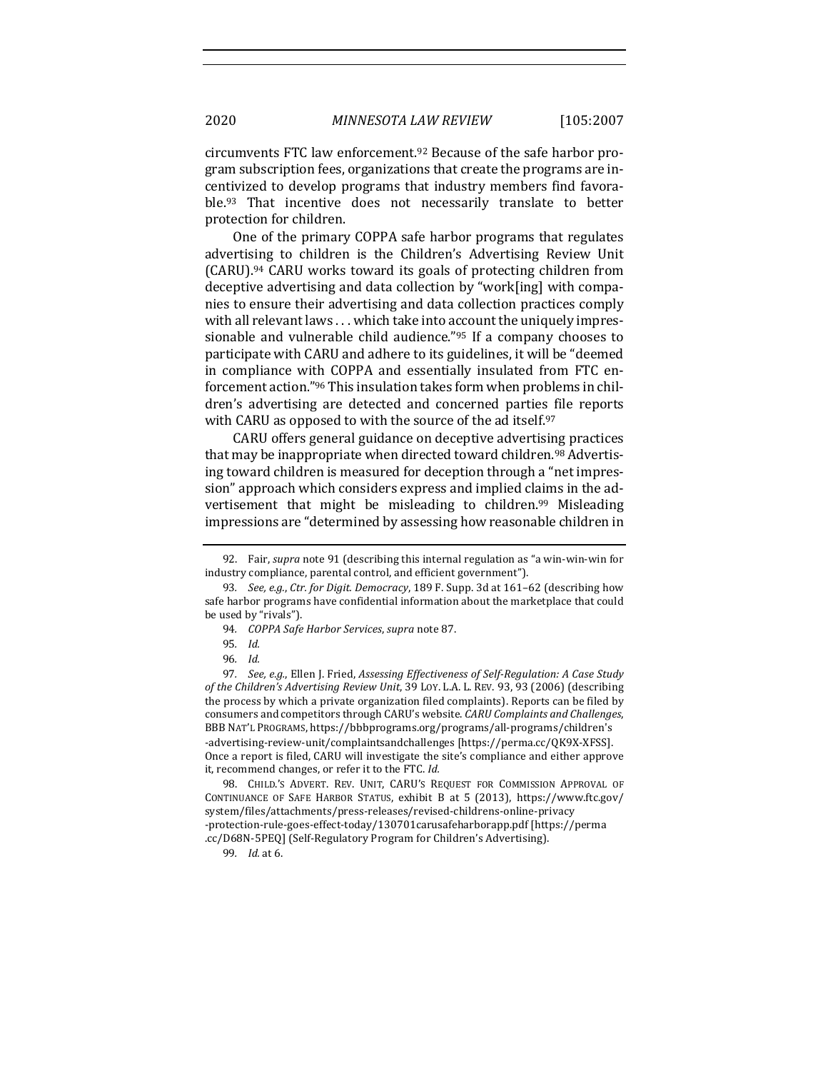circumvents FTC law enforcement.[92] Because of the safe harbor program subscription fees, organizations that create the programs are incentivized to develop programs that industry members find favorable.[93] That incentive does not necessarily translate to better protection for children.

One of the primary COPPA safe harbor programs that regulates advertising to children is the Children's Advertising Review Unit (CARU).[94] CARU works toward its goals of protecting children from deceptive advertising and data collection by "work[ing] with companies to ensure their advertising and data collection practices comply with all relevant laws . . . which take into account the uniquely impressionable and vulnerable child audience."[95] If a company chooses to participate with CARU and adhere to its guidelines, it will be "deemed in compliance with COPPA and essentially insulated from FTC enforcement action."[96] This insulation takes form when problems in children's advertising are detected and concerned parties file reports with CARU as opposed to with the source of the ad itself.[97]

CARU offers general guidance on deceptive advertising practices that may be inappropriate when directed toward children.[98] Advertising toward children is measured for deception through a "net impression" approach which considers express and implied claims in the advertisement that might be misleading to children.[99] Misleading impressions are "determined by assessing how reasonable children in

---

92. Fair, *supra* note 91 (describing this internal regulation as "a win-win-win for industry compliance, parental control, and efficient government").

93. *See, e.g.*, *Ctr. for Digit. Democracy*, 189 F. Supp. 3d at 161–62 (describing how safe harbor programs have confidential information about the marketplace that could be used by "rivals").

94. *COPPA Safe Harbor Services*, *supra* note 87.

95. *Id.*

96. *Id.*

97. *See, e.g.*, Ellen J. Fried, *Assessing Effectiveness of Self-Regulation: A Case Study of the Children's Advertising Review Unit*, 39 LOY. L.A. L. REV. 93, 93 (2006) (describing the process by which a private organization filed complaints). Reports can be filed by consumers and competitors through CARU's website. *CARU Complaints and Challenges*, BBB NAT'L PROGRAMS, https://bbbprograms.org/programs/all-programs/children's-advertising-review-unit/complaintsandchallenges [https://perma.cc/QK9X-XFSS]. Once a report is filed, CARU will investigate the site's compliance and either approve it, recommend changes, or refer it to the FTC. *Id.*

98. CHILD.'S ADVERT. REV. UNIT, CARU'S REQUEST FOR COMMISSION APPROVAL OF CONTINUANCE OF SAFE HARBOR STATUS, exhibit B at 5 (2013), https://www.ftc.gov/system/files/attachments/press-releases/revised-childrens-online-privacy-protection-rule-goes-effect-today/130701carusafeharborapp.pdf [https://perma.cc/D68N-5PEQ] (Self-Regulatory Program for Children's Advertising).

99. *Id.* at 6.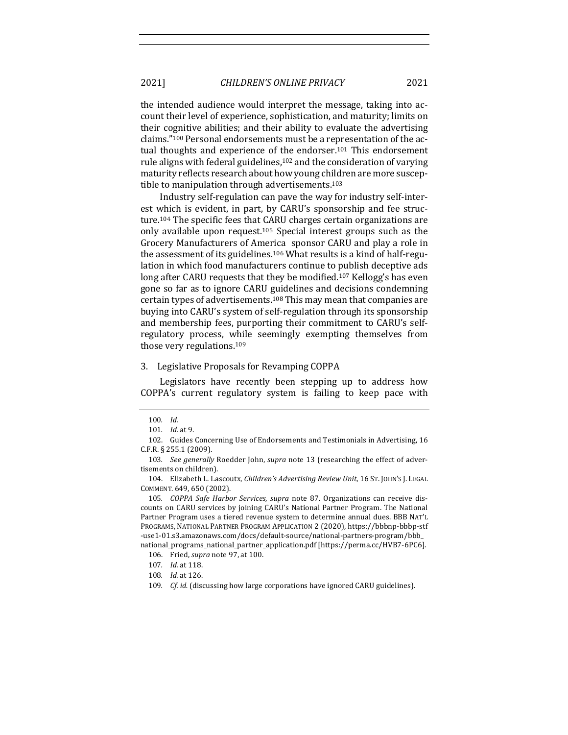the intended audience would interpret the message, taking into account their level of experience, sophistication, and maturity; limits on their cognitive abilities; and their ability to evaluate the advertising claims."[100] Personal endorsements must be a representation of the actual thoughts and experience of the endorser.[101] This endorsement rule aligns with federal guidelines,[102] and the consideration of varying maturity reflects research about how young children are more susceptible to manipulation through advertisements.[103]

Industry self-regulation can pave the way for industry self-interest which is evident, in part, by CARU's sponsorship and fee structure.[104] The specific fees that CARU charges certain organizations are only available upon request.[105] Special interest groups such as the Grocery Manufacturers of America sponsor CARU and play a role in the assessment of its guidelines.[106] What results is a kind of half-regulation in which food manufacturers continue to publish deceptive ads long after CARU requests that they be modified.[107] Kellogg's has even gone so far as to ignore CARU guidelines and decisions condemning certain types of advertisements.[108] This may mean that companies are buying into CARU's system of self-regulation through its sponsorship and membership fees, purporting their commitment to CARU's self-regulatory process, while seemingly exempting themselves from those very regulations.[109]

### 3. Legislative Proposals for Revamping COPPA

Legislators have recently been stepping up to address how COPPA's current regulatory system is failing to keep pace with

---

100. *Id.*

101. *Id.* at 9.

102. Guides Concerning Use of Endorsements and Testimonials in Advertising, 16 C.F.R. § 255.1 (2009).

103. *See generally* Roedder John, *supra* note 13 (researching the effect of advertisements on children).

104. Elizabeth L. Lascoutx, *Children's Advertising Review Unit*, 16 ST. JOHN'S J. LEGAL COMMENT. 649, 650 (2002).

105. *COPPA Safe Harbor Services*, *supra* note 87. Organizations can receive discounts on CARU services by joining CARU's National Partner Program. The National Partner Program uses a tiered revenue system to determine annual dues. BBB NAT'L PROGRAMS, NATIONAL PARTNER PROGRAM APPLICATION 2 (2020), https://bbbnp-bbbp-stf-use1-01.s3.amazonaws.com/docs/default-source/national-partners-program/bbb_national_programs_national_partner_application.pdf [https://perma.cc/HVB7-6PC6].

106. Fried, *supra* note 97, at 100.

107. *Id.* at 118.

108. *Id.* at 126.

109. *Cf. id.* (discussing how large corporations have ignored CARU guidelines).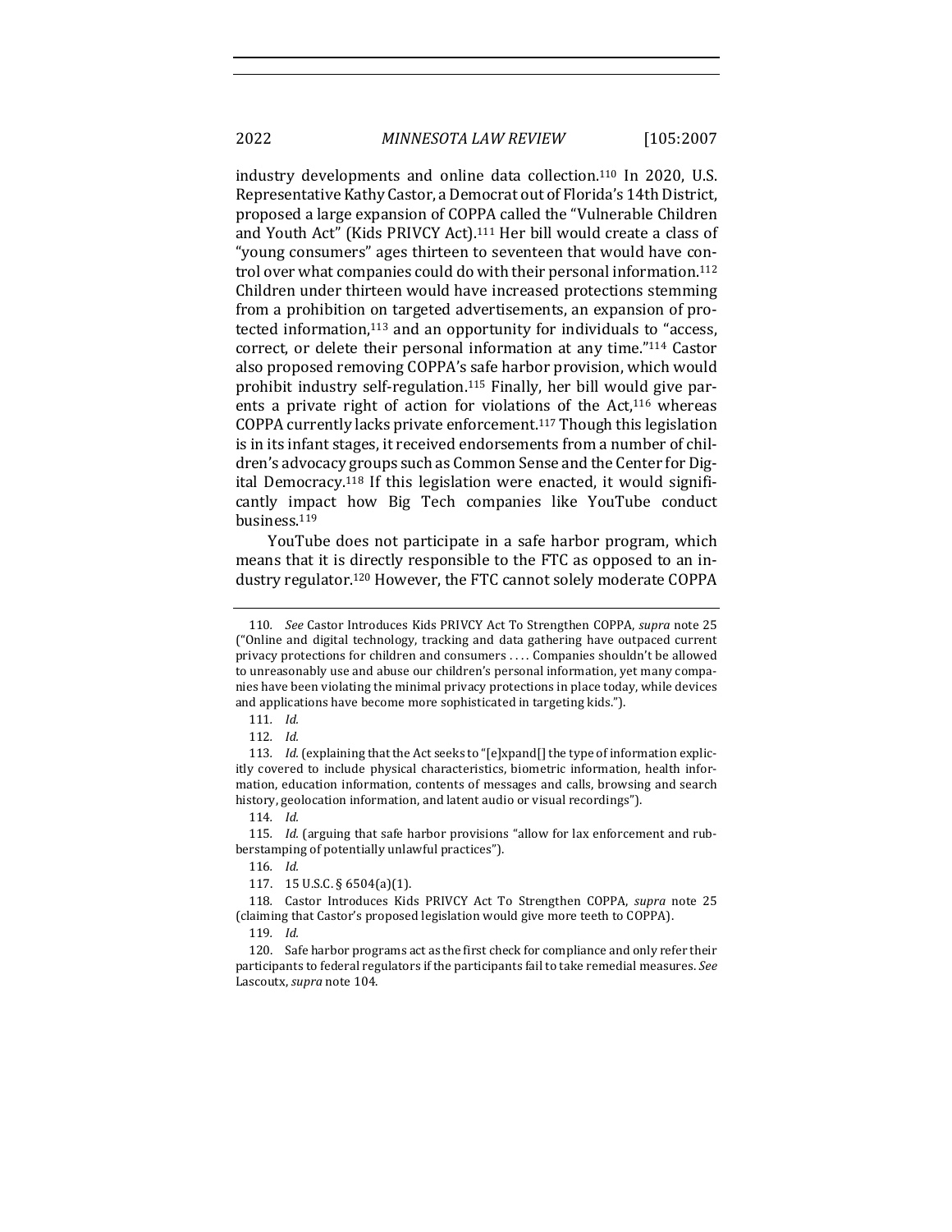industry developments and online data collection.[110] In 2020, U.S. Representative Kathy Castor, a Democrat out of Florida's 14th District, proposed a large expansion of COPPA called the "Vulnerable Children and Youth Act" (Kids PRIVCY Act).[111] Her bill would create a class of "young consumers" ages thirteen to seventeen that would have control over what companies could do with their personal information.[112] Children under thirteen would have increased protections stemming from a prohibition on targeted advertisements, an expansion of protected information,[113] and an opportunity for individuals to "access, correct, or delete their personal information at any time."[114] Castor also proposed removing COPPA's safe harbor provision, which would prohibit industry self-regulation.[115] Finally, her bill would give parents a private right of action for violations of the Act,[116] whereas COPPA currently lacks private enforcement.[117] Though this legislation is in its infant stages, it received endorsements from a number of children's advocacy groups such as Common Sense and the Center for Digital Democracy.[118] If this legislation were enacted, it would significantly impact how Big Tech companies like YouTube conduct business.[119]

YouTube does not participate in a safe harbor program, which means that it is directly responsible to the FTC as opposed to an industry regulator.[120] However, the FTC cannot solely moderate COPPA

---

110. *See* Castor Introduces Kids PRIVCY Act To Strengthen COPPA, *supra* note 25 ("Online and digital technology, tracking and data gathering have outpaced current privacy protections for children and consumers . . . . Companies shouldn't be allowed to unreasonably use and abuse our children's personal information, yet many companies have been violating the minimal privacy protections in place today, while devices and applications have become more sophisticated in targeting kids.").

111. *Id.*

112. *Id.*

113. *Id.* (explaining that the Act seeks to "[e]xpand[] the type of information explicitly covered to include physical characteristics, biometric information, health information, education information, contents of messages and calls, browsing and search history, geolocation information, and latent audio or visual recordings").

114. *Id.*

115. *Id.* (arguing that safe harbor provisions "allow for lax enforcement and rubberstamping of potentially unlawful practices").

116. *Id.*

117. 15 U.S.C. § 6504(a)(1).

118. Castor Introduces Kids PRIVCY Act To Strengthen COPPA, *supra* note 25 (claiming that Castor's proposed legislation would give more teeth to COPPA).

119. *Id.*

120. Safe harbor programs act as the first check for compliance and only refer their participants to federal regulators if the participants fail to take remedial measures. *See* Lascoutx, *supra* note 104.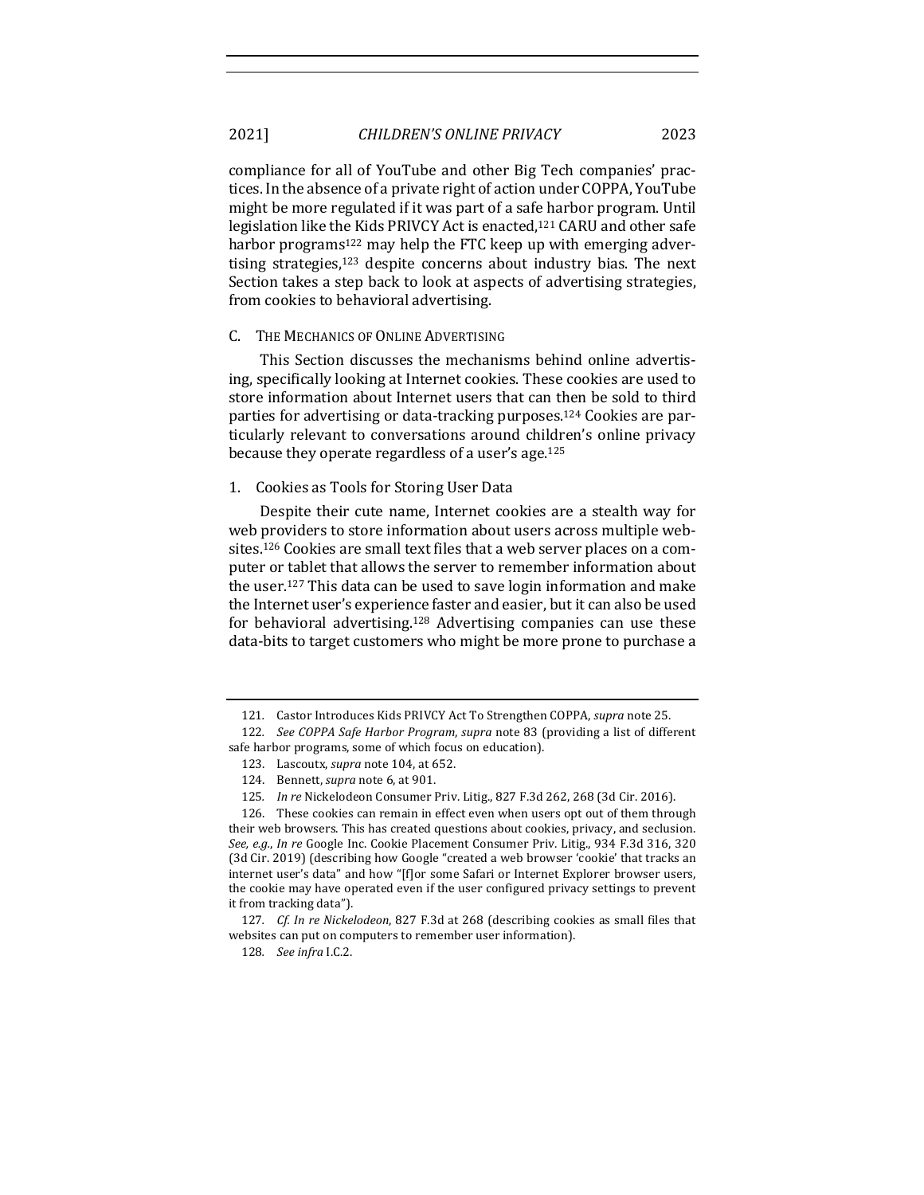compliance for all of YouTube and other Big Tech companies' practices. In the absence of a private right of action under COPPA, YouTube might be more regulated if it was part of a safe harbor program. Until legislation like the Kids PRIVCY Act is enacted,[121] CARU and other safe harbor programs[122] may help the FTC keep up with emerging advertising strategies,[123] despite concerns about industry bias. The next Section takes a step back to look at aspects of advertising strategies, from cookies to behavioral advertising.

### C. The Mechanics of Online Advertising

This Section discusses the mechanisms behind online advertising, specifically looking at Internet cookies. These cookies are used to store information about Internet users that can then be sold to third parties for advertising or data-tracking purposes.[124] Cookies are particularly relevant to conversations around children's online privacy because they operate regardless of a user's age.[125]

#### 1. Cookies as Tools for Storing User Data

Despite their cute name, Internet cookies are a stealth way for web providers to store information about users across multiple websites.[126] Cookies are small text files that a web server places on a computer or tablet that allows the server to remember information about the user.[127] This data can be used to save login information and make the Internet user's experience faster and easier, but it can also be used for behavioral advertising.[128] Advertising companies can use these data-bits to target customers who might be more prone to purchase a

---

121. Castor Introduces Kids PRIVCY Act To Strengthen COPPA, *supra* note 25.

122. *See COPPA Safe Harbor Program*, *supra* note 83 (providing a list of different safe harbor programs, some of which focus on education).

123. Lascoutx, *supra* note 104, at 652.

124. Bennett, *supra* note 6, at 901.

125. *In re* Nickelodeon Consumer Priv. Litig., 827 F.3d 262, 268 (3d Cir. 2016).

126. These cookies can remain in effect even when users opt out of them through their web browsers. This has created questions about cookies, privacy, and seclusion. *See, e.g.*, *In re* Google Inc. Cookie Placement Consumer Priv. Litig., 934 F.3d 316, 320 (3d Cir. 2019) (describing how Google "created a web browser 'cookie' that tracks an internet user's data" and how "[f]or some Safari or Internet Explorer browser users, the cookie may have operated even if the user configured privacy settings to prevent it from tracking data").

127. *Cf. In re Nickelodeon*, 827 F.3d at 268 (describing cookies as small files that websites can put on computers to remember user information).

128. *See infra* I.C.2.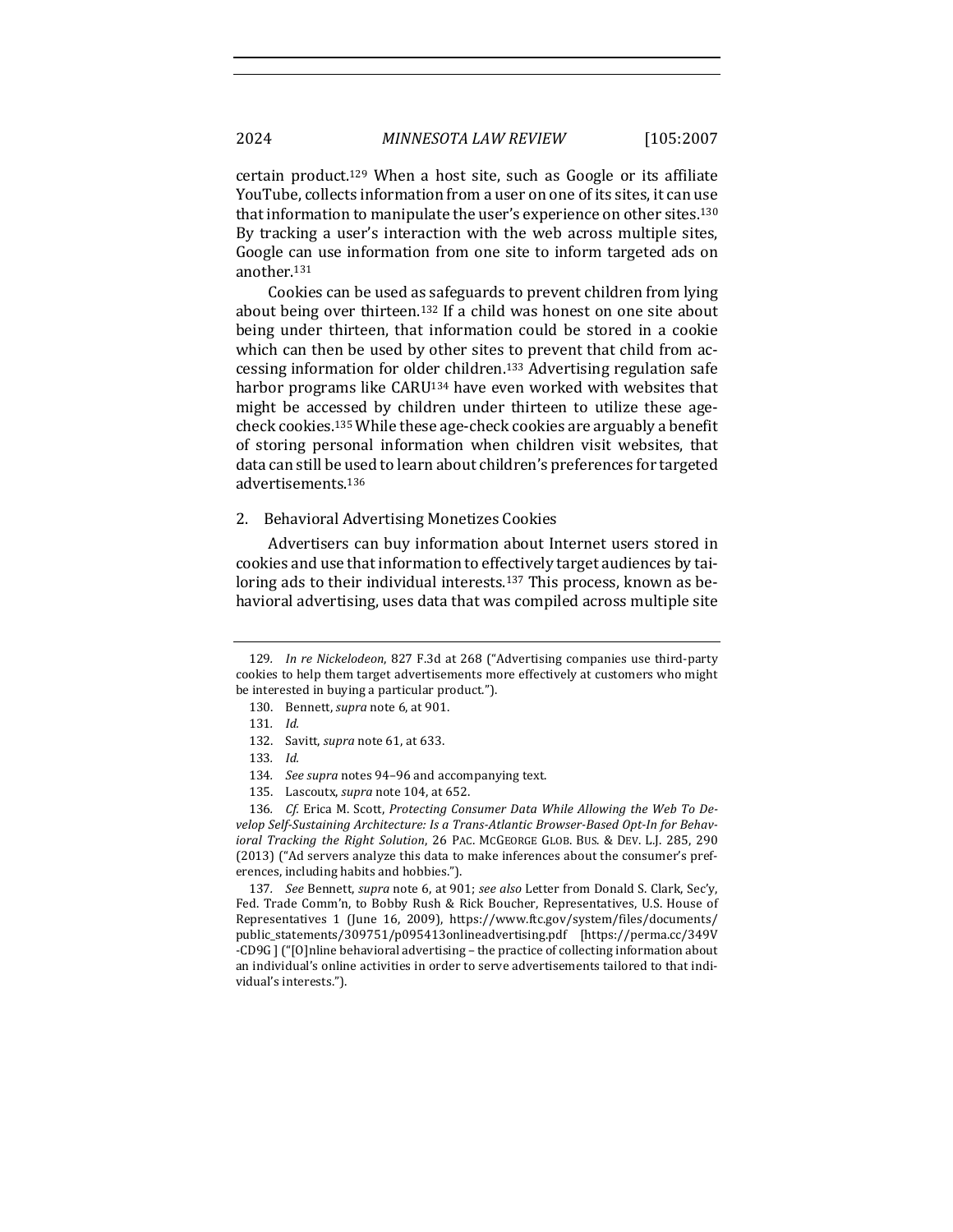certain product.[129] When a host site, such as Google or its affiliate YouTube, collects information from a user on one of its sites, it can use that information to manipulate the user's experience on other sites.[130] By tracking a user's interaction with the web across multiple sites, Google can use information from one site to inform targeted ads on another.[131]

Cookies can be used as safeguards to prevent children from lying about being over thirteen.[132] If a child was honest on one site about being under thirteen, that information could be stored in a cookie which can then be used by other sites to prevent that child from accessing information for older children.[133] Advertising regulation safe harbor programs like CARU[134] have even worked with websites that might be accessed by children under thirteen to utilize these age-check cookies.[135] While these age-check cookies are arguably a benefit of storing personal information when children visit websites, that data can still be used to learn about children's preferences for targeted advertisements.[136]

### 2. Behavioral Advertising Monetizes Cookies

Advertisers can buy information about Internet users stored in cookies and use that information to effectively target audiences by tailoring ads to their individual interests.[137] This process, known as behavioral advertising, uses data that was compiled across multiple site

---

129. *In re Nickelodeon*, 827 F.3d at 268 ("Advertising companies use third-party cookies to help them target advertisements more effectively at customers who might be interested in buying a particular product.").

130. Bennett, *supra* note 6, at 901.

131. *Id.*

132. Savitt, *supra* note 61, at 633.

133. *Id.*

134. *See supra* notes 94–96 and accompanying text.

135. Lascoutx, *supra* note 104, at 652.

136. *Cf.* Erica M. Scott, *Protecting Consumer Data While Allowing the Web To Develop Self-Sustaining Architecture: Is a Trans-Atlantic Browser-Based Opt-In for Behavioral Tracking the Right Solution*, 26 PAC. MCGEORGE GLOB. BUS. & DEV. L.J. 285, 290 (2013) ("Ad servers analyze this data to make inferences about the consumer's preferences, including habits and hobbies.").

137. *See* Bennett, *supra* note 6, at 901; *see also* Letter from Donald S. Clark, Sec'y, Fed. Trade Comm'n, to Bobby Rush & Rick Boucher, Representatives, U.S. House of Representatives 1 (June 16, 2009), https://www.ftc.gov/system/files/documents/public_statements/309751/p095413onlineadvertising.pdf [https://perma.cc/349V-CD9G] ("[O]nline behavioral advertising – the practice of collecting information about an individual's online activities in order to serve advertisements tailored to that individual's interests.").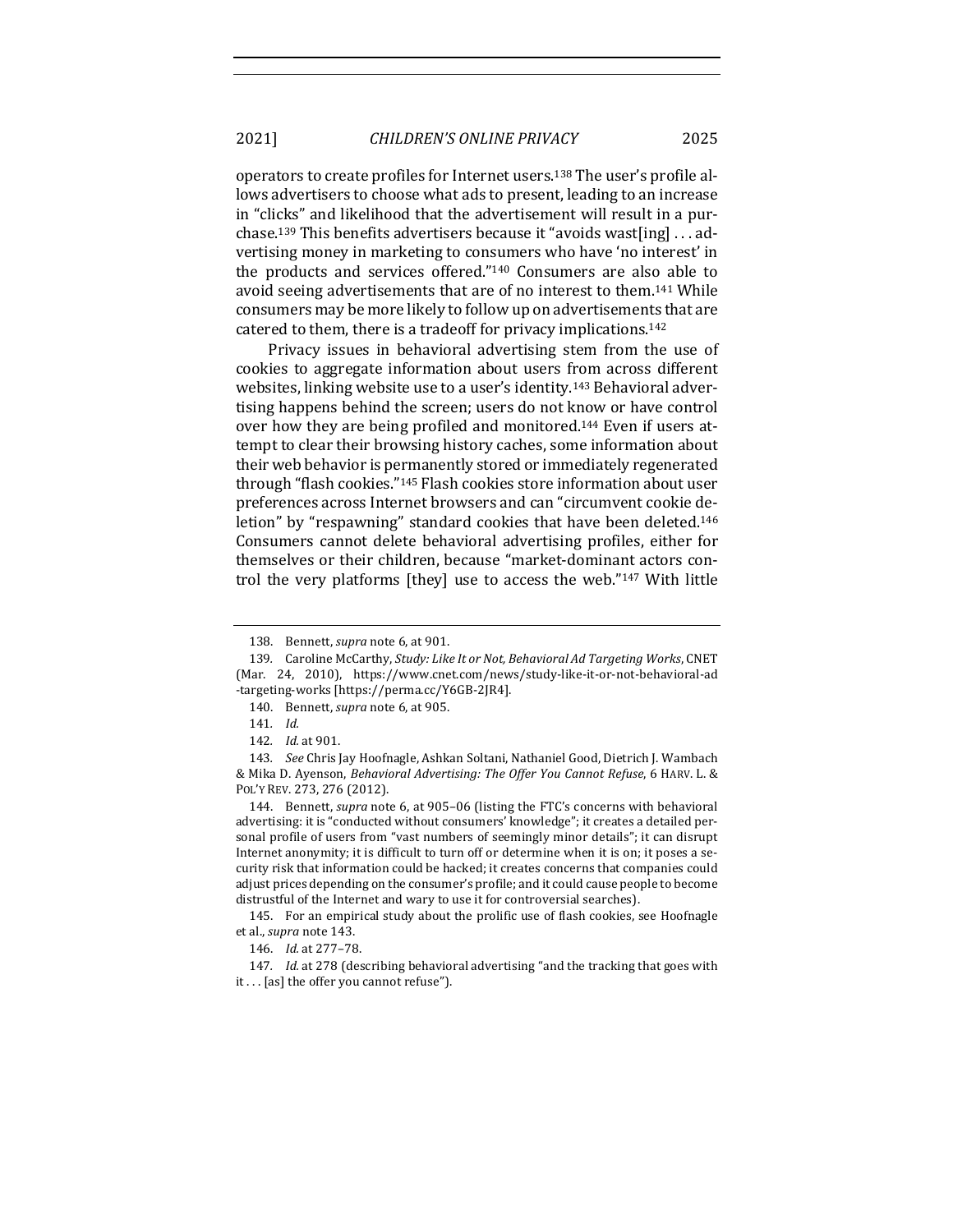operators to create profiles for Internet users.[138] The user's profile allows advertisers to choose what ads to present, leading to an increase in "clicks" and likelihood that the advertisement will result in a purchase.[139] This benefits advertisers because it "avoids wast[ing] . . . advertising money in marketing to consumers who have 'no interest' in the products and services offered."[140] Consumers are also able to avoid seeing advertisements that are of no interest to them.[141] While consumers may be more likely to follow up on advertisements that are catered to them, there is a tradeoff for privacy implications.[142]

Privacy issues in behavioral advertising stem from the use of cookies to aggregate information about users from across different websites, linking website use to a user's identity.[143] Behavioral advertising happens behind the screen; users do not know or have control over how they are being profiled and monitored.[144] Even if users attempt to clear their browsing history caches, some information about their web behavior is permanently stored or immediately regenerated through "flash cookies."[145] Flash cookies store information about user preferences across Internet browsers and can "circumvent cookie deletion" by "respawning" standard cookies that have been deleted.[146] Consumers cannot delete behavioral advertising profiles, either for themselves or their children, because "market-dominant actors control the very platforms [they] use to access the web."[147] With little

---

138. Bennett, *supra* note 6, at 901.

139. Caroline McCarthy, *Study: Like It or Not, Behavioral Ad Targeting Works*, CNET (Mar. 24, 2010), https://www.cnet.com/news/study-like-it-or-not-behavioral-ad-targeting-works [https://perma.cc/Y6GB-2JR4].

140. Bennett, *supra* note 6, at 905.

141. *Id.*

142. *Id.* at 901.

143. *See* Chris Jay Hoofnagle, Ashkan Soltani, Nathaniel Good, Dietrich J. Wambach & Mika D. Ayenson, *Behavioral Advertising: The Offer You Cannot Refuse*, 6 HARV. L. & POL'Y REV. 273, 276 (2012).

144. Bennett, *supra* note 6, at 905–06 (listing the FTC's concerns with behavioral advertising: it is "conducted without consumers' knowledge"; it creates a detailed personal profile of users from "vast numbers of seemingly minor details"; it can disrupt Internet anonymity; it is difficult to turn off or determine when it is on; it poses a security risk that information could be hacked; it creates concerns that companies could adjust prices depending on the consumer's profile; and it could cause people to become distrustful of the Internet and wary to use it for controversial searches).

145. For an empirical study about the prolific use of flash cookies, see Hoofnagle et al., *supra* note 143.

146. *Id.* at 277–78.

147. *Id.* at 278 (describing behavioral advertising "and the tracking that goes with it . . . [as] the offer you cannot refuse").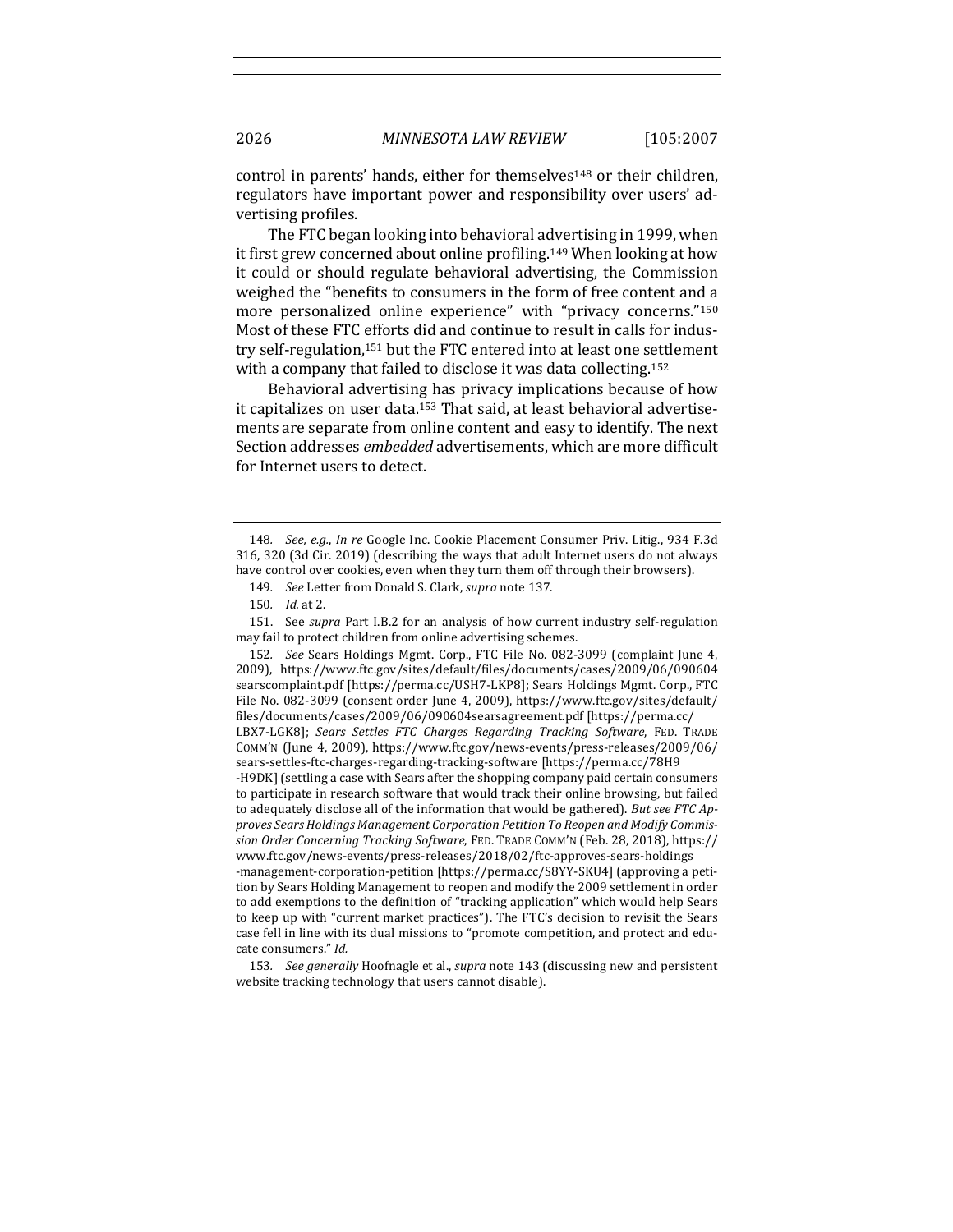control in parents' hands, either for themselves[148] or their children, regulators have important power and responsibility over users' advertising profiles.

The FTC began looking into behavioral advertising in 1999, when it first grew concerned about online profiling.[149] When looking at how it could or should regulate behavioral advertising, the Commission weighed the "benefits to consumers in the form of free content and a more personalized online experience" with "privacy concerns."[150] Most of these FTC efforts did and continue to result in calls for industry self-regulation,[151] but the FTC entered into at least one settlement with a company that failed to disclose it was data collecting.[152]

Behavioral advertising has privacy implications because of how it capitalizes on user data.[153] That said, at least behavioral advertisements are separate from online content and easy to identify. The next Section addresses *embedded* advertisements, which are more difficult for Internet users to detect.

---

148. *See, e.g.*, *In re* Google Inc. Cookie Placement Consumer Priv. Litig., 934 F.3d 316, 320 (3d Cir. 2019) (describing the ways that adult Internet users do not always have control over cookies, even when they turn them off through their browsers).

149. *See* Letter from Donald S. Clark, *supra* note 137.

150. *Id.* at 2.

151. See *supra* Part I.B.2 for an analysis of how current industry self-regulation may fail to protect children from online advertising schemes.

152. *See* Sears Holdings Mgmt. Corp., FTC File No. 082-3099 (complaint June 4, 2009), https://www.ftc.gov/sites/default/files/documents/cases/2009/06/090604searscomplaint.pdf [https://perma.cc/USH7-LKP8]; Sears Holdings Mgmt. Corp., FTC File No. 082-3099 (consent order June 4, 2009), https://www.ftc.gov/sites/default/files/documents/cases/2009/06/090604searsagreement.pdf [https://perma.cc/LBX7-LGK8]; *Sears Settles FTC Charges Regarding Tracking Software*, FED. TRADE COMM'N (June 4, 2009), https://www.ftc.gov/news-events/press-releases/2009/06/sears-settles-ftc-charges-regarding-tracking-software [https://perma.cc/78H9-H9DK] (settling a case with Sears after the shopping company paid certain consumers to participate in research software that would track their online browsing, but failed to adequately disclose all of the information that would be gathered). *But see FTC Approves Sears Holdings Management Corporation Petition To Reopen and Modify Commission Order Concerning Tracking Software*, FED. TRADE COMM'N (Feb. 28, 2018), https://www.ftc.gov/news-events/press-releases/2018/02/ftc-approves-sears-holdings-management-corporation-petition [https://perma.cc/S8YY-SKU4] (approving a petition by Sears Holding Management to reopen and modify the 2009 settlement in order to add exemptions to the definition of "tracking application" which would help Sears to keep up with "current market practices"). The FTC's decision to revisit the Sears case fell in line with its dual missions to "promote competition, and protect and educate consumers." *Id.*

153. *See generally* Hoofnagle et al., *supra* note 143 (discussing new and persistent website tracking technology that users cannot disable).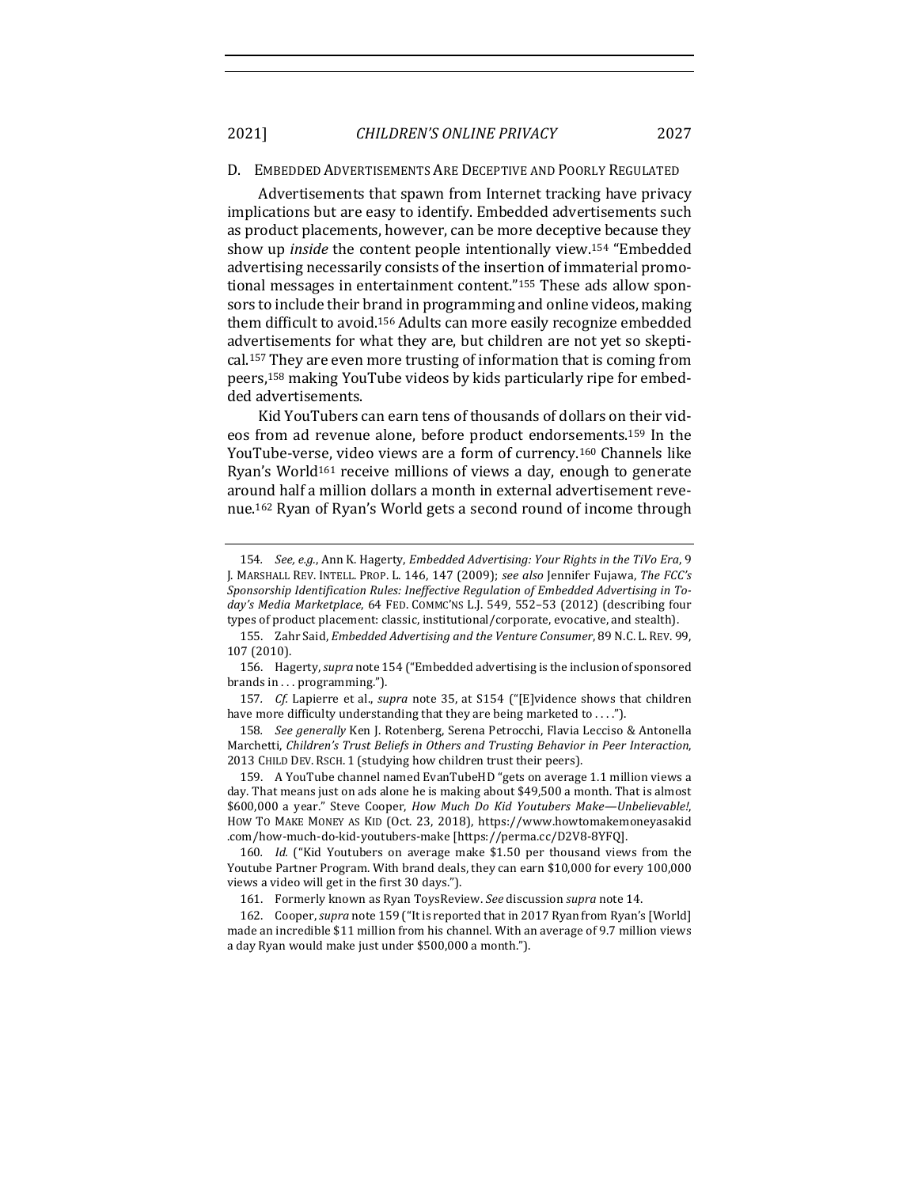### D. Embedded Advertisements Are Deceptive and Poorly Regulated

Advertisements that spawn from Internet tracking have privacy implications but are easy to identify. Embedded advertisements such as product placements, however, can be more deceptive because they show up *inside* the content people intentionally view.[154] "Embedded advertising necessarily consists of the insertion of immaterial promotional messages in entertainment content."[155] These ads allow sponsors to include their brand in programming and online videos, making them difficult to avoid.[156] Adults can more easily recognize embedded advertisements for what they are, but children are not yet so skeptical.[157] They are even more trusting of information that is coming from peers,[158] making YouTube videos by kids particularly ripe for embedded advertisements.

Kid YouTubers can earn tens of thousands of dollars on their videos from ad revenue alone, before product endorsements.[159] In the YouTube-verse, video views are a form of currency.[160] Channels like Ryan's World[161] receive millions of views a day, enough to generate around half a million dollars a month in external advertisement revenue.[162] Ryan of Ryan's World gets a second round of income through

---

154. *See, e.g.*, Ann K. Hagerty, *Embedded Advertising: Your Rights in the TiVo Era*, 9 J. MARSHALL REV. INTELL. PROP. L. 146, 147 (2009); *see also* Jennifer Fujawa, *The FCC's Sponsorship Identification Rules: Ineffective Regulation of Embedded Advertising in Today's Media Marketplace*, 64 FED. COMMC'NS L.J. 549, 552–53 (2012) (describing four types of product placement: classic, institutional/corporate, evocative, and stealth).

155. Zahr Said, *Embedded Advertising and the Venture Consumer*, 89 N.C. L. REV. 99, 107 (2010).

156. Hagerty, *supra* note 154 ("Embedded advertising is the inclusion of sponsored brands in . . . programming.").

157. *Cf.* Lapierre et al., *supra* note 35, at S154 ("[E]vidence shows that children have more difficulty understanding that they are being marketed to . . . .").

158. *See generally* Ken J. Rotenberg, Serena Petrocchi, Flavia Lecciso & Antonella Marchetti, *Children's Trust Beliefs in Others and Trusting Behavior in Peer Interaction*, 2013 CHILD DEV. RSCH. 1 (studying how children trust their peers).

159. A YouTube channel named EvanTubeHD "gets on average 1.1 million views a day. That means just on ads alone he is making about $49,500 a month. That is almost $600,000 a year." Steve Cooper, *How Much Do Kid Youtubers Make—Unbelievable!*, HOW TO MAKE MONEY AS KID (Oct. 23, 2018), https://www.howtomakemoneyasakid.com/how-much-do-kid-youtubers-make [https://perma.cc/D2V8-8YFQ].

160. *Id.* ("Kid Youtubers on average make $1.50 per thousand views from the Youtube Partner Program. With brand deals, they can earn $10,000 for every 100,000 views a video will get in the first 30 days.").

161. Formerly known as Ryan ToysReview. *See* discussion *supra* note 14.

162. Cooper, *supra* note 159 ("It is reported that in 2017 Ryan from Ryan's [World] made an incredible $11 million from his channel. With an average of 9.7 million views a day Ryan would make just under $500,000 a month.").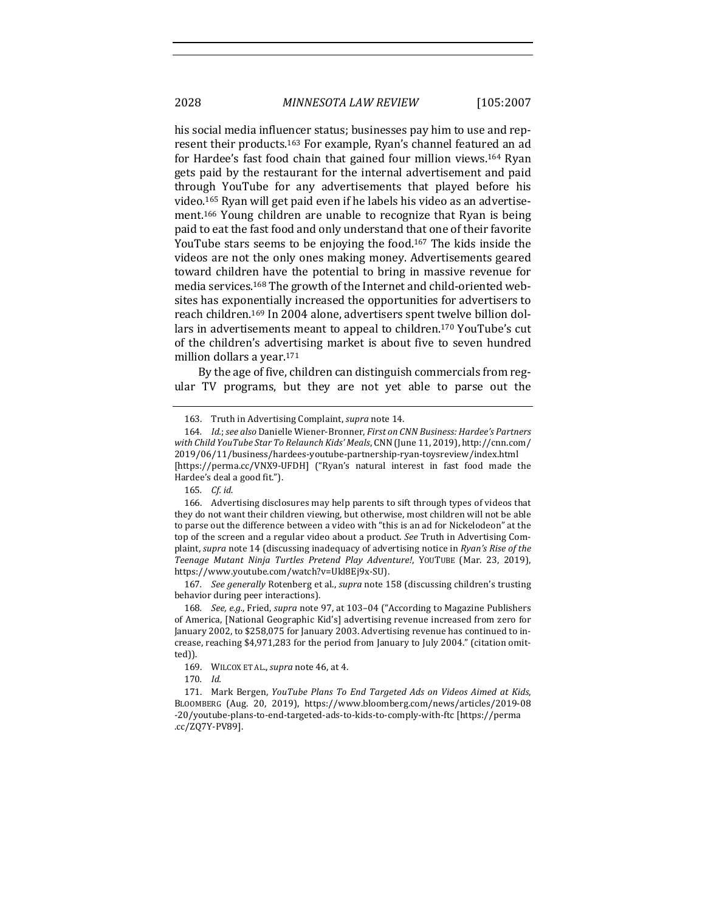his social media influencer status; businesses pay him to use and represent their products.[163] For example, Ryan's channel featured an ad for Hardee's fast food chain that gained four million views.[164] Ryan gets paid by the restaurant for the internal advertisement and paid through YouTube for any advertisements that played before his video.[165] Ryan will get paid even if he labels his video as an advertisement.[166] Young children are unable to recognize that Ryan is being paid to eat the fast food and only understand that one of their favorite YouTube stars seems to be enjoying the food.[167] The kids inside the videos are not the only ones making money. Advertisements geared toward children have the potential to bring in massive revenue for media services.[168] The growth of the Internet and child-oriented websites has exponentially increased the opportunities for advertisers to reach children.[169] In 2004 alone, advertisers spent twelve billion dollars in advertisements meant to appeal to children.[170] YouTube's cut of the children's advertising market is about five to seven hundred million dollars a year.[171]

By the age of five, children can distinguish commercials from regular TV programs, but they are not yet able to parse out the

---

163. Truth in Advertising Complaint, *supra* note 14.

164. *Id.*; *see also* Danielle Wiener-Bronner, *First on CNN Business: Hardee's Partners with Child YouTube Star To Relaunch Kids' Meals*, CNN (June 11, 2019), http://cnn.com/2019/06/11/business/hardees-youtube-partnership-ryan-toysreview/index.html [https://perma.cc/VNX9-UFDH] ("Ryan's natural interest in fast food made the Hardee's deal a good fit.").

165. *Cf. id.*

166. Advertising disclosures may help parents to sift through types of videos that they do not want their children viewing, but otherwise, most children will not be able to parse out the difference between a video with "this is an ad for Nickelodeon" at the top of the screen and a regular video about a product. *See* Truth in Advertising Complaint, *supra* note 14 (discussing inadequacy of advertising notice in *Ryan's Rise of the Teenage Mutant Ninja Turtles Pretend Play Adventure!*, YOUTUBE (Mar. 23, 2019), https://www.youtube.com/watch?v=Ukl8Ej9x-SU).

167. *See generally* Rotenberg et al., *supra* note 158 (discussing children's trusting behavior during peer interactions).

168. *See, e.g.*, Fried, *supra* note 97, at 103–04 ("According to Magazine Publishers of America, [National Geographic Kid's] advertising revenue increased from zero for January 2002, to $258,075 for January 2003. Advertising revenue has continued to increase, reaching $4,971,283 for the period from January to July 2004." (citation omitted)).

169. WILCOX ET AL., *supra* note 46, at 4.

170. *Id.*

171. Mark Bergen, *YouTube Plans To End Targeted Ads on Videos Aimed at Kids*, BLOOMBERG (Aug. 20, 2019), https://www.bloomberg.com/news/articles/2019-08-20/youtube-plans-to-end-targeted-ads-to-kids-to-comply-with-ftc [https://perma.cc/ZQ7Y-PV89].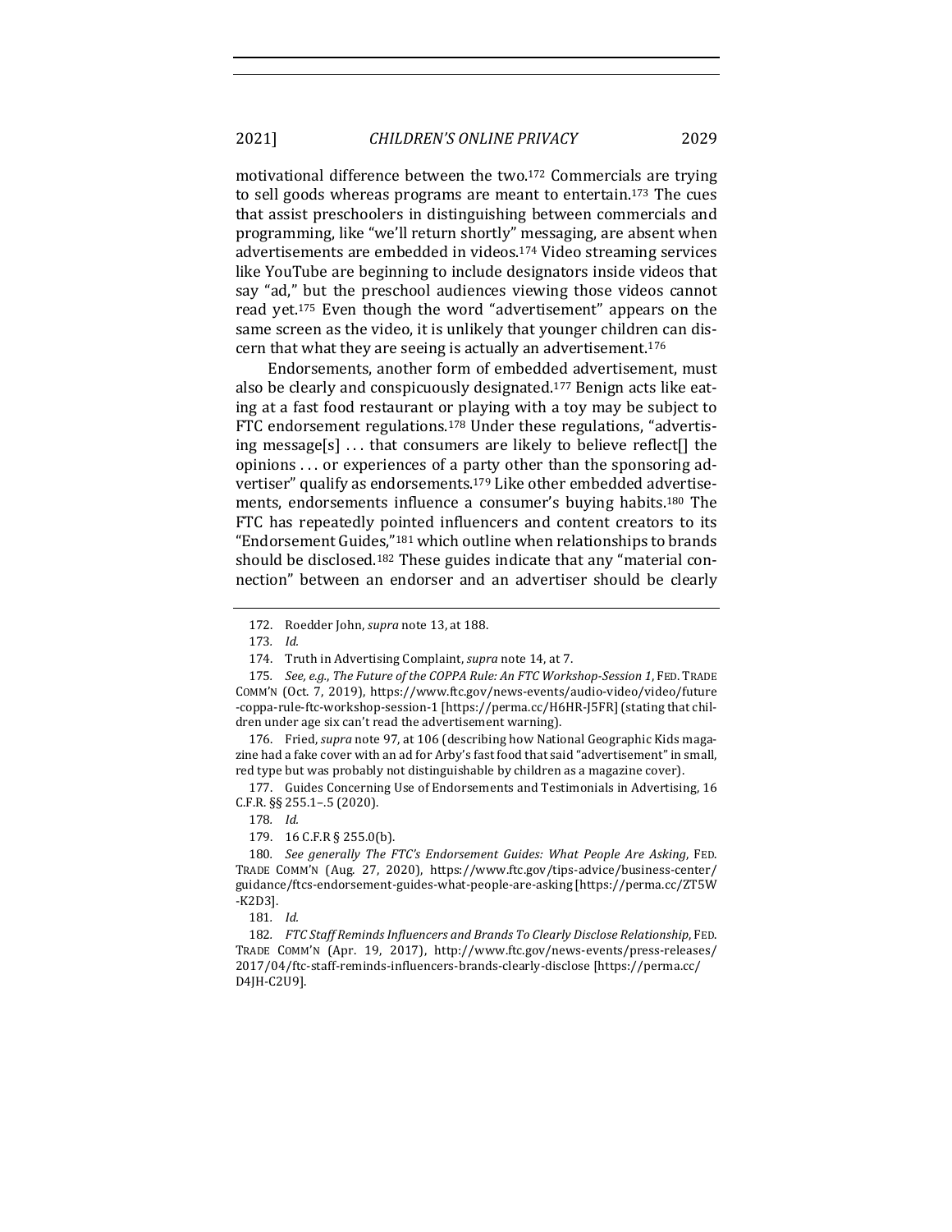motivational difference between the two.[172] Commercials are trying to sell goods whereas programs are meant to entertain.[173] The cues that assist preschoolers in distinguishing between commercials and programming, like "we'll return shortly" messaging, are absent when advertisements are embedded in videos.[174] Video streaming services like YouTube are beginning to include designators inside videos that say "ad," but the preschool audiences viewing those videos cannot read yet.[175] Even though the word "advertisement" appears on the same screen as the video, it is unlikely that younger children can discern that what they are seeing is actually an advertisement.[176]

Endorsements, another form of embedded advertisement, must also be clearly and conspicuously designated.[177] Benign acts like eating at a fast food restaurant or playing with a toy may be subject to FTC endorsement regulations.[178] Under these regulations, "advertising message[s] . . . that consumers are likely to believe reflect[] the opinions . . . or experiences of a party other than the sponsoring advertiser" qualify as endorsements.[179] Like other embedded advertisements, endorsements influence a consumer's buying habits.[180] The FTC has repeatedly pointed influencers and content creators to its "Endorsement Guides,"[181] which outline when relationships to brands should be disclosed.[182] These guides indicate that any "material connection" between an endorser and an advertiser should be clearly

---

172. Roedder John, *supra* note 13, at 188.

173. *Id.*

174. Truth in Advertising Complaint, *supra* note 14, at 7.

175. *See, e.g.*, *The Future of the COPPA Rule: An FTC Workshop-Session 1*, FED. TRADE COMM'N (Oct. 7, 2019), https://www.ftc.gov/news-events/audio-video/video/future-coppa-rule-ftc-workshop-session-1 [https://perma.cc/H6HR-J5FR] (stating that children under age six can't read the advertisement warning).

176. Fried, *supra* note 97, at 106 (describing how National Geographic Kids magazine had a fake cover with an ad for Arby's fast food that said "advertisement" in small, red type but was probably not distinguishable by children as a magazine cover).

177. Guides Concerning Use of Endorsements and Testimonials in Advertising, 16 C.F.R. §§ 255.1–.5 (2020).

178. *Id.*

179. 16 C.F.R § 255.0(b).

180. *See generally The FTC's Endorsement Guides: What People Are Asking*, FED. TRADE COMM'N (Aug. 27, 2020), https://www.ftc.gov/tips-advice/business-center/guidance/ftcs-endorsement-guides-what-people-are-asking [https://perma.cc/ZT5W-K2D3].

181. *Id.*

182. *FTC Staff Reminds Influencers and Brands To Clearly Disclose Relationship*, FED. TRADE COMM'N (Apr. 19, 2017), http://www.ftc.gov/news-events/press-releases/2017/04/ftc-staff-reminds-influencers-brands-clearly-disclose [https://perma.cc/D4JH-C2U9].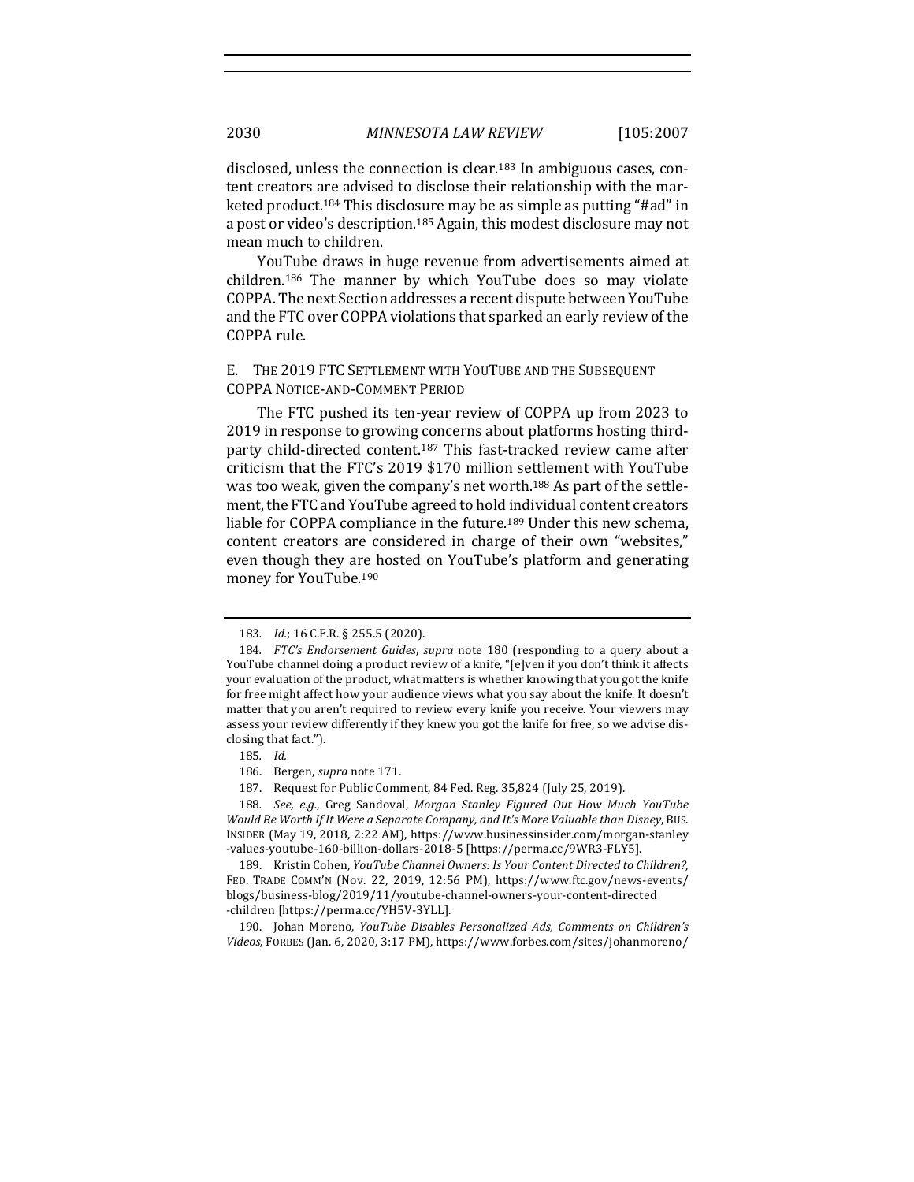disclosed, unless the connection is clear.[183] In ambiguous cases, content creators are advised to disclose their relationship with the marketed product.[184] This disclosure may be as simple as putting "#ad" in a post or video's description.[185] Again, this modest disclosure may not mean much to children.

YouTube draws in huge revenue from advertisements aimed at children.[186] The manner by which YouTube does so may violate COPPA. The next Section addresses a recent dispute between YouTube and the FTC over COPPA violations that sparked an early review of the COPPA rule.

## E. The 2019 FTC Settlement with YouTube and the Subsequent COPPA Notice-and-Comment Period

The FTC pushed its ten-year review of COPPA up from 2023 to 2019 in response to growing concerns about platforms hosting third-party child-directed content.[187] This fast-tracked review came after criticism that the FTC's 2019 $170 million settlement with YouTube was too weak, given the company's net worth.[188] As part of the settlement, the FTC and YouTube agreed to hold individual content creators liable for COPPA compliance in the future.[189] Under this new schema, content creators are considered in charge of their own "websites," even though they are hosted on YouTube's platform and generating money for YouTube.[190]

---

183. *Id.*; 16 C.F.R. § 255.5 (2020).

184. *FTC's Endorsement Guides*, *supra* note 180 (responding to a query about a YouTube channel doing a product review of a knife, "[e]ven if you don't think it affects your evaluation of the product, what matters is whether knowing that you got the knife for free might affect how your audience views what you say about the knife. It doesn't matter that you aren't required to review every knife you receive. Your viewers may assess your review differently if they knew you got the knife for free, so we advise disclosing that fact.").

185. *Id.*

186. Bergen, *supra* note 171.

187. Request for Public Comment, 84 Fed. Reg. 35,824 (July 25, 2019).

188. *See, e.g.*, Greg Sandoval, *Morgan Stanley Figured Out How Much YouTube Would Be Worth If It Were a Separate Company, and It's More Valuable than Disney*, BUS. INSIDER (May 19, 2018, 2:22 AM), https://www.businessinsider.com/morgan-stanley-values-youtube-160-billion-dollars-2018-5 [https://perma.cc/9WR3-FLY5].

189. Kristin Cohen, *YouTube Channel Owners: Is Your Content Directed to Children?*, FED. TRADE COMM'N (Nov. 22, 2019, 12:56 PM), https://www.ftc.gov/news-events/blogs/business-blog/2019/11/youtube-channel-owners-your-content-directed-children [https://perma.cc/YH5V-3YLL].

190. Johan Moreno, *YouTube Disables Personalized Ads, Comments on Children's Videos*, FORBES (Jan. 6, 2020, 3:17 PM), https://www.forbes.com/sites/johanmoreno/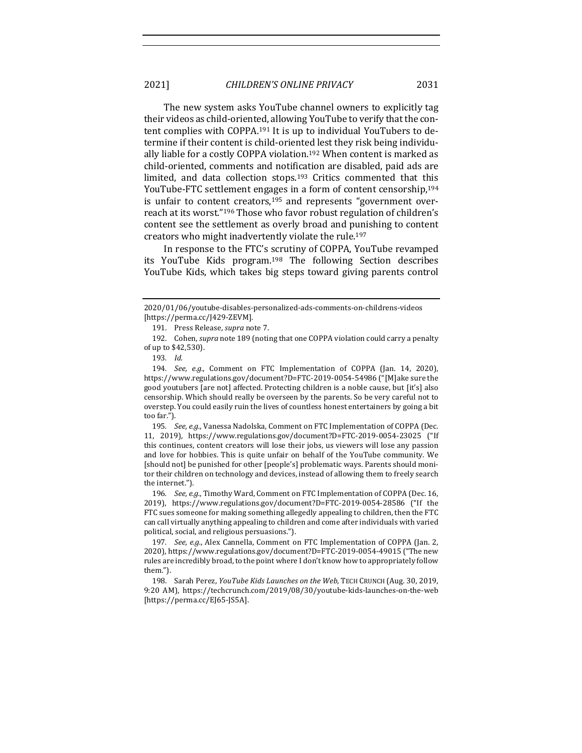The new system asks YouTube channel owners to explicitly tag their videos as child-oriented, allowing YouTube to verify that the content complies with COPPA.[191] It is up to individual YouTubers to determine if their content is child-oriented lest they risk being individually liable for a costly COPPA violation.[192] When content is marked as child-oriented, comments and notification are disabled, paid ads are limited, and data collection stops.[193] Critics commented that this YouTube-FTC settlement engages in a form of content censorship,[194] is unfair to content creators,[195] and represents "government overreach at its worst."[196] Those who favor robust regulation of children's content see the settlement as overly broad and punishing to content creators who might inadvertently violate the rule.[197]

In response to the FTC's scrutiny of COPPA, YouTube revamped its YouTube Kids program.[198] The following Section describes YouTube Kids, which takes big steps toward giving parents control

---

2020/01/06/youtube-disables-personalized-ads-comments-on-childrens-videos [https://perma.cc/J429-ZEVM].

191. Press Release, *supra* note 7.

192. Cohen, *supra* note 189 (noting that one COPPA violation could carry a penalty of up to $42,530).

193. *Id.*

194. *See, e.g.*, Comment on FTC Implementation of COPPA (Jan. 14, 2020), https://www.regulations.gov/document?D=FTC-2019-0054-54986 ("[M]ake sure the good youtubers [are not] affected. Protecting children is a noble cause, but [it's] also censorship. Which should really be overseen by the parents. So be very careful not to overstep. You could easily ruin the lives of countless honest entertainers by going a bit too far.").

195. *See, e.g.*, Vanessa Nadolska, Comment on FTC Implementation of COPPA (Dec. 11, 2019), https://www.regulations.gov/document?D=FTC-2019-0054-23025 ("If this continues, content creators will lose their jobs, us viewers will lose any passion and love for hobbies. This is quite unfair on behalf of the YouTube community. We [should not] be punished for other [people's] problematic ways. Parents should monitor their children on technology and devices, instead of allowing them to freely search the internet.").

196. *See, e.g.*, Timothy Ward, Comment on FTC Implementation of COPPA (Dec. 16, 2019), https://www.regulations.gov/document?D=FTC-2019-0054-28586 ("If the FTC sues someone for making something allegedly appealing to children, then the FTC can call virtually anything appealing to children and come after individuals with varied political, social, and religious persuasions.").

197. *See, e.g.*, Alex Cannella, Comment on FTC Implementation of COPPA (Jan. 2, 2020), https://www.regulations.gov/document?D=FTC-2019-0054-49015 ("The new rules are incredibly broad, to the point where I don't know how to appropriately follow them.").

198. Sarah Perez, *YouTube Kids Launches on the Web*, TECH CRUNCH (Aug. 30, 2019, 9:20 AM), https://techcrunch.com/2019/08/30/youtube-kids-launches-on-the-web [https://perma.cc/EJ65-JS5A].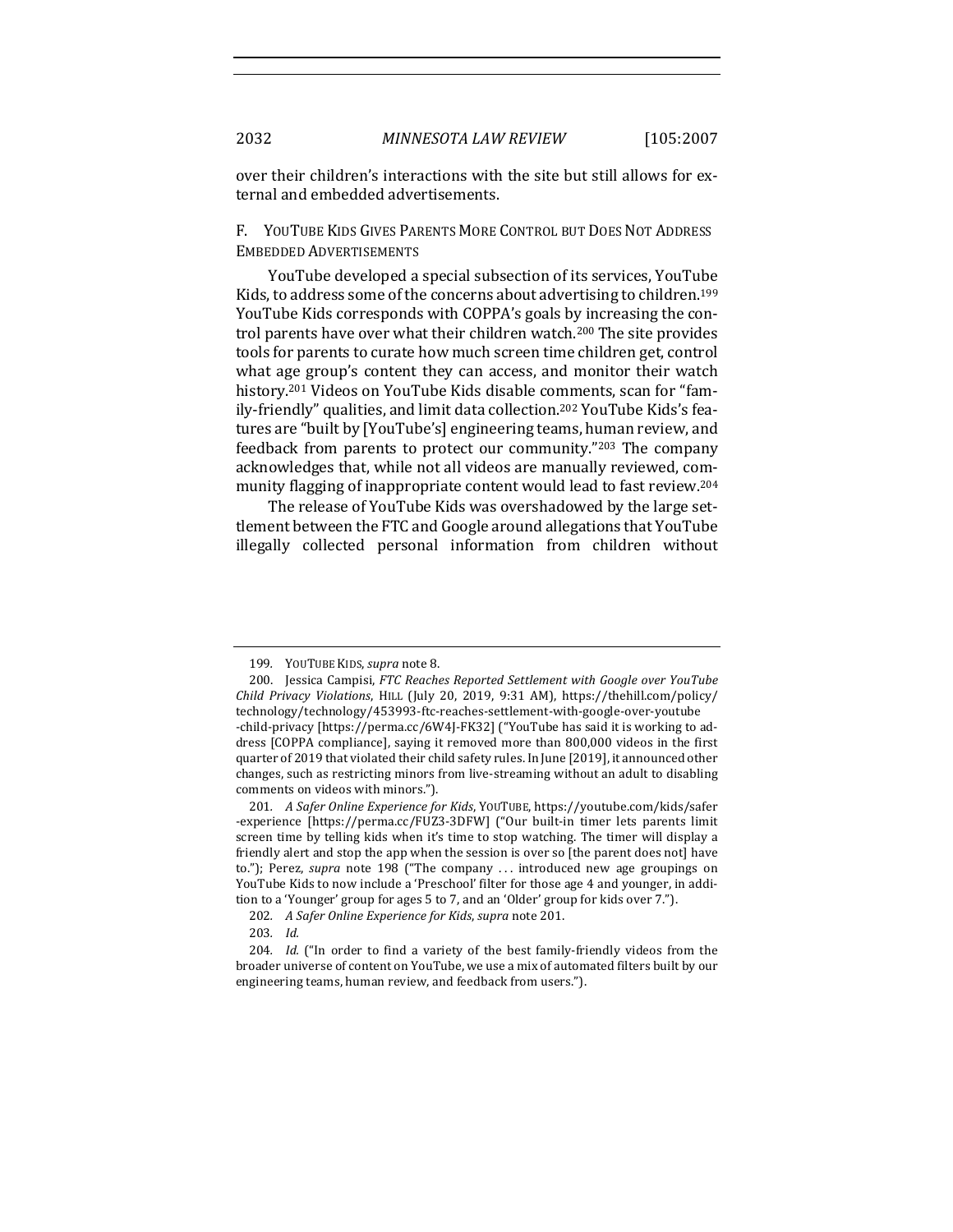over their children's interactions with the site but still allows for external and embedded advertisements.

### F. YouTube Kids Gives Parents More Control but Does Not Address Embedded Advertisements

YouTube developed a special subsection of its services, YouTube Kids, to address some of the concerns about advertising to children.[199] YouTube Kids corresponds with COPPA's goals by increasing the control parents have over what their children watch.[200] The site provides tools for parents to curate how much screen time children get, control what age group's content they can access, and monitor their watch history.[201] Videos on YouTube Kids disable comments, scan for "family-friendly" qualities, and limit data collection.[202] YouTube Kids's features are "built by [YouTube's] engineering teams, human review, and feedback from parents to protect our community."[203] The company acknowledges that, while not all videos are manually reviewed, community flagging of inappropriate content would lead to fast review.[204]

The release of YouTube Kids was overshadowed by the large settlement between the FTC and Google around allegations that YouTube illegally collected personal information from children without

---

199. YouTube Kids, *supra* note 8.

200. Jessica Campisi, *FTC Reaches Reported Settlement with Google over YouTube Child Privacy Violations*, Hill (July 20, 2019, 9:31 AM), https://thehill.com/policy/technology/technology/453993-ftc-reaches-settlement-with-google-over-youtube-child-privacy [https://perma.cc/6W4J-FK32] ("YouTube has said it is working to address [COPPA compliance], saying it removed more than 800,000 videos in the first quarter of 2019 that violated their child safety rules. In June [2019], it announced other changes, such as restricting minors from live-streaming without an adult to disabling comments on videos with minors.").

201. *A Safer Online Experience for Kids*, YouTube, https://youtube.com/kids/safer-experience [https://perma.cc/FUZ3-3DFW] ("Our built-in timer lets parents limit screen time by telling kids when it's time to stop watching. The timer will display a friendly alert and stop the app when the session is over so [the parent does not] have to."); Perez, *supra* note 198 ("The company . . . introduced new age groupings on YouTube Kids to now include a 'Preschool' filter for those age 4 and younger, in addition to a 'Younger' group for ages 5 to 7, and an 'Older' group for kids over 7.").

202. *A Safer Online Experience for Kids*, *supra* note 201.

203. *Id.*

204. *Id.* ("In order to find a variety of the best family-friendly videos from the broader universe of content on YouTube, we use a mix of automated filters built by our engineering teams, human review, and feedback from users.").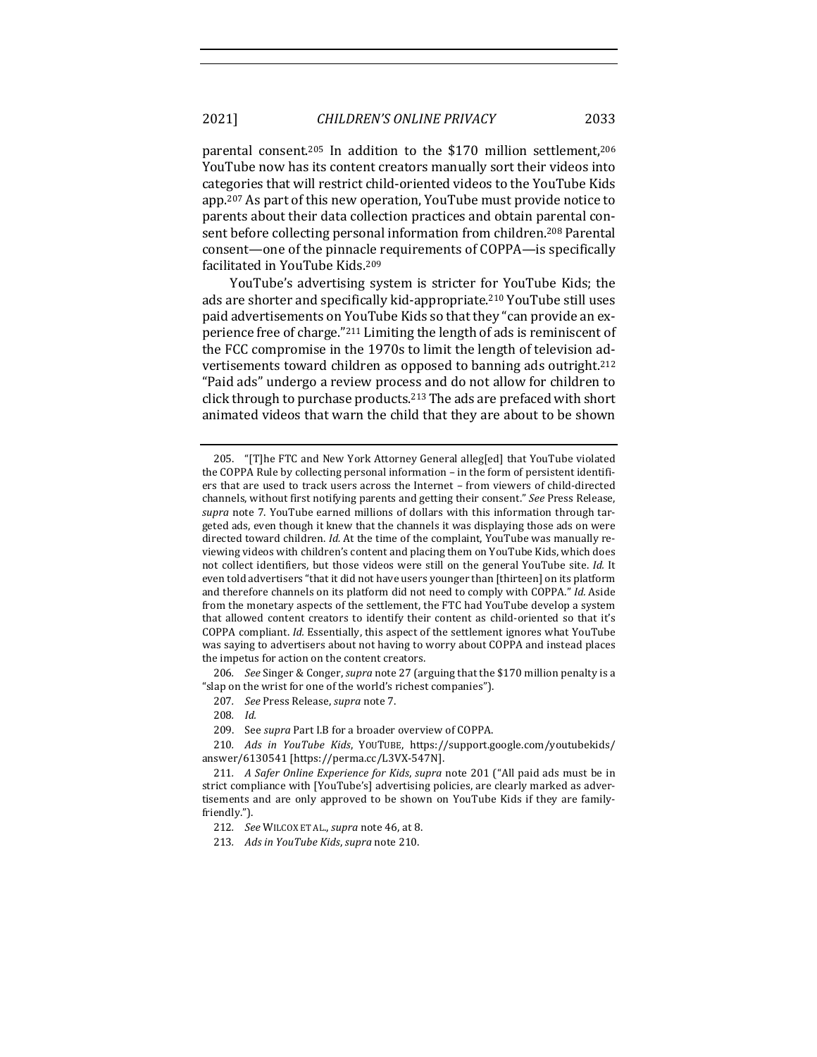parental consent.[205] In addition to the $170 million settlement,[206] YouTube now has its content creators manually sort their videos into categories that will restrict child-oriented videos to the YouTube Kids app.[207] As part of this new operation, YouTube must provide notice to parents about their data collection practices and obtain parental consent before collecting personal information from children.[208] Parental consent—one of the pinnacle requirements of COPPA—is specifically facilitated in YouTube Kids.[209]

YouTube's advertising system is stricter for YouTube Kids; the ads are shorter and specifically kid-appropriate.[210] YouTube still uses paid advertisements on YouTube Kids so that they "can provide an experience free of charge."[211] Limiting the length of ads is reminiscent of the FCC compromise in the 1970s to limit the length of television advertisements toward children as opposed to banning ads outright.[212] "Paid ads" undergo a review process and do not allow for children to click through to purchase products.[213] The ads are prefaced with short animated videos that warn the child that they are about to be shown

---

205. "[T]he FTC and New York Attorney General alleg[ed] that YouTube violated the COPPA Rule by collecting personal information – in the form of persistent identifiers that are used to track users across the Internet – from viewers of child-directed channels, without first notifying parents and getting their consent." *See* Press Release, *supra* note 7. YouTube earned millions of dollars with this information through targeted ads, even though it knew that the channels it was displaying those ads on were directed toward children. *Id.* At the time of the complaint, YouTube was manually reviewing videos with children's content and placing them on YouTube Kids, which does not collect identifiers, but those videos were still on the general YouTube site. *Id.* It even told advertisers "that it did not have users younger than [thirteen] on its platform and therefore channels on its platform did not need to comply with COPPA." *Id.* Aside from the monetary aspects of the settlement, the FTC had YouTube develop a system that allowed content creators to identify their content as child-oriented so that it's COPPA compliant. *Id.* Essentially, this aspect of the settlement ignores what YouTube was saying to advertisers about not having to worry about COPPA and instead places the impetus for action on the content creators.

206. *See* Singer & Conger, *supra* note 27 (arguing that the $170 million penalty is a "slap on the wrist for one of the world's richest companies").

207. *See* Press Release, *supra* note 7.

208. *Id.*

209. See *supra* Part I.B for a broader overview of COPPA.

210. *Ads in YouTube Kids*, YOUTUBE, https://support.google.com/youtubekids/answer/6130541 [https://perma.cc/L3VX-547N].

211. *A Safer Online Experience for Kids*, *supra* note 201 ("All paid ads must be in strict compliance with [YouTube's] advertising policies, are clearly marked as advertisements and are only approved to be shown on YouTube Kids if they are family-friendly.").

212. *See* WILCOX ET AL., *supra* note 46, at 8.

213. *Ads in YouTube Kids*, *supra* note 210.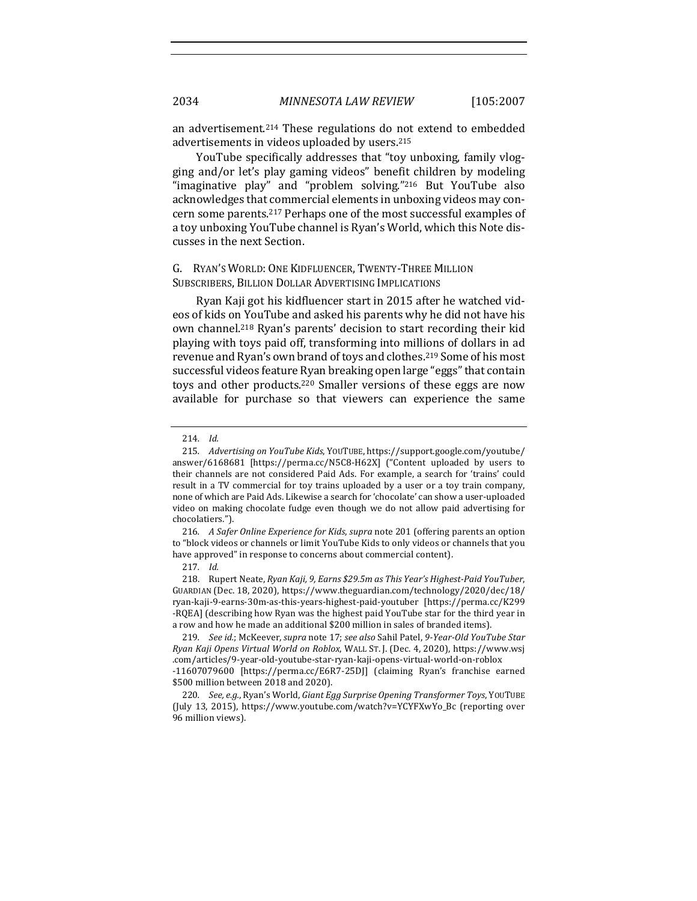an advertisement.[214] These regulations do not extend to embedded advertisements in videos uploaded by users.[215]

YouTube specifically addresses that "toy unboxing, family vlogging and/or let's play gaming videos" benefit children by modeling "imaginative play" and "problem solving."[216] But YouTube also acknowledges that commercial elements in unboxing videos may concern some parents.[217] Perhaps one of the most successful examples of a toy unboxing YouTube channel is Ryan's World, which this Note discusses in the next Section.

### G. Ryan's World: One Kidfluencer, Twenty-Three Million Subscribers, Billion Dollar Advertising Implications

Ryan Kaji got his kidfluencer start in 2015 after he watched videos of kids on YouTube and asked his parents why he did not have his own channel.[218] Ryan's parents' decision to start recording their kid playing with toys paid off, transforming into millions of dollars in ad revenue and Ryan's own brand of toys and clothes.[219] Some of his most successful videos feature Ryan breaking open large "eggs" that contain toys and other products.[220] Smaller versions of these eggs are now available for purchase so that viewers can experience the same

---

214. *Id.*

215. *Advertising on YouTube Kids*, YouTube, https://support.google.com/youtube/answer/6168681 [https://perma.cc/N5C8-H62X] ("Content uploaded by users to their channels are not considered Paid Ads. For example, a search for 'trains' could result in a TV commercial for toy trains uploaded by a user or a toy train company, none of which are Paid Ads. Likewise a search for 'chocolate' can show a user-uploaded video on making chocolate fudge even though we do not allow paid advertising for chocolatiers.").

216. *A Safer Online Experience for Kids*, *supra* note 201 (offering parents an option to "block videos or channels or limit YouTube Kids to only videos or channels that you have approved" in response to concerns about commercial content).

217. *Id.*

218. Rupert Neate, *Ryan Kaji, 9, Earns $29.5m as This Year's Highest-Paid YouTuber*, Guardian (Dec. 18, 2020), https://www.theguardian.com/technology/2020/dec/18/ryan-kaji-9-earns-30m-as-this-years-highest-paid-youtuber [https://perma.cc/K299-RQEA] (describing how Ryan was the highest paid YouTube star for the third year in a row and how he made an additional $200 million in sales of branded items).

219. *See id.*; McKeever, *supra* note 17; *see also* Sahil Patel, *9-Year-Old YouTube Star Ryan Kaji Opens Virtual World on Roblox*, Wall St. J. (Dec. 4, 2020), https://www.wsj.com/articles/9-year-old-youtube-star-ryan-kaji-opens-virtual-world-on-roblox-11607079600 [https://perma.cc/E6R7-25DJ] (claiming Ryan's franchise earned $500 million between 2018 and 2020).

220. *See, e.g.*, Ryan's World, *Giant Egg Surprise Opening Transformer Toys*, YouTube (July 13, 2015), https://www.youtube.com/watch?v=YCYFXwYo_Bc (reporting over 96 million views).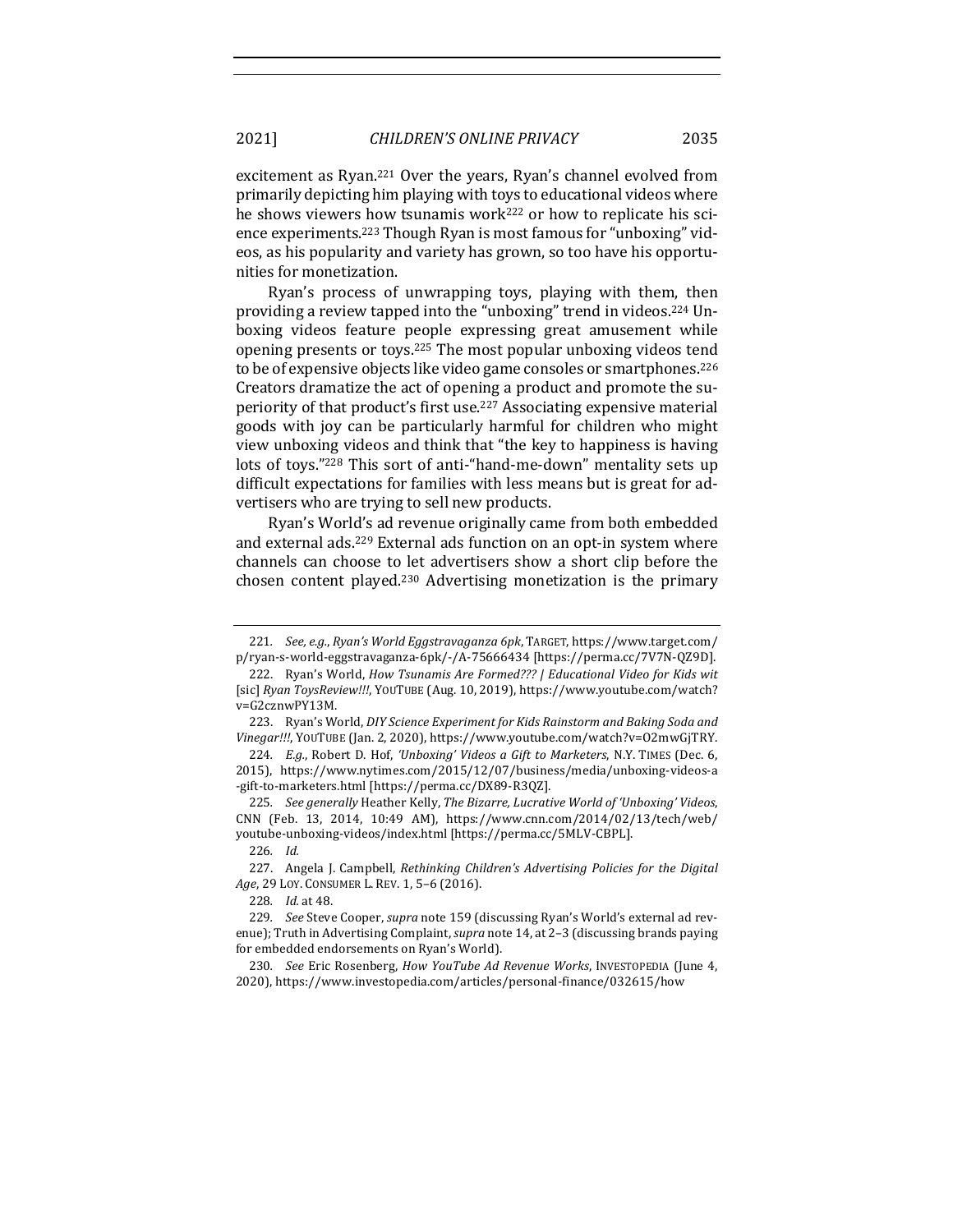excitement as Ryan.[221] Over the years, Ryan's channel evolved from primarily depicting him playing with toys to educational videos where he shows viewers how tsunamis work[222] or how to replicate his science experiments.[223] Though Ryan is most famous for "unboxing" videos, as his popularity and variety has grown, so too have his opportunities for monetization.

Ryan's process of unwrapping toys, playing with them, then providing a review tapped into the "unboxing" trend in videos.[224] Unboxing videos feature people expressing great amusement while opening presents or toys.[225] The most popular unboxing videos tend to be of expensive objects like video game consoles or smartphones.[226] Creators dramatize the act of opening a product and promote the superiority of that product's first use.[227] Associating expensive material goods with joy can be particularly harmful for children who might view unboxing videos and think that "the key to happiness is having lots of toys."[228] This sort of anti-"hand-me-down" mentality sets up difficult expectations for families with less means but is great for advertisers who are trying to sell new products.

Ryan's World's ad revenue originally came from both embedded and external ads.[229] External ads function on an opt-in system where channels can choose to let advertisers show a short clip before the chosen content played.[230] Advertising monetization is the primary

---

221. *See, e.g.*, *Ryan's World Eggstravaganza 6pk*, TARGET, https://www.target.com/p/ryan-s-world-eggstravaganza-6pk/-/A-75666434 [https://perma.cc/7V7N-QZ9D].

222. Ryan's World, *How Tsunamis Are Formed??? | Educational Video for Kids wit* [sic] *Ryan ToysReview!!!*, YOUTUBE (Aug. 10, 2019), https://www.youtube.com/watch?v=G2cznwPY13M.

223. Ryan's World, *DIY Science Experiment for Kids Rainstorm and Baking Soda and Vinegar!!!*, YOUTUBE (Jan. 2, 2020), https://www.youtube.com/watch?v=O2mwGjTRY.

224. *E.g.*, Robert D. Hof, *'Unboxing' Videos a Gift to Marketers*, N.Y. TIMES (Dec. 6, 2015), https://www.nytimes.com/2015/12/07/business/media/unboxing-videos-a-gift-to-marketers.html [https://perma.cc/DX89-R3QZ].

225. *See generally* Heather Kelly, *The Bizarre, Lucrative World of 'Unboxing' Videos*, CNN (Feb. 13, 2014, 10:49 AM), https://www.cnn.com/2014/02/13/tech/web/youtube-unboxing-videos/index.html [https://perma.cc/5MLV-CBPL].

226. *Id.*

227. Angela J. Campbell, *Rethinking Children's Advertising Policies for the Digital Age*, 29 LOY. CONSUMER L. REV. 1, 5–6 (2016).

228. *Id.* at 48.

229. *See* Steve Cooper, *supra* note 159 (discussing Ryan's World's external ad revenue); Truth in Advertising Complaint, *supra* note 14, at 2–3 (discussing brands paying for embedded endorsements on Ryan's World).

230. *See* Eric Rosenberg, *How YouTube Ad Revenue Works*, INVESTOPEDIA (June 4, 2020), https://www.investopedia.com/articles/personal-finance/032615/how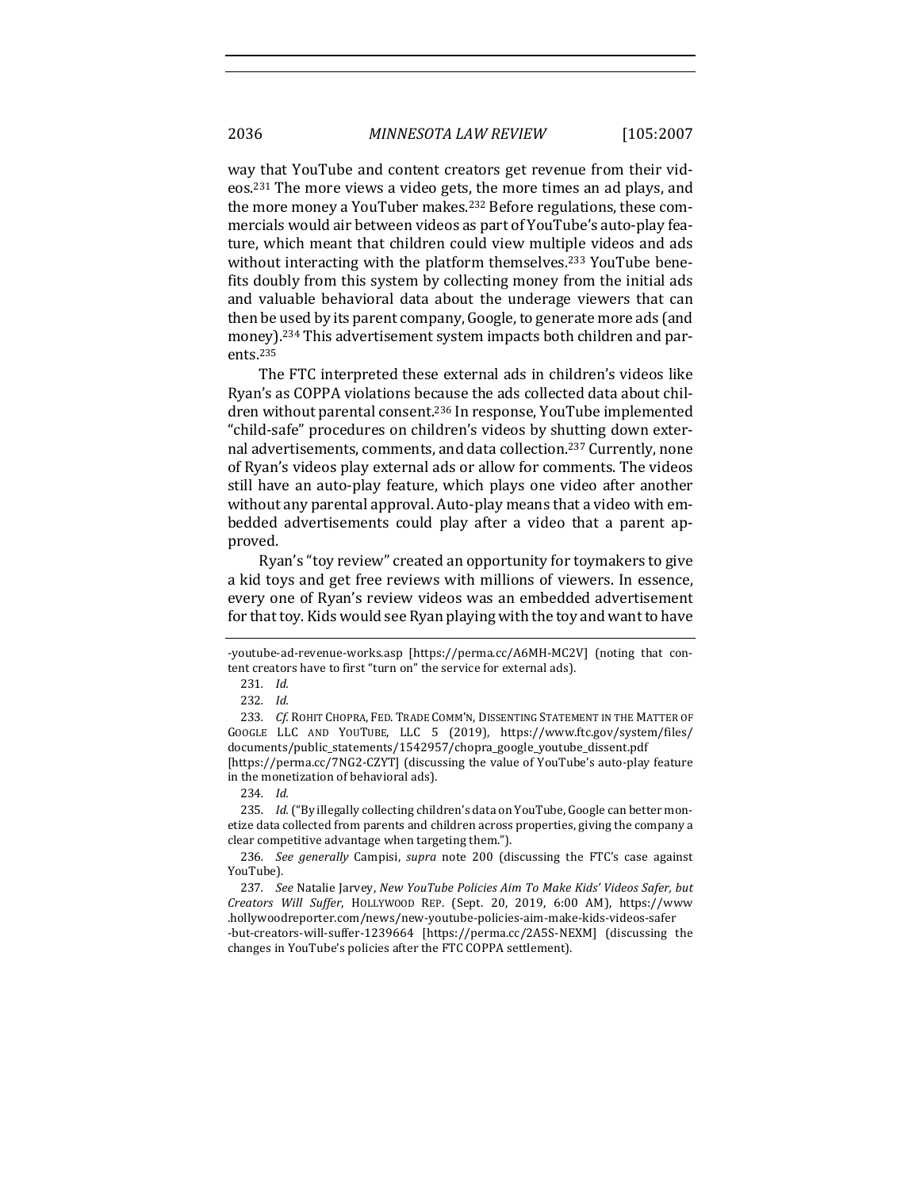way that YouTube and content creators get revenue from their videos.[231] The more views a video gets, the more times an ad plays, and the more money a YouTuber makes.[232] Before regulations, these commercials would air between videos as part of YouTube's auto-play feature, which meant that children could view multiple videos and ads without interacting with the platform themselves.[233] YouTube benefits doubly from this system by collecting money from the initial ads and valuable behavioral data about the underage viewers that can then be used by its parent company, Google, to generate more ads (and money).[234] This advertisement system impacts both children and parents.[235]

The FTC interpreted these external ads in children's videos like Ryan's as COPPA violations because the ads collected data about children without parental consent.[236] In response, YouTube implemented "child-safe" procedures on children's videos by shutting down external advertisements, comments, and data collection.[237] Currently, none of Ryan's videos play external ads or allow for comments. The videos still have an auto-play feature, which plays one video after another without any parental approval. Auto-play means that a video with embedded advertisements could play after a video that a parent approved.

Ryan's "toy review" created an opportunity for toymakers to give a kid toys and get free reviews with millions of viewers. In essence, every one of Ryan's review videos was an embedded advertisement for that toy. Kids would see Ryan playing with the toy and want to have

---

-youtube-ad-revenue-works.asp [https://perma.cc/A6MH-MC2V] (noting that content creators have to first "turn on" the service for external ads).

231. *Id.*

232. *Id.*

233. *Cf.* ROHIT CHOPRA, FED. TRADE COMM'N, DISSENTING STATEMENT IN THE MATTER OF GOOGLE LLC AND YOUTUBE, LLC 5 (2019), https://www.ftc.gov/system/files/documents/public_statements/1542957/chopra_google_youtube_dissent.pdf [https://perma.cc/7NG2-CZYT] (discussing the value of YouTube's auto-play feature in the monetization of behavioral ads).

234. *Id.*

235. *Id.* ("By illegally collecting children's data on YouTube, Google can better monetize data collected from parents and children across properties, giving the company a clear competitive advantage when targeting them.").

236. *See generally* Campisi, *supra* note 200 (discussing the FTC's case against YouTube).

237. *See* Natalie Jarvey, *New YouTube Policies Aim To Make Kids' Videos Safer, but Creators Will Suffer*, HOLLYWOOD REP. (Sept. 20, 2019, 6:00 AM), https://www.hollywoodreporter.com/news/new-youtube-policies-aim-make-kids-videos-safer-but-creators-will-suffer-1239664 [https://perma.cc/2A5S-NEXM] (discussing the changes in YouTube's policies after the FTC COPPA settlement).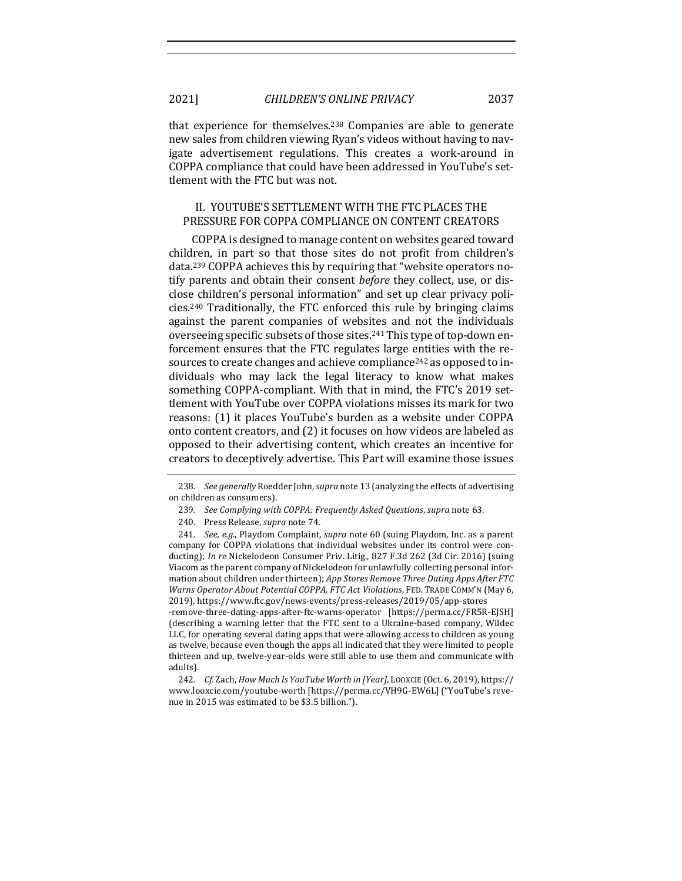that experience for themselves.[238] Companies are able to generate new sales from children viewing Ryan's videos without having to navigate advertisement regulations. This creates a work-around in COPPA compliance that could have been addressed in YouTube's settlement with the FTC but was not.

## II. YOUTUBE'S SETTLEMENT WITH THE FTC PLACES THE PRESSURE FOR COPPA COMPLIANCE ON CONTENT CREATORS

COPPA is designed to manage content on websites geared toward children, in part so that those sites do not profit from children's data.[239] COPPA achieves this by requiring that "website operators notify parents and obtain their consent *before* they collect, use, or disclose children's personal information" and set up clear privacy policies.[240] Traditionally, the FTC enforced this rule by bringing claims against the parent companies of websites and not the individuals overseeing specific subsets of those sites.[241] This type of top-down enforcement ensures that the FTC regulates large entities with the resources to create changes and achieve compliance[242] as opposed to individuals who may lack the legal literacy to know what makes something COPPA-compliant. With that in mind, the FTC's 2019 settlement with YouTube over COPPA violations misses its mark for two reasons: (1) it places YouTube's burden as a website under COPPA onto content creators, and (2) it focuses on how videos are labeled as opposed to their advertising content, which creates an incentive for creators to deceptively advertise. This Part will examine those issues

---

238. *See generally* Roedder John, *supra* note 13 (analyzing the effects of advertising on children as consumers).

239. *See Complying with COPPA: Frequently Asked Questions*, *supra* note 63.

240. Press Release, *supra* note 74.

241. *See, e.g.*, Playdom Complaint, *supra* note 60 (suing Playdom, Inc. as a parent company for COPPA violations that individual websites under its control were conducting); *In re* Nickelodeon Consumer Priv. Litig., 827 F.3d 262 (3d Cir. 2016) (suing Viacom as the parent company of Nickelodeon for unlawfully collecting personal information about children under thirteen); *App Stores Remove Three Dating Apps After FTC Warns Operator About Potential COPPA, FTC Act Violations*, FED. TRADE COMM'N (May 6, 2019), https://www.ftc.gov/news-events/press-releases/2019/05/app-stores-remove-three-dating-apps-after-ftc-warns-operator [https://perma.cc/FR5R-EJSH] (describing a warning letter that the FTC sent to a Ukraine-based company, Wildec LLC, for operating several dating apps that were allowing access to children as young as twelve, because even though the apps all indicated that they were limited to people thirteen and up, twelve-year-olds were still able to use them and communicate with adults).

242. *Cf.* Zach, *How Much Is YouTube Worth in [Year]*, LOOXCIE (Oct. 6, 2019), https://www.looxcie.com/youtube-worth [https://perma.cc/VH9G-EW6L] ("YouTube's revenue in 2015 was estimated to be $3.5 billion.").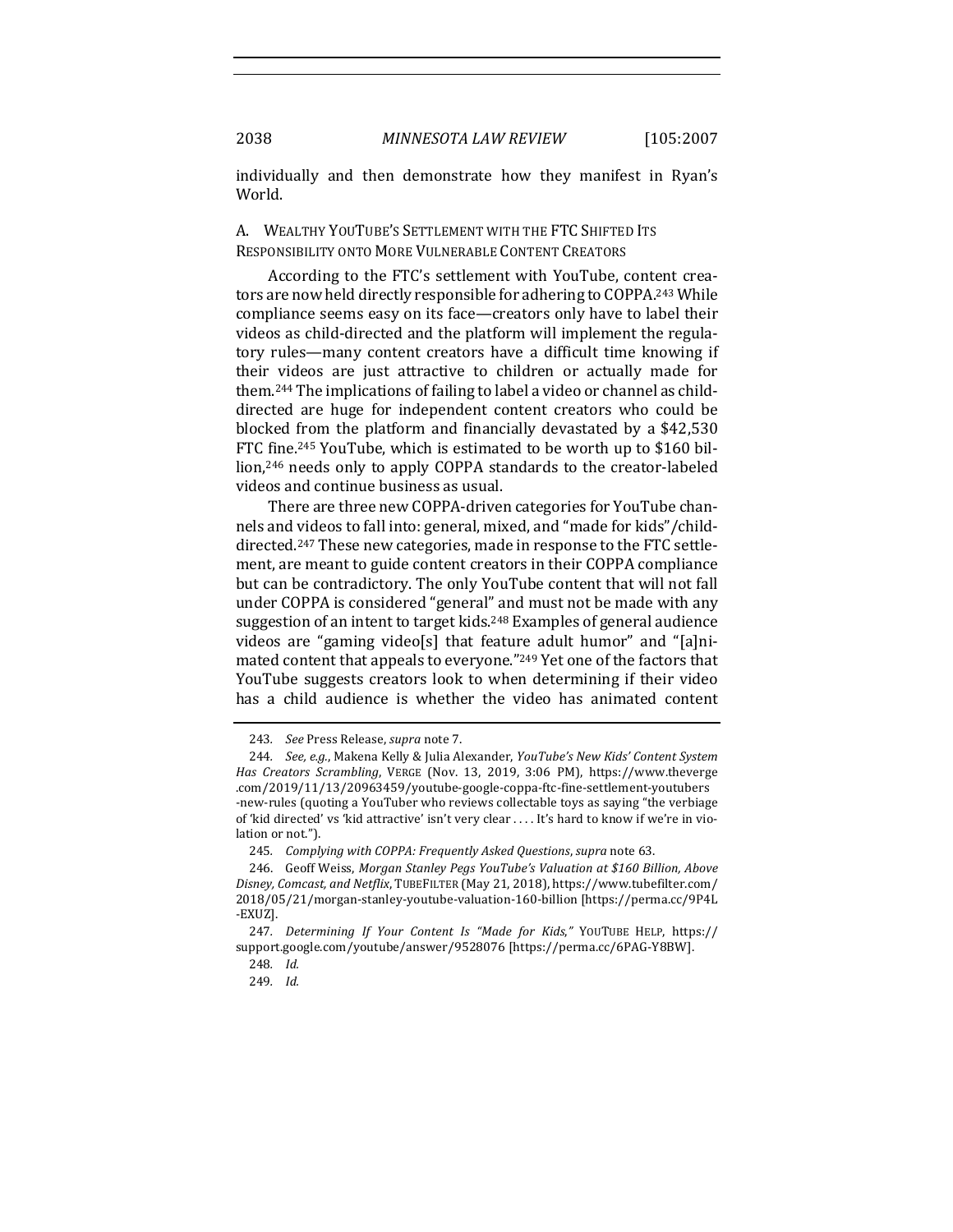individually and then demonstrate how they manifest in Ryan's World.

### A. Wealthy YouTube's Settlement with the FTC Shifted Its Responsibility onto More Vulnerable Content Creators

According to the FTC's settlement with YouTube, content creators are now held directly responsible for adhering to COPPA.[243] While compliance seems easy on its face—creators only have to label their videos as child-directed and the platform will implement the regulatory rules—many content creators have a difficult time knowing if their videos are just attractive to children or actually made for them.[244] The implications of failing to label a video or channel as child-directed are huge for independent content creators who could be blocked from the platform and financially devastated by a $42,530 FTC fine.[245] YouTube, which is estimated to be worth up to $160 billion,[246] needs only to apply COPPA standards to the creator-labeled videos and continue business as usual.

There are three new COPPA-driven categories for YouTube channels and videos to fall into: general, mixed, and "made for kids"/child-directed.[247] These new categories, made in response to the FTC settlement, are meant to guide content creators in their COPPA compliance but can be contradictory. The only YouTube content that will not fall under COPPA is considered "general" and must not be made with any suggestion of an intent to target kids.[248] Examples of general audience videos are "gaming video[s] that feature adult humor" and "[a]nimated content that appeals to everyone."[249] Yet one of the factors that YouTube suggests creators look to when determining if their video has a child audience is whether the video has animated content

---

243. *See* Press Release, *supra* note 7.

244. *See, e.g.*, Makena Kelly & Julia Alexander, *YouTube's New Kids' Content System Has Creators Scrambling*, VERGE (Nov. 13, 2019, 3:06 PM), https://www.theverge.com/2019/11/13/20963459/youtube-google-coppa-ftc-fine-settlement-youtubers-new-rules (quoting a YouTuber who reviews collectable toys as saying "the verbiage of 'kid directed' vs 'kid attractive' isn't very clear . . . . It's hard to know if we're in violation or not.").

245. *Complying with COPPA: Frequently Asked Questions*, *supra* note 63.

246. Geoff Weiss, *Morgan Stanley Pegs YouTube's Valuation at $160 Billion, Above Disney, Comcast, and Netflix*, TUBEFILTER (May 21, 2018), https://www.tubefilter.com/2018/05/21/morgan-stanley-youtube-valuation-160-billion [https://perma.cc/9P4L-EXUZ].

247. *Determining If Your Content Is "Made for Kids,"* YOUTUBE HELP, https://support.google.com/youtube/answer/9528076 [https://perma.cc/6PAG-Y8BW].

248. *Id.*

249. *Id.*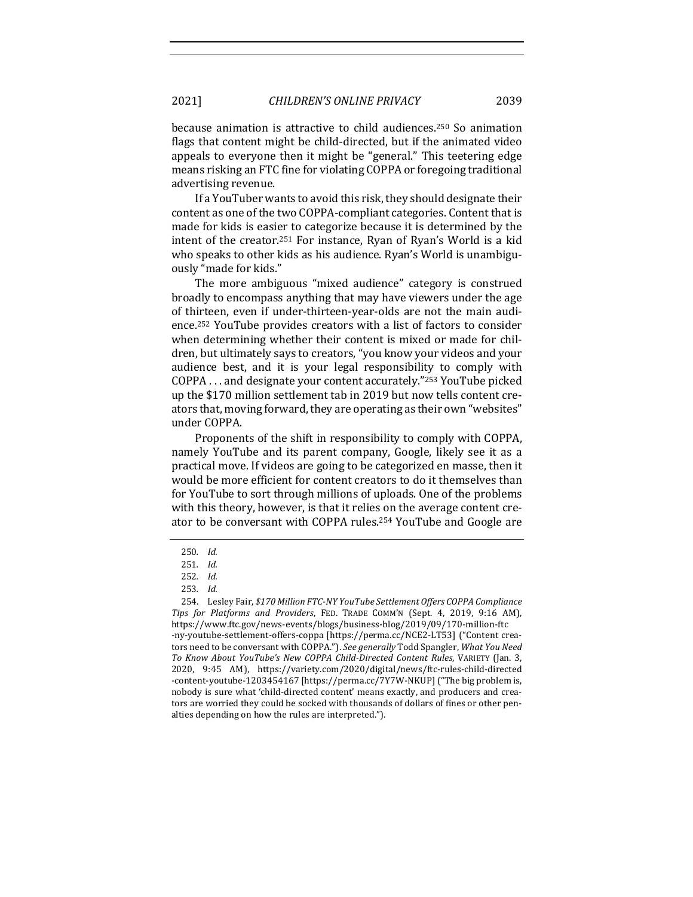because animation is attractive to child audiences.[250] So animation flags that content might be child-directed, but if the animated video appeals to everyone then it might be "general." This teetering edge means risking an FTC fine for violating COPPA or foregoing traditional advertising revenue.

If a YouTuber wants to avoid this risk, they should designate their content as one of the two COPPA-compliant categories. Content that is made for kids is easier to categorize because it is determined by the intent of the creator.[251] For instance, Ryan of Ryan's World is a kid who speaks to other kids as his audience. Ryan's World is unambiguously "made for kids."

The more ambiguous "mixed audience" category is construed broadly to encompass anything that may have viewers under the age of thirteen, even if under-thirteen-year-olds are not the main audience.[252] YouTube provides creators with a list of factors to consider when determining whether their content is mixed or made for children, but ultimately says to creators, "you know your videos and your audience best, and it is your legal responsibility to comply with COPPA . . . and designate your content accurately."[253] YouTube picked up the $170 million settlement tab in 2019 but now tells content creators that, moving forward, they are operating as their own "websites" under COPPA.

Proponents of the shift in responsibility to comply with COPPA, namely YouTube and its parent company, Google, likely see it as a practical move. If videos are going to be categorized en masse, then it would be more efficient for content creators to do it themselves than for YouTube to sort through millions of uploads. One of the problems with this theory, however, is that it relies on the average content creator to be conversant with COPPA rules.[254] YouTube and Google are

250. *Id.*

251. *Id.*

252. *Id.*

253. *Id.*

254. Lesley Fair, *$170 Million FTC-NY YouTube Settlement Offers COPPA Compliance Tips for Platforms and Providers*, FED. TRADE COMM'N (Sept. 4, 2019, 9:16 AM), https://www.ftc.gov/news-events/blogs/business-blog/2019/09/170-million-ftc-ny-youtube-settlement-offers-coppa [https://perma.cc/NCE2-LT53] ("Content creators need to be conversant with COPPA."). *See generally* Todd Spangler, *What You Need To Know About YouTube's New COPPA Child-Directed Content Rules*, VARIETY (Jan. 3, 2020, 9:45 AM), https://variety.com/2020/digital/news/ftc-rules-child-directed-content-youtube-1203454167 [https://perma.cc/7Y7W-NKUP] ("The big problem is, nobody is sure what 'child-directed content' means exactly, and producers and creators are worried they could be socked with thousands of dollars of fines or other penalties depending on how the rules are interpreted.").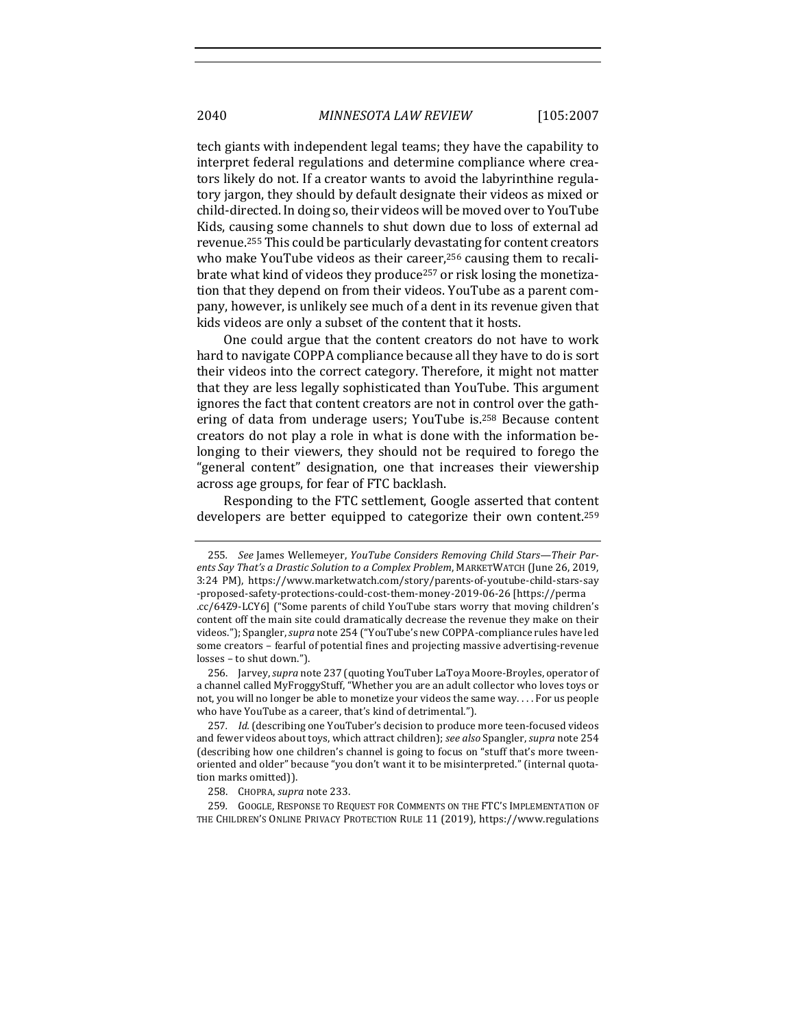tech giants with independent legal teams; they have the capability to interpret federal regulations and determine compliance where creators likely do not. If a creator wants to avoid the labyrinthine regulatory jargon, they should by default designate their videos as mixed or child-directed. In doing so, their videos will be moved over to YouTube Kids, causing some channels to shut down due to loss of external ad revenue.[255] This could be particularly devastating for content creators who make YouTube videos as their career,[256] causing them to recalibrate what kind of videos they produce[257] or risk losing the monetization that they depend on from their videos. YouTube as a parent company, however, is unlikely see much of a dent in its revenue given that kids videos are only a subset of the content that it hosts.

One could argue that the content creators do not have to work hard to navigate COPPA compliance because all they have to do is sort their videos into the correct category. Therefore, it might not matter that they are less legally sophisticated than YouTube. This argument ignores the fact that content creators are not in control over the gathering of data from underage users; YouTube is.[258] Because content creators do not play a role in what is done with the information belonging to their viewers, they should not be required to forego the "general content" designation, one that increases their viewership across age groups, for fear of FTC backlash.

Responding to the FTC settlement, Google asserted that content developers are better equipped to categorize their own content.[259]

---

255. *See* James Wellemeyer, *YouTube Considers Removing Child Stars—Their Parents Say That's a Drastic Solution to a Complex Problem*, MARKETWATCH (June 26, 2019, 3:24 PM), https://www.marketwatch.com/story/parents-of-youtube-child-stars-say-proposed-safety-protections-could-cost-them-money-2019-06-26 [https://perma.cc/64Z9-LCY6] ("Some parents of child YouTube stars worry that moving children's content off the main site could dramatically decrease the revenue they make on their videos."); Spangler, *supra* note 254 ("YouTube's new COPPA-compliance rules have led some creators – fearful of potential fines and projecting massive advertising-revenue losses – to shut down.").

256. Jarvey, *supra* note 237 (quoting YouTuber LaToya Moore-Broyles, operator of a channel called MyFroggyStuff, "Whether you are an adult collector who loves toys or not, you will no longer be able to monetize your videos the same way. . . . For us people who have YouTube as a career, that's kind of detrimental.").

257. *Id.* (describing one YouTuber's decision to produce more teen-focused videos and fewer videos about toys, which attract children); *see also* Spangler, *supra* note 254 (describing how one children's channel is going to focus on "stuff that's more tween-oriented and older" because "you don't want it to be misinterpreted." (internal quotation marks omitted)).

258. CHOPRA, *supra* note 233.

259. GOOGLE, RESPONSE TO REQUEST FOR COMMENTS ON THE FTC'S IMPLEMENTATION OF THE CHILDREN'S ONLINE PRIVACY PROTECTION RULE 11 (2019), https://www.regulations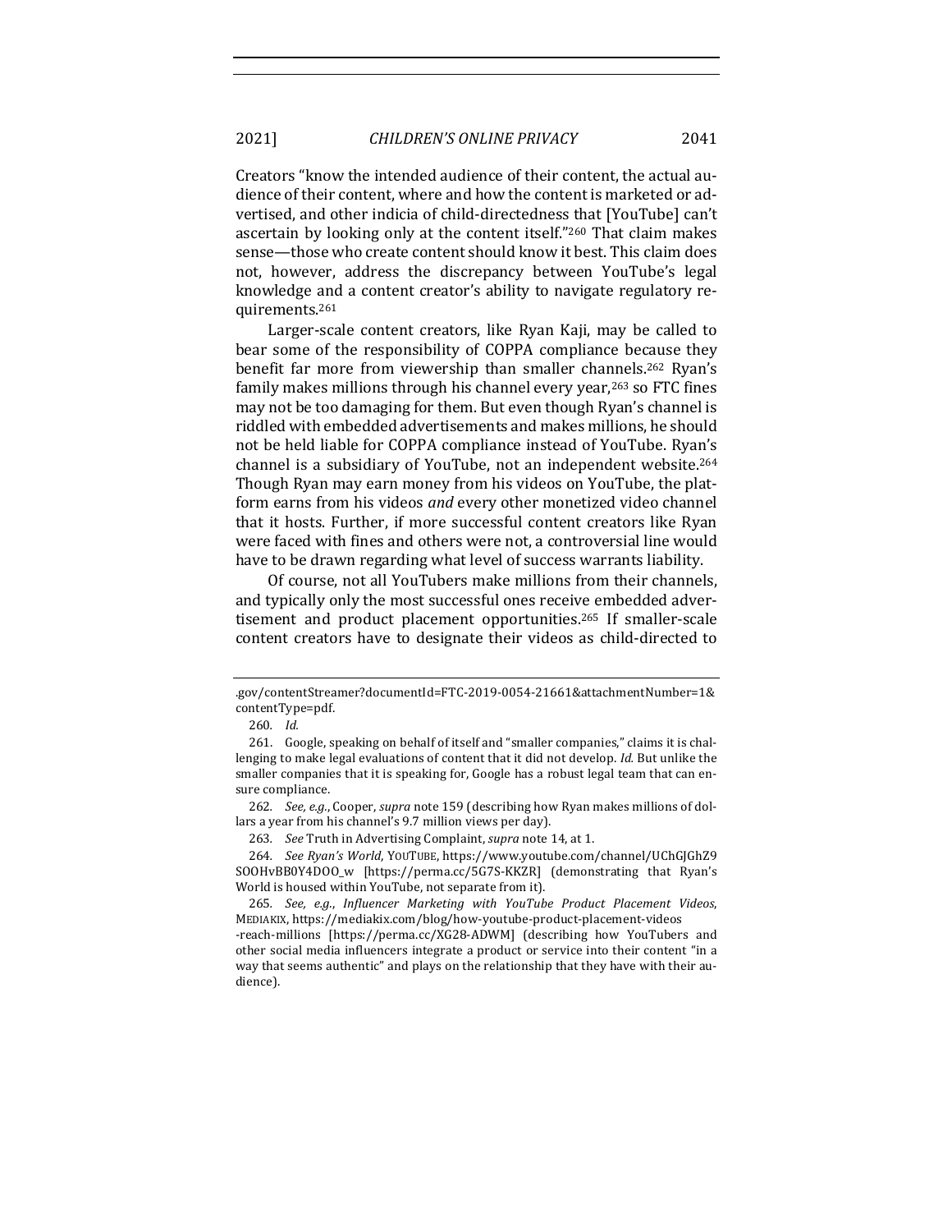Creators "know the intended audience of their content, the actual audience of their content, where and how the content is marketed or advertised, and other indicia of child-directedness that [YouTube] can't ascertain by looking only at the content itself."[260] That claim makes sense—those who create content should know it best. This claim does not, however, address the discrepancy between YouTube's legal knowledge and a content creator's ability to navigate regulatory requirements.[261]

Larger-scale content creators, like Ryan Kaji, may be called to bear some of the responsibility of COPPA compliance because they benefit far more from viewership than smaller channels.[262] Ryan's family makes millions through his channel every year,[263] so FTC fines may not be too damaging for them. But even though Ryan's channel is riddled with embedded advertisements and makes millions, he should not be held liable for COPPA compliance instead of YouTube. Ryan's channel is a subsidiary of YouTube, not an independent website.[264] Though Ryan may earn money from his videos on YouTube, the platform earns from his videos *and* every other monetized video channel that it hosts. Further, if more successful content creators like Ryan were faced with fines and others were not, a controversial line would have to be drawn regarding what level of success warrants liability.

Of course, not all YouTubers make millions from their channels, and typically only the most successful ones receive embedded advertisement and product placement opportunities.[265] If smaller-scale content creators have to designate their videos as child-directed to

.gov/contentStreamer?documentId=FTC-2019-0054-21661&attachmentNumber=1&contentType=pdf.

260. *Id.*

261. Google, speaking on behalf of itself and "smaller companies," claims it is challenging to make legal evaluations of content that it did not develop. *Id.* But unlike the smaller companies that it is speaking for, Google has a robust legal team that can ensure compliance.

262. *See, e.g.*, Cooper, *supra* note 159 (describing how Ryan makes millions of dollars a year from his channel's 9.7 million views per day).

263. *See* Truth in Advertising Complaint, *supra* note 14, at 1.

264. *See Ryan's World*, YOUTUBE, https://www.youtube.com/channel/UChGJGhZ9SOOHvBB0Y4DOO_w [https://perma.cc/5G7S-KKZR] (demonstrating that Ryan's World is housed within YouTube, not separate from it).

265. *See, e.g.*, *Influencer Marketing with YouTube Product Placement Videos*, MEDIAKIX, https://mediakix.com/blog/how-youtube-product-placement-videos-reach-millions [https://perma.cc/XG28-ADWM] (describing how YouTubers and other social media influencers integrate a product or service into their content "in a way that seems authentic" and plays on the relationship that they have with their audience).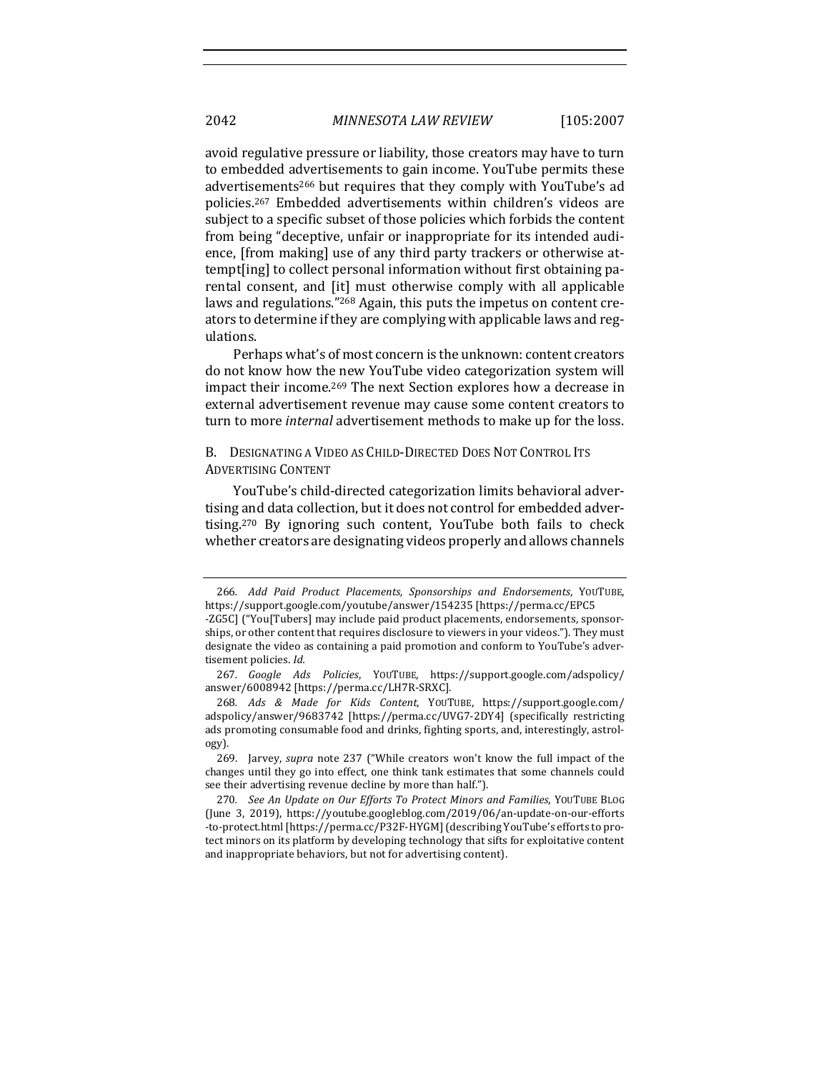avoid regulative pressure or liability, those creators may have to turn to embedded advertisements to gain income. YouTube permits these advertisements[266] but requires that they comply with YouTube's ad policies.[267] Embedded advertisements within children's videos are subject to a specific subset of those policies which forbids the content from being "deceptive, unfair or inappropriate for its intended audience, [from making] use of any third party trackers or otherwise attempt[ing] to collect personal information without first obtaining parental consent, and [it] must otherwise comply with all applicable laws and regulations."[268] Again, this puts the impetus on content creators to determine if they are complying with applicable laws and regulations.

Perhaps what's of most concern is the unknown: content creators do not know how the new YouTube video categorization system will impact their income.[269] The next Section explores how a decrease in external advertisement revenue may cause some content creators to turn to more *internal* advertisement methods to make up for the loss.

### B. Designating a Video as Child-Directed Does Not Control Its Advertising Content

YouTube's child-directed categorization limits behavioral advertising and data collection, but it does not control for embedded advertising.[270] By ignoring such content, YouTube both fails to check whether creators are designating videos properly and allows channels

---

266. *Add Paid Product Placements, Sponsorships and Endorsements*, YOUTUBE, https://support.google.com/youtube/answer/154235 [https://perma.cc/EPC5-ZG5C] ("You[Tubers] may include paid product placements, endorsements, sponsorships, or other content that requires disclosure to viewers in your videos."). They must designate the video as containing a paid promotion and conform to YouTube's advertisement policies. *Id.*

267. *Google Ads Policies*, YOUTUBE, https://support.google.com/adspolicy/answer/6008942 [https://perma.cc/LH7R-SRXC].

268. *Ads & Made for Kids Content*, YOUTUBE, https://support.google.com/adspolicy/answer/9683742 [https://perma.cc/UVG7-2DY4] (specifically restricting ads promoting consumable food and drinks, fighting sports, and, interestingly, astrology).

269. Jarvey, *supra* note 237 ("While creators won't know the full impact of the changes until they go into effect, one think tank estimates that some channels could see their advertising revenue decline by more than half.").

270. *See An Update on Our Efforts To Protect Minors and Families*, YOUTUBE BLOG (June 3, 2019), https://youtube.googleblog.com/2019/06/an-update-on-our-efforts-to-protect.html [https://perma.cc/P32F-HYGM] (describing YouTube's efforts to protect minors on its platform by developing technology that sifts for exploitative content and inappropriate behaviors, but not for advertising content).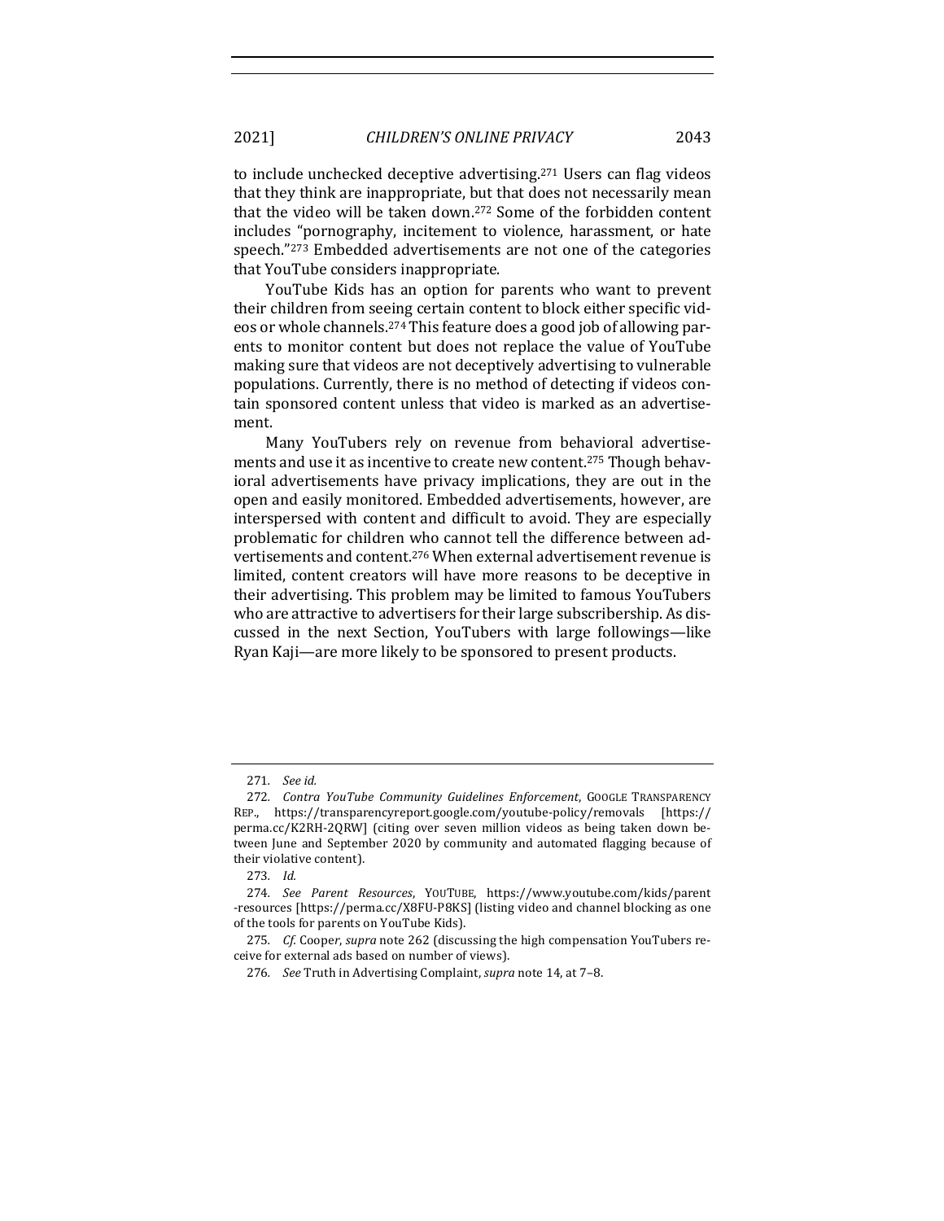to include unchecked deceptive advertising.[271] Users can flag videos that they think are inappropriate, but that does not necessarily mean that the video will be taken down.[272] Some of the forbidden content includes "pornography, incitement to violence, harassment, or hate speech."[273] Embedded advertisements are not one of the categories that YouTube considers inappropriate.

YouTube Kids has an option for parents who want to prevent their children from seeing certain content to block either specific videos or whole channels.[274] This feature does a good job of allowing parents to monitor content but does not replace the value of YouTube making sure that videos are not deceptively advertising to vulnerable populations. Currently, there is no method of detecting if videos contain sponsored content unless that video is marked as an advertisement.

Many YouTubers rely on revenue from behavioral advertisements and use it as incentive to create new content.[275] Though behavioral advertisements have privacy implications, they are out in the open and easily monitored. Embedded advertisements, however, are interspersed with content and difficult to avoid. They are especially problematic for children who cannot tell the difference between advertisements and content.[276] When external advertisement revenue is limited, content creators will have more reasons to be deceptive in their advertising. This problem may be limited to famous YouTubers who are attractive to advertisers for their large subscribership. As discussed in the next Section, YouTubers with large followings—like Ryan Kaji—are more likely to be sponsored to present products.

---

271. *See id.*

272. *Contra YouTube Community Guidelines Enforcement*, GOOGLE TRANSPARENCY REP., https://transparencyreport.google.com/youtube-policy/removals [https://perma.cc/K2RH-2QRW] (citing over seven million videos as being taken down between June and September 2020 by community and automated flagging because of their violative content).

273. *Id.*

274. *See Parent Resources*, YOUTUBE, https://www.youtube.com/kids/parent-resources [https://perma.cc/X8FU-P8KS] (listing video and channel blocking as one of the tools for parents on YouTube Kids).

275. *Cf.* Cooper, *supra* note 262 (discussing the high compensation YouTubers receive for external ads based on number of views).

276. *See* Truth in Advertising Complaint, *supra* note 14, at 7–8.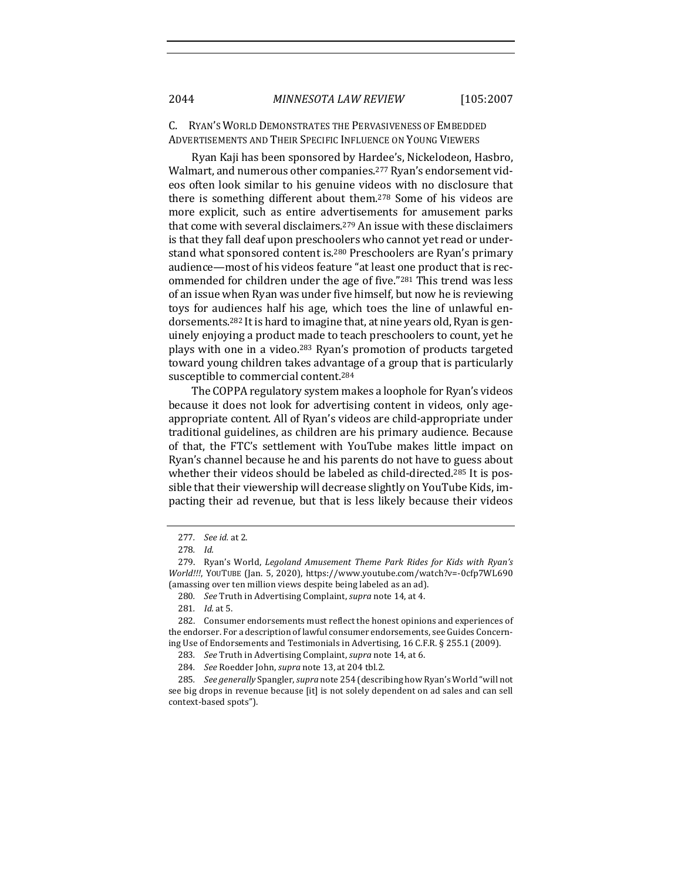### C. Ryan's World Demonstrates the Pervasiveness of Embedded Advertisements and Their Specific Influence on Young Viewers

Ryan Kaji has been sponsored by Hardee's, Nickelodeon, Hasbro, Walmart, and numerous other companies.[277] Ryan's endorsement videos often look similar to his genuine videos with no disclosure that there is something different about them.[278] Some of his videos are more explicit, such as entire advertisements for amusement parks that come with several disclaimers.[279] An issue with these disclaimers is that they fall deaf upon preschoolers who cannot yet read or understand what sponsored content is.[280] Preschoolers are Ryan's primary audience—most of his videos feature "at least one product that is recommended for children under the age of five."[281] This trend was less of an issue when Ryan was under five himself, but now he is reviewing toys for audiences half his age, which toes the line of unlawful endorsements.[282] It is hard to imagine that, at nine years old, Ryan is genuinely enjoying a product made to teach preschoolers to count, yet he plays with one in a video.[283] Ryan's promotion of products targeted toward young children takes advantage of a group that is particularly susceptible to commercial content.[284]

The COPPA regulatory system makes a loophole for Ryan's videos because it does not look for advertising content in videos, only age-appropriate content. All of Ryan's videos are child-appropriate under traditional guidelines, as children are his primary audience. Because of that, the FTC's settlement with YouTube makes little impact on Ryan's channel because he and his parents do not have to guess about whether their videos should be labeled as child-directed.[285] It is possible that their viewership will decrease slightly on YouTube Kids, impacting their ad revenue, but that is less likely because their videos

---

277. *See id.* at 2.

278. *Id.*

279. Ryan's World, *Legoland Amusement Theme Park Rides for Kids with Ryan's World!!!*, YouTube (Jan. 5, 2020), https://www.youtube.com/watch?v=-0cfp7WL690 (amassing over ten million views despite being labeled as an ad).

280. *See* Truth in Advertising Complaint, *supra* note 14, at 4.

281. *Id.* at 5.

282. Consumer endorsements must reflect the honest opinions and experiences of the endorser. For a description of lawful consumer endorsements, see Guides Concerning Use of Endorsements and Testimonials in Advertising, 16 C.F.R. § 255.1 (2009).

283. *See* Truth in Advertising Complaint, *supra* note 14, at 6.

284. *See* Roedder John, *supra* note 13, at 204 tbl.2.

285. *See generally* Spangler, *supra* note 254 (describing how Ryan's World "will not see big drops in revenue because [it] is not solely dependent on ad sales and can sell context-based spots").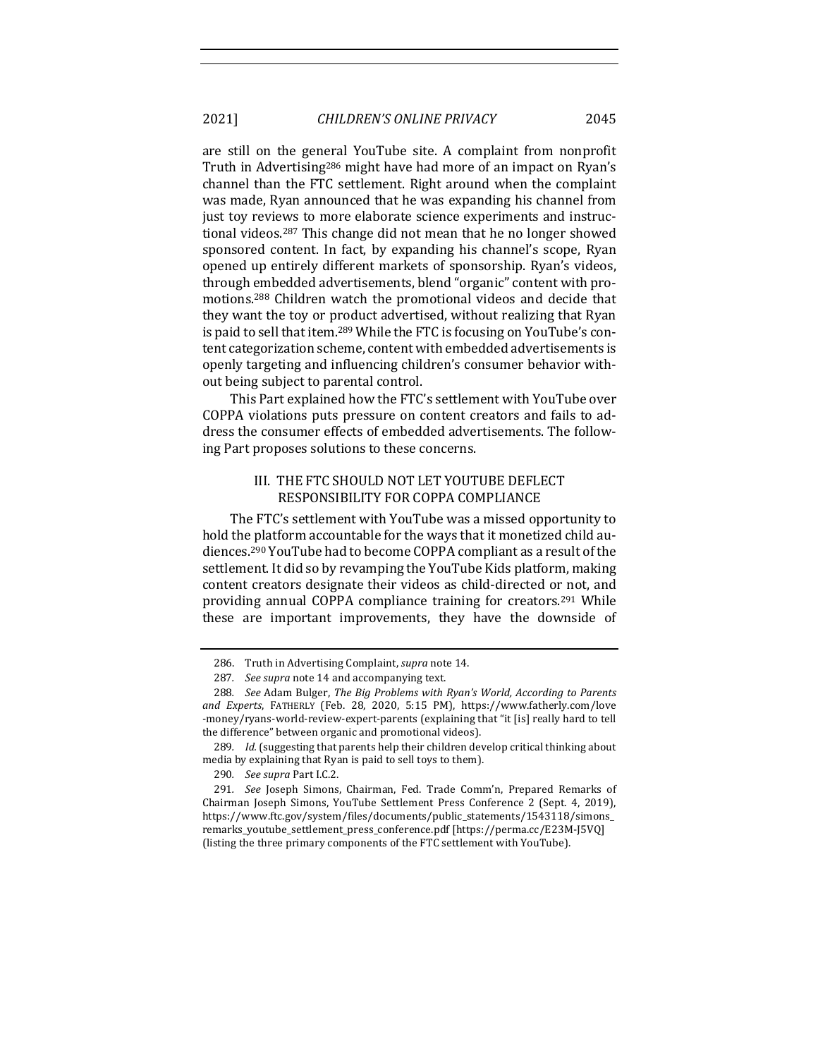are still on the general YouTube site. A complaint from nonprofit Truth in Advertising[286] might have had more of an impact on Ryan's channel than the FTC settlement. Right around when the complaint was made, Ryan announced that he was expanding his channel from just toy reviews to more elaborate science experiments and instructional videos.[287] This change did not mean that he no longer showed sponsored content. In fact, by expanding his channel's scope, Ryan opened up entirely different markets of sponsorship. Ryan's videos, through embedded advertisements, blend "organic" content with promotions.[288] Children watch the promotional videos and decide that they want the toy or product advertised, without realizing that Ryan is paid to sell that item.[289] While the FTC is focusing on YouTube's content categorization scheme, content with embedded advertisements is openly targeting and influencing children's consumer behavior without being subject to parental control.

This Part explained how the FTC's settlement with YouTube over COPPA violations puts pressure on content creators and fails to address the consumer effects of embedded advertisements. The following Part proposes solutions to these concerns.

## III. THE FTC SHOULD NOT LET YOUTUBE DEFLECT RESPONSIBILITY FOR COPPA COMPLIANCE

The FTC's settlement with YouTube was a missed opportunity to hold the platform accountable for the ways that it monetized child audiences.[290] YouTube had to become COPPA compliant as a result of the settlement. It did so by revamping the YouTube Kids platform, making content creators designate their videos as child-directed or not, and providing annual COPPA compliance training for creators.[291] While these are important improvements, they have the downside of

---

286. Truth in Advertising Complaint, *supra* note 14.

287. *See supra* note 14 and accompanying text.

288. *See* Adam Bulger, *The Big Problems with Ryan's World, According to Parents and Experts*, FATHERLY (Feb. 28, 2020, 5:15 PM), https://www.fatherly.com/love-money/ryans-world-review-expert-parents (explaining that "it [is] really hard to tell the difference" between organic and promotional videos).

289. *Id.* (suggesting that parents help their children develop critical thinking about media by explaining that Ryan is paid to sell toys to them).

290. *See supra* Part I.C.2.

291. *See* Joseph Simons, Chairman, Fed. Trade Comm'n, Prepared Remarks of Chairman Joseph Simons, YouTube Settlement Press Conference 2 (Sept. 4, 2019), https://www.ftc.gov/system/files/documents/public_statements/1543118/simons_remarks_youtube_settlement_press_conference.pdf [https://perma.cc/E23M-J5VQ] (listing the three primary components of the FTC settlement with YouTube).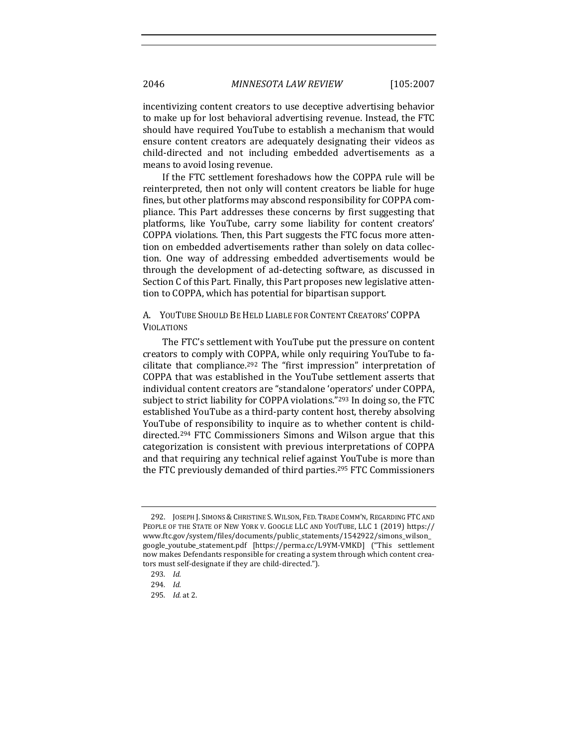incentivizing content creators to use deceptive advertising behavior to make up for lost behavioral advertising revenue. Instead, the FTC should have required YouTube to establish a mechanism that would ensure content creators are adequately designating their videos as child-directed and not including embedded advertisements as a means to avoid losing revenue.

If the FTC settlement foreshadows how the COPPA rule will be reinterpreted, then not only will content creators be liable for huge fines, but other platforms may abscond responsibility for COPPA compliance. This Part addresses these concerns by first suggesting that platforms, like YouTube, carry some liability for content creators' COPPA violations. Then, this Part suggests the FTC focus more attention on embedded advertisements rather than solely on data collection. One way of addressing embedded advertisements would be through the development of ad-detecting software, as discussed in Section C of this Part. Finally, this Part proposes new legislative attention to COPPA, which has potential for bipartisan support.

### A. YouTube Should Be Held Liable for Content Creators' COPPA Violations

The FTC's settlement with YouTube put the pressure on content creators to comply with COPPA, while only requiring YouTube to facilitate that compliance.[292] The "first impression" interpretation of COPPA that was established in the YouTube settlement asserts that individual content creators are "standalone 'operators' under COPPA, subject to strict liability for COPPA violations."[293] In doing so, the FTC established YouTube as a third-party content host, thereby absolving YouTube of responsibility to inquire as to whether content is child-directed.[294] FTC Commissioners Simons and Wilson argue that this categorization is consistent with previous interpretations of COPPA and that requiring any technical relief against YouTube is more than the FTC previously demanded of third parties.[295] FTC Commissioners

---

292. Joseph J. Simons & Christine S. Wilson, Fed. Trade Comm'n, Regarding FTC and People of the State of New York v. Google LLC and YouTube, LLC 1 (2019) https://www.ftc.gov/system/files/documents/public_statements/1542922/simons_wilson_google_youtube_statement.pdf [https://perma.cc/L9YM-VMKD] ("This settlement now makes Defendants responsible for creating a system through which content creators must self-designate if they are child-directed.").

293. *Id.*

294. *Id.*

295. *Id.* at 2.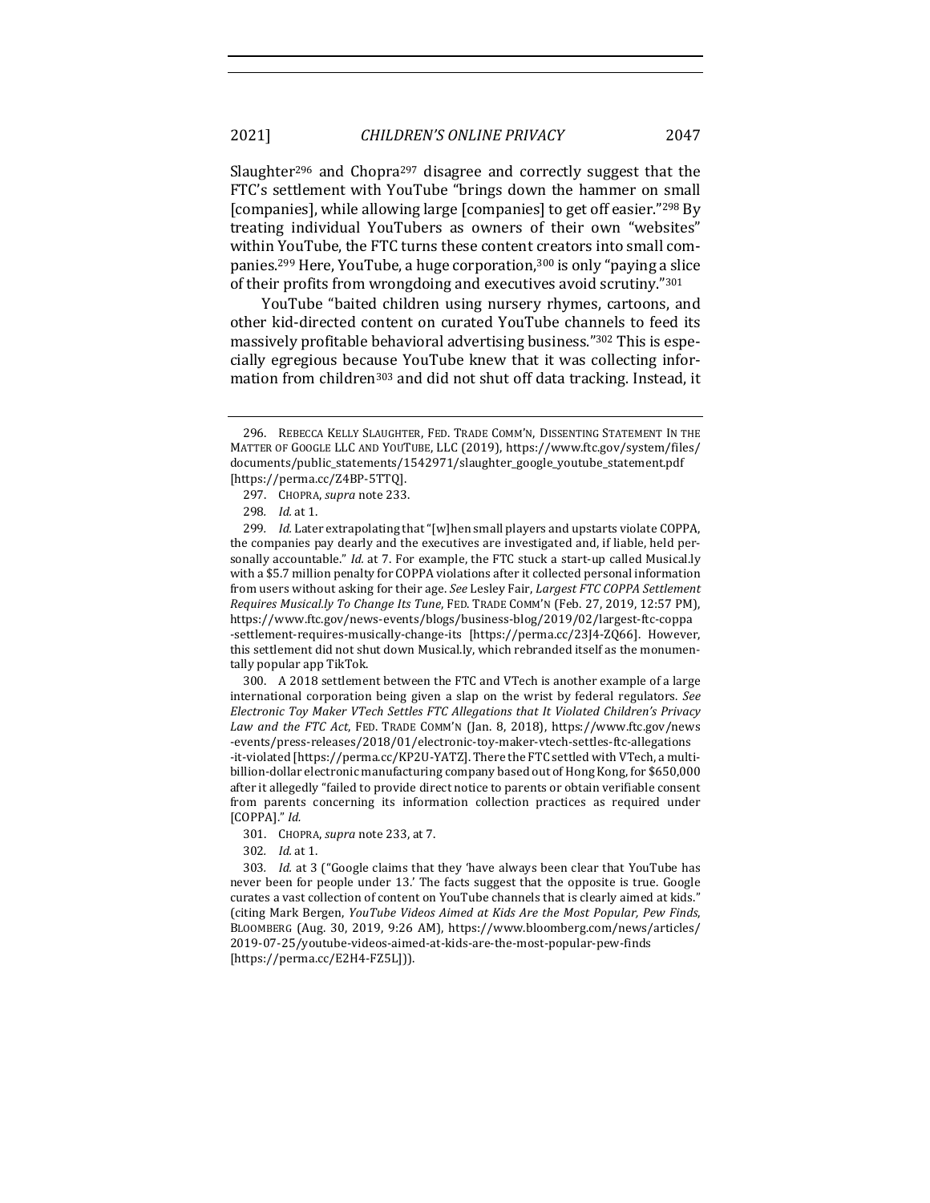Slaughter[296] and Chopra[297] disagree and correctly suggest that the FTC's settlement with YouTube "brings down the hammer on small [companies], while allowing large [companies] to get off easier."[298] By treating individual YouTubers as owners of their own "websites" within YouTube, the FTC turns these content creators into small companies.[299] Here, YouTube, a huge corporation,[300] is only "paying a slice of their profits from wrongdoing and executives avoid scrutiny."[301]

YouTube "baited children using nursery rhymes, cartoons, and other kid-directed content on curated YouTube channels to feed its massively profitable behavioral advertising business."[302] This is especially egregious because YouTube knew that it was collecting information from children[303] and did not shut off data tracking. Instead, it

---

296. REBECCA KELLY SLAUGHTER, FED. TRADE COMM'N, DISSENTING STATEMENT IN THE MATTER OF GOOGLE LLC AND YOUTUBE, LLC (2019), https://www.ftc.gov/system/files/documents/public_statements/1542971/slaughter_google_youtube_statement.pdf [https://perma.cc/Z4BP-5TTQ].

297. CHOPRA, *supra* note 233.

298. *Id.* at 1.

299. *Id.* Later extrapolating that "[w]hen small players and upstarts violate COPPA, the companies pay dearly and the executives are investigated and, if liable, held personally accountable." *Id.* at 7. For example, the FTC stuck a start-up called Musical.ly with a $5.7 million penalty for COPPA violations after it collected personal information from users without asking for their age. *See* Lesley Fair, *Largest FTC COPPA Settlement Requires Musical.ly To Change Its Tune*, FED. TRADE COMM'N (Feb. 27, 2019, 12:57 PM), https://www.ftc.gov/news-events/blogs/business-blog/2019/02/largest-ftc-coppa-settlement-requires-musically-change-its [https://perma.cc/23J4-ZQ66]. However, this settlement did not shut down Musical.ly, which rebranded itself as the monumentally popular app TikTok.

300. A 2018 settlement between the FTC and VTech is another example of a large international corporation being given a slap on the wrist by federal regulators. *See Electronic Toy Maker VTech Settles FTC Allegations that It Violated Children's Privacy Law and the FTC Act*, FED. TRADE COMM'N (Jan. 8, 2018), https://www.ftc.gov/news-events/press-releases/2018/01/electronic-toy-maker-vtech-settles-ftc-allegations-it-violated [https://perma.cc/KP2U-YATZ]. There the FTC settled with VTech, a multi-billion-dollar electronic manufacturing company based out of Hong Kong, for $650,000 after it allegedly "failed to provide direct notice to parents or obtain verifiable consent from parents concerning its information collection practices as required under [COPPA]." *Id.*

301. CHOPRA, *supra* note 233, at 7.

302. *Id.* at 1.

303. *Id.* at 3 ("Google claims that they 'have always been clear that YouTube has never been for people under 13.' The facts suggest that the opposite is true. Google curates a vast collection of content on YouTube channels that is clearly aimed at kids." (citing Mark Bergen, *YouTube Videos Aimed at Kids Are the Most Popular, Pew Finds*, BLOOMBERG (Aug. 30, 2019, 9:26 AM), https://www.bloomberg.com/news/articles/2019-07-25/youtube-videos-aimed-at-kids-are-the-most-popular-pew-finds [https://perma.cc/E2H4-FZ5L])).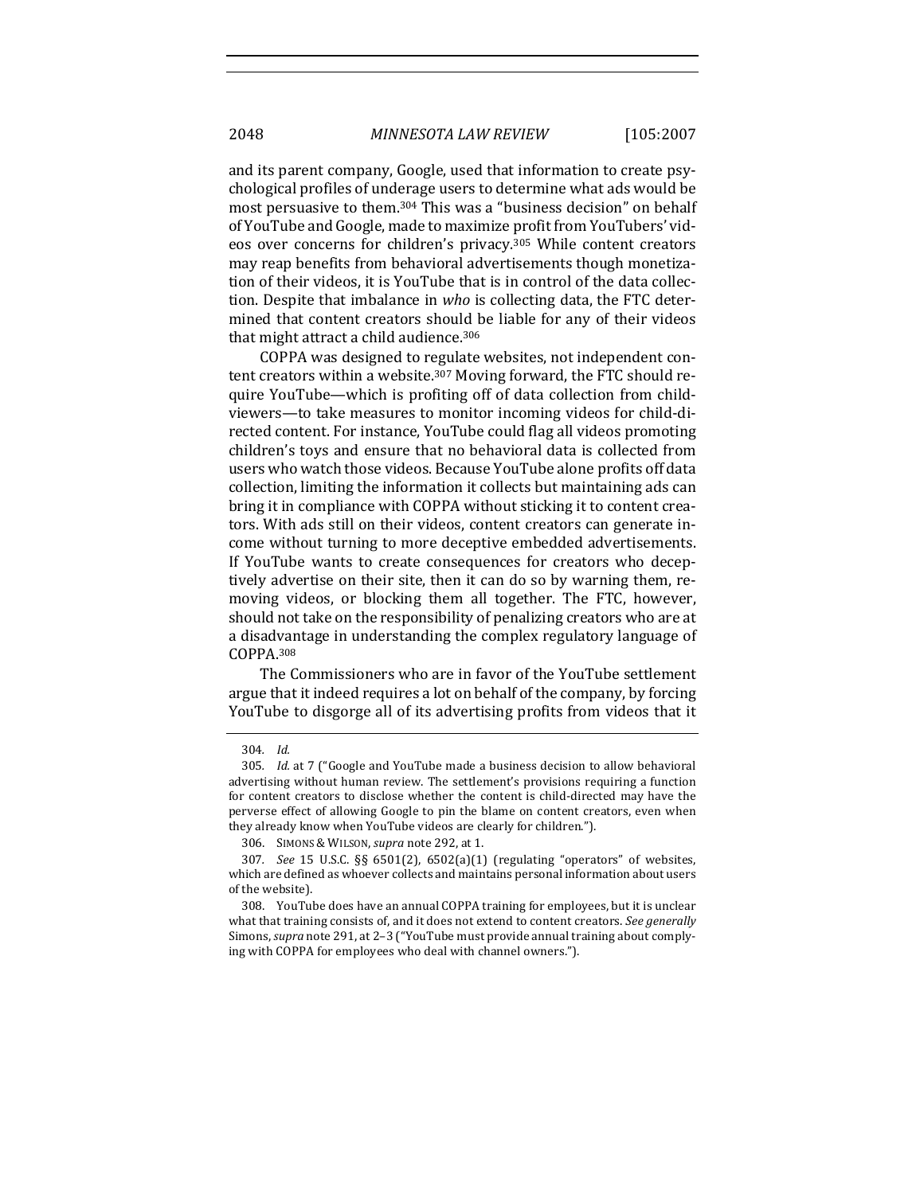and its parent company, Google, used that information to create psychological profiles of underage users to determine what ads would be most persuasive to them.[304] This was a "business decision" on behalf of YouTube and Google, made to maximize profit from YouTubers' videos over concerns for children's privacy.[305] While content creators may reap benefits from behavioral advertisements though monetization of their videos, it is YouTube that is in control of the data collection. Despite that imbalance in *who* is collecting data, the FTC determined that content creators should be liable for any of their videos that might attract a child audience.[306]

COPPA was designed to regulate websites, not independent content creators within a website.[307] Moving forward, the FTC should require YouTube—which is profiting off of data collection from child-viewers—to take measures to monitor incoming videos for child-directed content. For instance, YouTube could flag all videos promoting children's toys and ensure that no behavioral data is collected from users who watch those videos. Because YouTube alone profits off data collection, limiting the information it collects but maintaining ads can bring it in compliance with COPPA without sticking it to content creators. With ads still on their videos, content creators can generate income without turning to more deceptive embedded advertisements. If YouTube wants to create consequences for creators who deceptively advertise on their site, then it can do so by warning them, removing videos, or blocking them all together. The FTC, however, should not take on the responsibility of penalizing creators who are at a disadvantage in understanding the complex regulatory language of COPPA.[308]

The Commissioners who are in favor of the YouTube settlement argue that it indeed requires a lot on behalf of the company, by forcing YouTube to disgorge all of its advertising profits from videos that it

---

304. *Id.*

305. *Id.* at 7 ("Google and YouTube made a business decision to allow behavioral advertising without human review. The settlement's provisions requiring a function for content creators to disclose whether the content is child-directed may have the perverse effect of allowing Google to pin the blame on content creators, even when they already know when YouTube videos are clearly for children.").

306. SIMONS & WILSON, *supra* note 292, at 1.

307. *See* 15 U.S.C. §§ 6501(2), 6502(a)(1) (regulating "operators" of websites, which are defined as whoever collects and maintains personal information about users of the website).

308. YouTube does have an annual COPPA training for employees, but it is unclear what that training consists of, and it does not extend to content creators. *See generally* Simons, *supra* note 291, at 2–3 ("YouTube must provide annual training about complying with COPPA for employees who deal with channel owners.").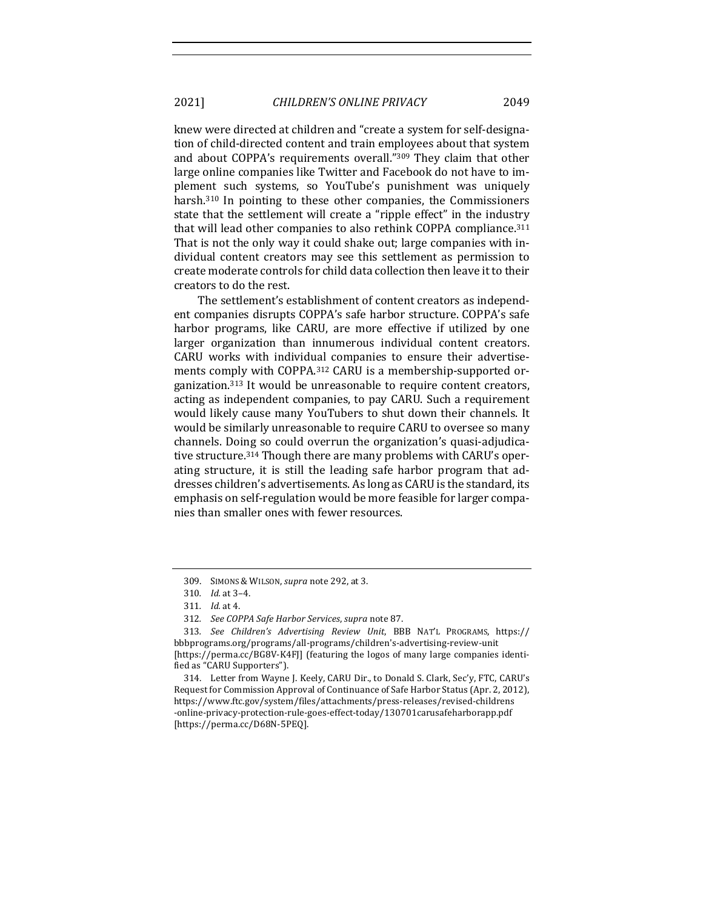knew were directed at children and "create a system for self-designation of child-directed content and train employees about that system and about COPPA's requirements overall."[309] They claim that other large online companies like Twitter and Facebook do not have to implement such systems, so YouTube's punishment was uniquely harsh.[310] In pointing to these other companies, the Commissioners state that the settlement will create a "ripple effect" in the industry that will lead other companies to also rethink COPPA compliance.[311] That is not the only way it could shake out; large companies with individual content creators may see this settlement as permission to create moderate controls for child data collection then leave it to their creators to do the rest.

The settlement's establishment of content creators as independent companies disrupts COPPA's safe harbor structure. COPPA's safe harbor programs, like CARU, are more effective if utilized by one larger organization than innumerous individual content creators. CARU works with individual companies to ensure their advertisements comply with COPPA.[312] CARU is a membership-supported organization.[313] It would be unreasonable to require content creators, acting as independent companies, to pay CARU. Such a requirement would likely cause many YouTubers to shut down their channels. It would be similarly unreasonable to require CARU to oversee so many channels. Doing so could overrun the organization's quasi-adjudicative structure.[314] Though there are many problems with CARU's operating structure, it is still the leading safe harbor program that addresses children's advertisements. As long as CARU is the standard, its emphasis on self-regulation would be more feasible for larger companies than smaller ones with fewer resources.

---

309. SIMONS & WILSON, *supra* note 292, at 3.

310. *Id.* at 3–4.

311. *Id.* at 4.

312. *See COPPA Safe Harbor Services*, *supra* note 87.

313. *See Children's Advertising Review Unit*, BBB NAT'L PROGRAMS, https://bbbprograms.org/programs/all-programs/children's-advertising-review-unit [https://perma.cc/BG8V-K4FJ] (featuring the logos of many large companies identified as "CARU Supporters").

314. Letter from Wayne J. Keely, CARU Dir., to Donald S. Clark, Sec'y, FTC, CARU's Request for Commission Approval of Continuance of Safe Harbor Status (Apr. 2, 2012), https://www.ftc.gov/system/files/attachments/press-releases/revised-childrens-online-privacy-protection-rule-goes-effect-today/130701carusafeharborapp.pdf [https://perma.cc/D68N-5PEQ].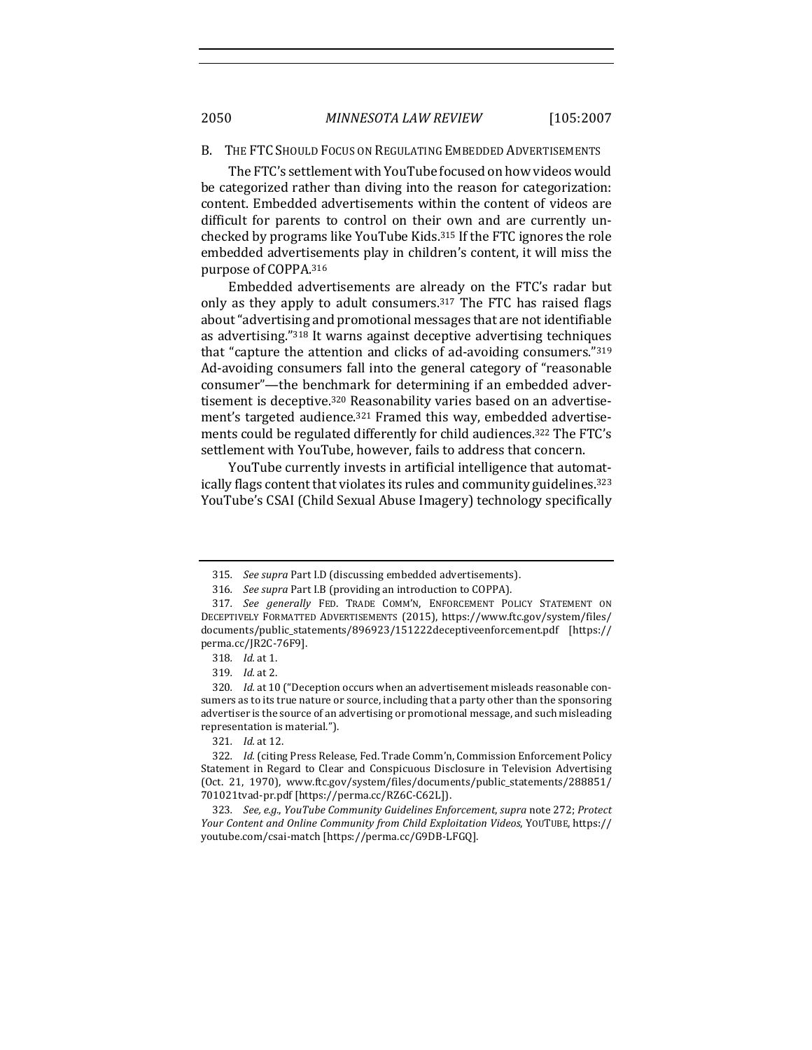### B. The FTC Should Focus on Regulating Embedded Advertisements

The FTC's settlement with YouTube focused on how videos would be categorized rather than diving into the reason for categorization: content. Embedded advertisements within the content of videos are difficult for parents to control on their own and are currently unchecked by programs like YouTube Kids.[315] If the FTC ignores the role embedded advertisements play in children's content, it will miss the purpose of COPPA.[316]

Embedded advertisements are already on the FTC's radar but only as they apply to adult consumers.[317] The FTC has raised flags about "advertising and promotional messages that are not identifiable as advertising."[318] It warns against deceptive advertising techniques that "capture the attention and clicks of ad-avoiding consumers."[319] Ad-avoiding consumers fall into the general category of "reasonable consumer"—the benchmark for determining if an embedded advertisement is deceptive.[320] Reasonability varies based on an advertisement's targeted audience.[321] Framed this way, embedded advertisements could be regulated differently for child audiences.[322] The FTC's settlement with YouTube, however, fails to address that concern.

YouTube currently invests in artificial intelligence that automatically flags content that violates its rules and community guidelines.[323] YouTube's CSAI (Child Sexual Abuse Imagery) technology specifically

---

315. *See supra* Part I.D (discussing embedded advertisements).

316. *See supra* Part I.B (providing an introduction to COPPA).

317. *See generally* FED. TRADE COMM'N, ENFORCEMENT POLICY STATEMENT ON DECEPTIVELY FORMATTED ADVERTISEMENTS (2015), https://www.ftc.gov/system/files/documents/public_statements/896923/151222deceptiveenforcement.pdf [https://perma.cc/JR2C-76F9].

318. *Id.* at 1.

319. *Id.* at 2.

320. *Id.* at 10 ("Deception occurs when an advertisement misleads reasonable consumers as to its true nature or source, including that a party other than the sponsoring advertiser is the source of an advertising or promotional message, and such misleading representation is material.").

321. *Id.* at 12.

322. *Id.* (citing Press Release, Fed. Trade Comm'n, Commission Enforcement Policy Statement in Regard to Clear and Conspicuous Disclosure in Television Advertising (Oct. 21, 1970), www.ftc.gov/system/files/documents/public_statements/288851/701021tvad-pr.pdf [https://perma.cc/RZ6C-C62L]).

323. *See, e.g.*, *YouTube Community Guidelines Enforcement*, *supra* note 272; *Protect Your Content and Online Community from Child Exploitation Videos*, YOUTUBE, https://youtube.com/csai-match [https://perma.cc/G9DB-LFGQ].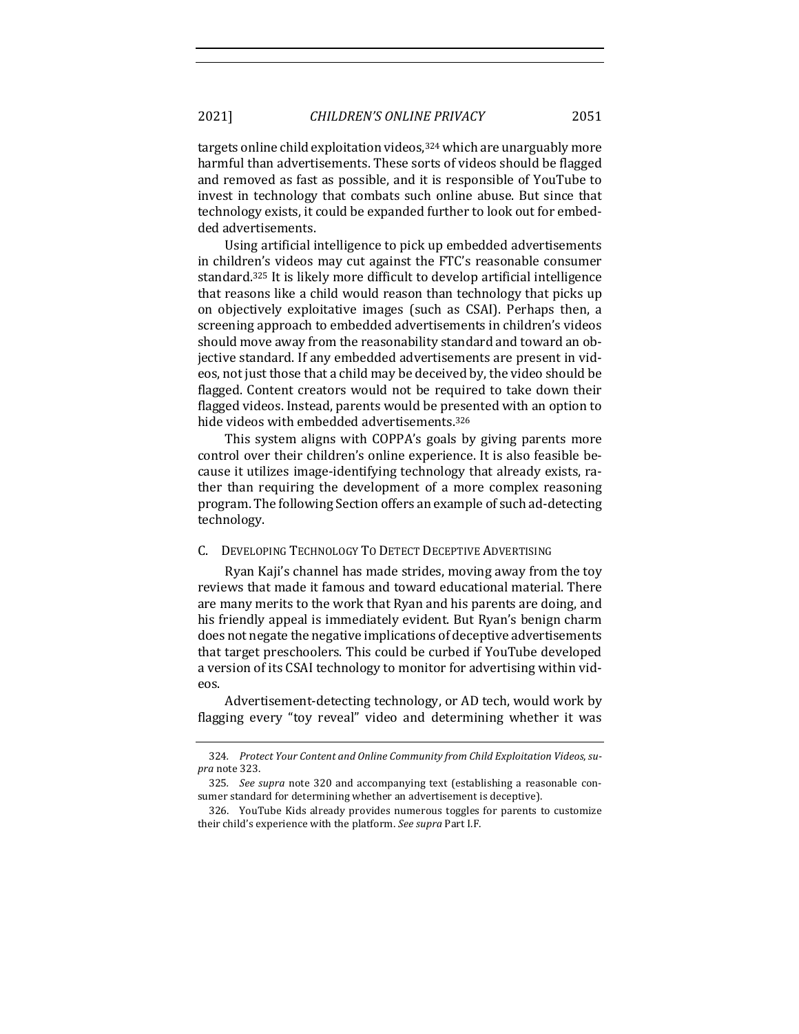targets online child exploitation videos,[324] which are unarguably more harmful than advertisements. These sorts of videos should be flagged and removed as fast as possible, and it is responsible of YouTube to invest in technology that combats such online abuse. But since that technology exists, it could be expanded further to look out for embedded advertisements.

Using artificial intelligence to pick up embedded advertisements in children's videos may cut against the FTC's reasonable consumer standard.[325] It is likely more difficult to develop artificial intelligence that reasons like a child would reason than technology that picks up on objectively exploitative images (such as CSAI). Perhaps then, a screening approach to embedded advertisements in children's videos should move away from the reasonability standard and toward an objective standard. If any embedded advertisements are present in videos, not just those that a child may be deceived by, the video should be flagged. Content creators would not be required to take down their flagged videos. Instead, parents would be presented with an option to hide videos with embedded advertisements.[326]

This system aligns with COPPA's goals by giving parents more control over their children's online experience. It is also feasible because it utilizes image-identifying technology that already exists, rather than requiring the development of a more complex reasoning program. The following Section offers an example of such ad-detecting technology.

### C. Developing Technology To Detect Deceptive Advertising

Ryan Kaji's channel has made strides, moving away from the toy reviews that made it famous and toward educational material. There are many merits to the work that Ryan and his parents are doing, and his friendly appeal is immediately evident. But Ryan's benign charm does not negate the negative implications of deceptive advertisements that target preschoolers. This could be curbed if YouTube developed a version of its CSAI technology to monitor for advertising within videos.

Advertisement-detecting technology, or AD tech, would work by flagging every "toy reveal" video and determining whether it was

---

324. *Protect Your Content and Online Community from Child Exploitation Videos*, *supra* note 323.

325. *See supra* note 320 and accompanying text (establishing a reasonable consumer standard for determining whether an advertisement is deceptive).

326. YouTube Kids already provides numerous toggles for parents to customize their child's experience with the platform. *See supra* Part I.F.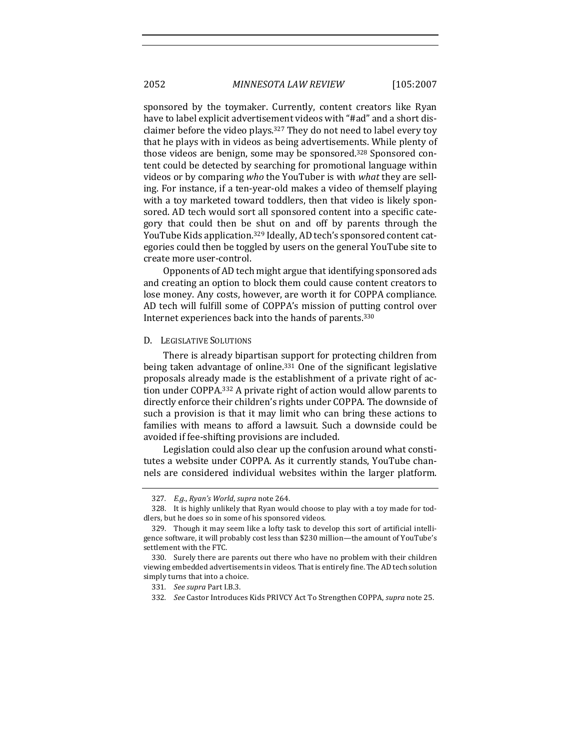sponsored by the toymaker. Currently, content creators like Ryan have to label explicit advertisement videos with "#ad" and a short disclaimer before the video plays.[327] They do not need to label every toy that he plays with in videos as being advertisements. While plenty of those videos are benign, some may be sponsored.[328] Sponsored content could be detected by searching for promotional language within videos or by comparing *who* the YouTuber is with *what* they are selling. For instance, if a ten-year-old makes a video of themself playing with a toy marketed toward toddlers, then that video is likely sponsored. AD tech would sort all sponsored content into a specific category that could then be shut on and off by parents through the YouTube Kids application.[329] Ideally, AD tech's sponsored content categories could then be toggled by users on the general YouTube site to create more user-control.

Opponents of AD tech might argue that identifying sponsored ads and creating an option to block them could cause content creators to lose money. Any costs, however, are worth it for COPPA compliance. AD tech will fulfill some of COPPA's mission of putting control over Internet experiences back into the hands of parents.[330]

### D. Legislative Solutions

There is already bipartisan support for protecting children from being taken advantage of online.[331] One of the significant legislative proposals already made is the establishment of a private right of action under COPPA.[332] A private right of action would allow parents to directly enforce their children's rights under COPPA. The downside of such a provision is that it may limit who can bring these actions to families with means to afford a lawsuit. Such a downside could be avoided if fee-shifting provisions are included.

Legislation could also clear up the confusion around what constitutes a website under COPPA. As it currently stands, YouTube channels are considered individual websites within the larger platform.

---

327. *E.g.*, *Ryan's World*, *supra* note 264.

328. It is highly unlikely that Ryan would choose to play with a toy made for toddlers, but he does so in some of his sponsored videos.

329. Though it may seem like a lofty task to develop this sort of artificial intelligence software, it will probably cost less than $230 million—the amount of YouTube's settlement with the FTC.

330. Surely there are parents out there who have no problem with their children viewing embedded advertisements in videos. That is entirely fine. The AD tech solution simply turns that into a choice.

331. *See supra* Part I.B.3.

332. *See* Castor Introduces Kids PRIVCY Act To Strengthen COPPA, *supra* note 25.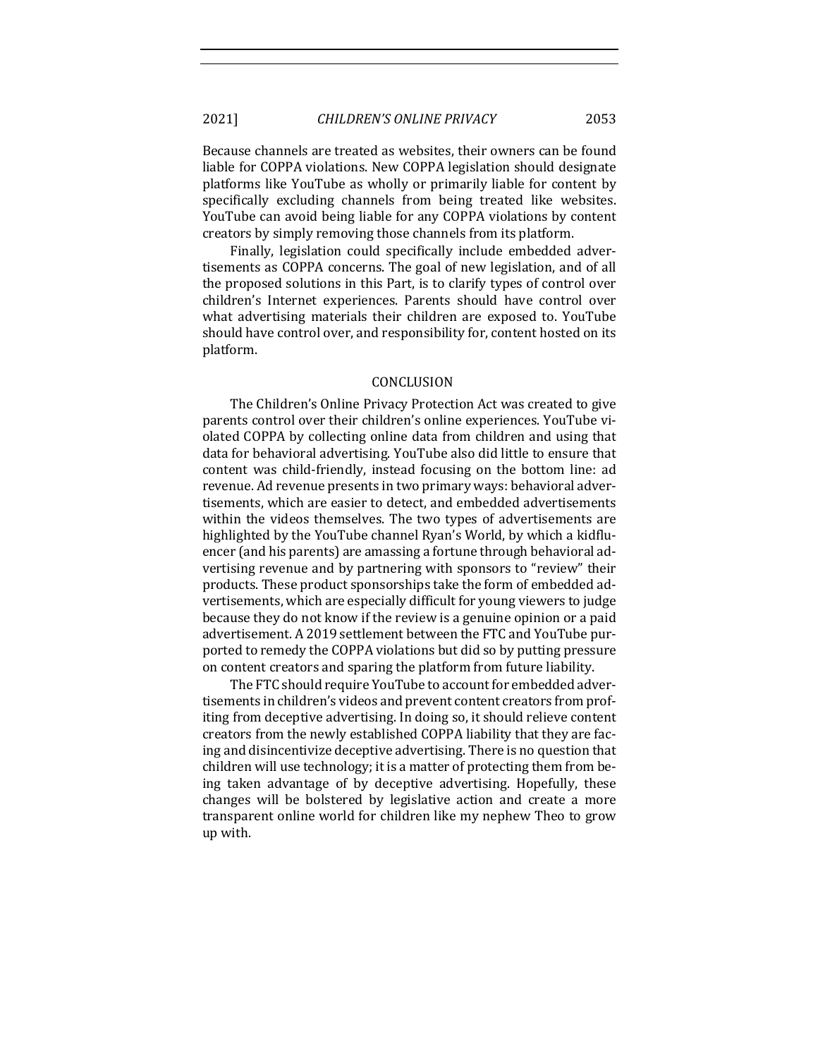Because channels are treated as websites, their owners can be found liable for COPPA violations. New COPPA legislation should designate platforms like YouTube as wholly or primarily liable for content by specifically excluding channels from being treated like websites. YouTube can avoid being liable for any COPPA violations by content creators by simply removing those channels from its platform.

Finally, legislation could specifically include embedded advertisements as COPPA concerns. The goal of new legislation, and of all the proposed solutions in this Part, is to clarify types of control over children's Internet experiences. Parents should have control over what advertising materials their children are exposed to. YouTube should have control over, and responsibility for, content hosted on its platform.

## CONCLUSION

The Children's Online Privacy Protection Act was created to give parents control over their children's online experiences. YouTube violated COPPA by collecting online data from children and using that data for behavioral advertising. YouTube also did little to ensure that content was child-friendly, instead focusing on the bottom line: ad revenue. Ad revenue presents in two primary ways: behavioral advertisements, which are easier to detect, and embedded advertisements within the videos themselves. The two types of advertisements are highlighted by the YouTube channel Ryan's World, by which a kidfluencer (and his parents) are amassing a fortune through behavioral advertising revenue and by partnering with sponsors to "review" their products. These product sponsorships take the form of embedded advertisements, which are especially difficult for young viewers to judge because they do not know if the review is a genuine opinion or a paid advertisement. A 2019 settlement between the FTC and YouTube purported to remedy the COPPA violations but did so by putting pressure on content creators and sparing the platform from future liability.

The FTC should require YouTube to account for embedded advertisements in children's videos and prevent content creators from profiting from deceptive advertising. In doing so, it should relieve content creators from the newly established COPPA liability that they are facing and disincentivize deceptive advertising. There is no question that children will use technology; it is a matter of protecting them from being taken advantage of by deceptive advertising. Hopefully, these changes will be bolstered by legislative action and create a more transparent online world for children like my nephew Theo to grow up with.